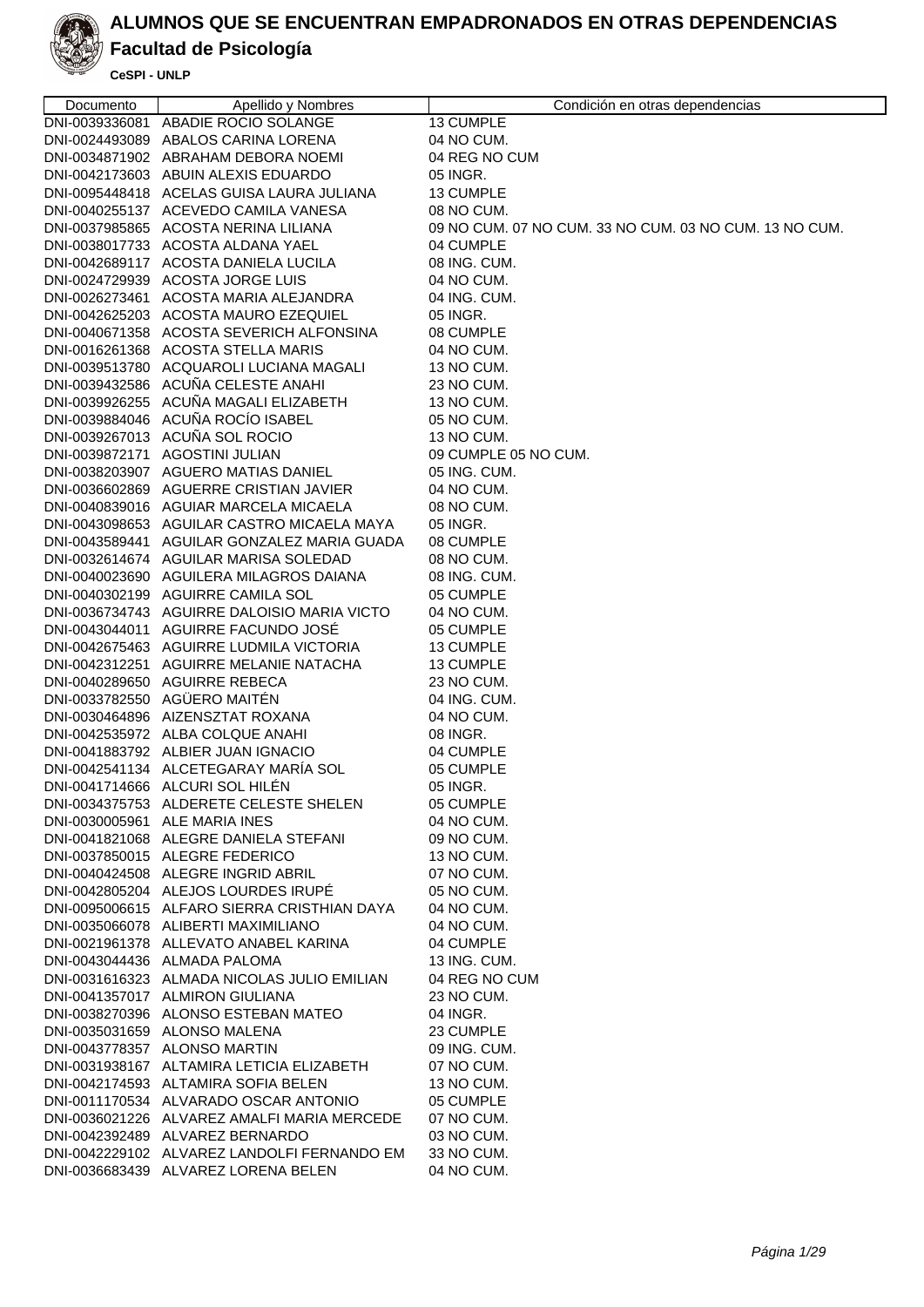# ALUMNOS QUE SE ENCUENTRAN EMPADRONADOS EN OTRAS DEPENDENCIAS

## Facultad de Psicología

**CeSPI - UNLP**

| Documento | Apellido y Nombres | Condición en otras dependencias |
|---|---|---|
| DNI-0039336081 | ABADIE ROCIO SOLANGE | 13 CUMPLE |
| DNI-0024493089 | ABALOS CARINA LORENA | 04 NO CUM. |
| DNI-0034871902 | ABRAHAM DEBORA NOEMI | 04 REG NO CUM |
| DNI-0042173603 | ABUIN ALEXIS EDUARDO | 05 INGR. |
| DNI-0095448418 | ACELAS GUISA LAURA JULIANA | 13 CUMPLE |
| DNI-0040255137 | ACEVEDO CAMILA VANESA | 08 NO CUM. |
| DNI-0037985865 | ACOSTA NERINA LILIANA | 09 NO CUM. 07 NO CUM. 33 NO CUM. 03 NO CUM. 13 NO CUM. |
| DNI-0038017733 | ACOSTA ALDANA YAEL | 04 CUMPLE |
| DNI-0042689117 | ACOSTA DANIELA LUCILA | 08 ING. CUM. |
| DNI-0024729939 | ACOSTA JORGE LUIS | 04 NO CUM. |
| DNI-0026273461 | ACOSTA MARIA ALEJANDRA | 04 ING. CUM. |
| DNI-0042625203 | ACOSTA MAURO EZEQUIEL | 05 INGR. |
| DNI-0040671358 | ACOSTA SEVERICH ALFONSINA | 08 CUMPLE |
| DNI-0016261368 | ACOSTA STELLA MARIS | 04 NO CUM. |
| DNI-0039513780 | ACQUAROLI LUCIANA MAGALI | 13 NO CUM. |
| DNI-0039432586 | ACUÑA CELESTE ANAHI | 23 NO CUM. |
| DNI-0039926255 | ACUÑA MAGALI ELIZABETH | 13 NO CUM. |
| DNI-0039884046 | ACUÑA ROCÍO ISABEL | 05 NO CUM. |
| DNI-0039267013 | ACUÑA SOL ROCIO | 13 NO CUM. |
| DNI-0039872171 | AGOSTINI JULIAN | 09 CUMPLE 05 NO CUM. |
| DNI-0038203907 | AGUERO MATIAS DANIEL | 05 ING. CUM. |
| DNI-0036602869 | AGUERRE CRISTIAN JAVIER | 04 NO CUM. |
| DNI-0040839016 | AGUIAR MARCELA MICAELA | 08 NO CUM. |
| DNI-0043098653 | AGUILAR CASTRO MICAELA MAYA | 05 INGR. |
| DNI-0043589441 | AGUILAR GONZALEZ MARIA GUADA | 08 CUMPLE |
| DNI-0032614674 | AGUILAR MARISA SOLEDAD | 08 NO CUM. |
| DNI-0040023690 | AGUILERA MILAGROS DAIANA | 08 ING. CUM. |
| DNI-0040302199 | AGUIRRE CAMILA SOL | 05 CUMPLE |
| DNI-0036734743 | AGUIRRE DALOISIO MARIA VICTO | 04 NO CUM. |
| DNI-0043044011 | AGUIRRE FACUNDO JOSÉ | 05 CUMPLE |
| DNI-0042675463 | AGUIRRE LUDMILA VICTORIA | 13 CUMPLE |
| DNI-0042312251 | AGUIRRE MELANIE NATACHA | 13 CUMPLE |
| DNI-0040289650 | AGUIRRE REBECA | 23 NO CUM. |
| DNI-0033782550 | AGÜERO MAITÉN | 04 ING. CUM. |
| DNI-0030464896 | AIZENSZTAT ROXANA | 04 NO CUM. |
| DNI-0042535972 | ALBA COLQUE ANAHI | 08 INGR. |
| DNI-0041883792 | ALBIER JUAN IGNACIO | 04 CUMPLE |
| DNI-0042541134 | ALCETEGARAY MARÍA SOL | 05 CUMPLE |
| DNI-0041714666 | ALCURI SOL HILÉN | 05 INGR. |
| DNI-0034375753 | ALDERETE CELESTE SHELEN | 05 CUMPLE |
| DNI-0030005961 | ALE MARIA INES | 04 NO CUM. |
| DNI-0041821068 | ALEGRE DANIELA STEFANI | 09 NO CUM. |
| DNI-0037850015 | ALEGRE FEDERICO | 13 NO CUM. |
| DNI-0040424508 | ALEGRE INGRID ABRIL | 07 NO CUM. |
| DNI-0042805204 | ALEJOS LOURDES IRUPÉ | 05 NO CUM. |
| DNI-0095006615 | ALFARO SIERRA CRISTHIAN DAYA | 04 NO CUM. |
| DNI-0035066078 | ALIBERTI MAXIMILIANO | 04 NO CUM. |
| DNI-0021961378 | ALLEVATO ANABEL KARINA | 04 CUMPLE |
| DNI-0043044436 | ALMADA PALOMA | 13 ING. CUM. |
| DNI-0031616323 | ALMADA NICOLAS JULIO EMILIAN | 04 REG NO CUM |
| DNI-0041357017 | ALMIRON GIULIANA | 23 NO CUM. |
| DNI-0038270396 | ALONSO ESTEBAN MATEO | 04 INGR. |
| DNI-0035031659 | ALONSO MALENA | 23 CUMPLE |
| DNI-0043778357 | ALONSO MARTIN | 09 ING. CUM. |
| DNI-0031938167 | ALTAMIRA LETICIA ELIZABETH | 07 NO CUM. |
| DNI-0042174593 | ALTAMIRA SOFIA BELEN | 13 NO CUM. |
| DNI-0011170534 | ALVARADO OSCAR ANTONIO | 05 CUMPLE |
| DNI-0036021226 | ALVAREZ AMALFI MARIA MERCEDE | 07 NO CUM. |
| DNI-0042392489 | ALVAREZ BERNARDO | 03 NO CUM. |
| DNI-0042229102 | ALVAREZ LANDOLFI FERNANDO EM | 33 NO CUM. |
| DNI-0036683439 | ALVAREZ LORENA BELEN | 04 NO CUM. |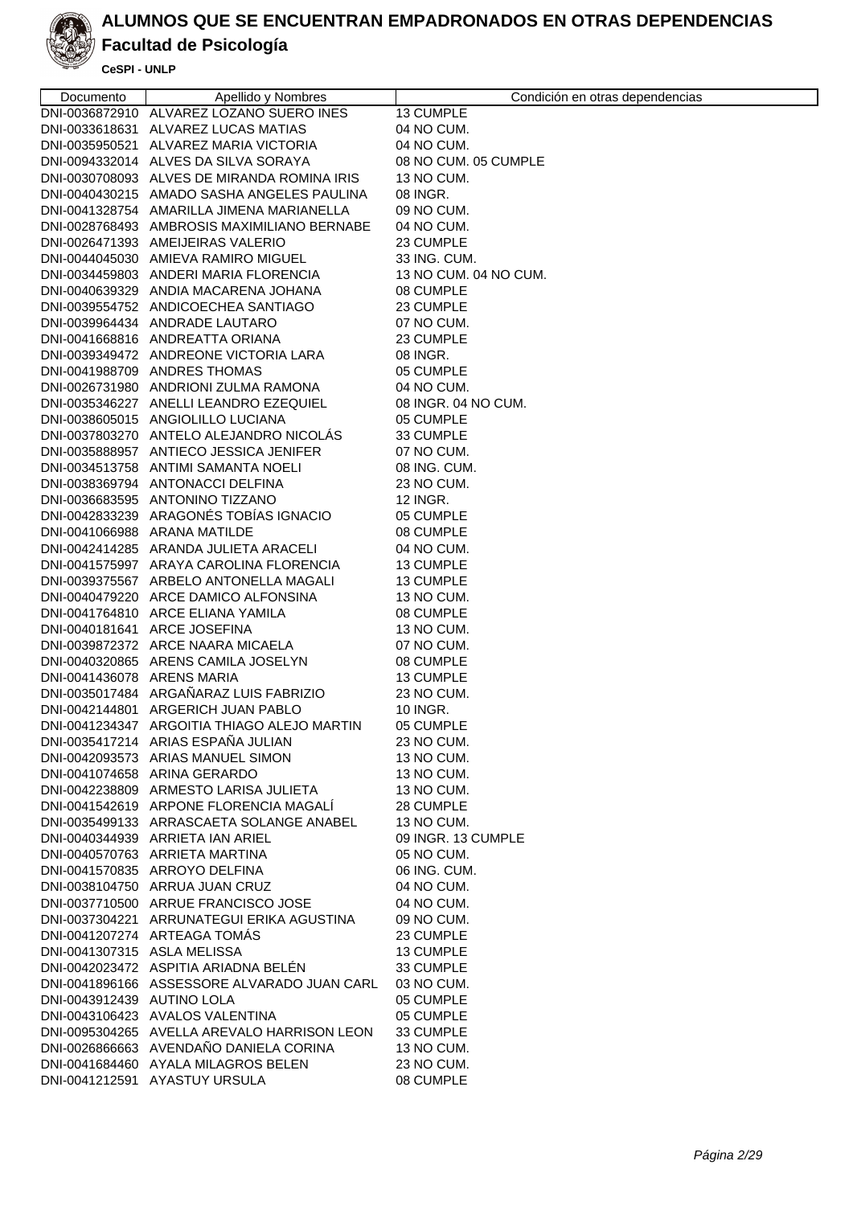# ALUMNOS QUE SE ENCUENTRAN EMPADRONADOS EN OTRAS DEPENDENCIAS

## Facultad de Psicología

**CeSPI - UNLP**

| Documento | Apellido y Nombres | Condición en otras dependencias |
|---|---|---|
| DNI-0036872910 | ALVAREZ LOZANO SUERO INES | 13 CUMPLE |
| DNI-0033618631 | ALVAREZ LUCAS MATIAS | 04 NO CUM. |
| DNI-0035950521 | ALVAREZ MARIA VICTORIA | 04 NO CUM. |
| DNI-0094332014 | ALVES DA SILVA SORAYA | 08 NO CUM. 05 CUMPLE |
| DNI-0030708093 | ALVES DE MIRANDA ROMINA IRIS | 13 NO CUM. |
| DNI-0040430215 | AMADO SASHA ANGELES PAULINA | 08 INGR. |
| DNI-0041328754 | AMARILLA JIMENA MARIANELLA | 09 NO CUM. |
| DNI-0028768493 | AMBROSIS MAXIMILIANO BERNABE | 04 NO CUM. |
| DNI-0026471393 | AMEIJEIRAS VALERIO | 23 CUMPLE |
| DNI-0044045030 | AMIEVA RAMIRO MIGUEL | 33 ING. CUM. |
| DNI-0034459803 | ANDERI MARIA FLORENCIA | 13 NO CUM. 04 NO CUM. |
| DNI-0040639329 | ANDIA MACARENA JOHANA | 08 CUMPLE |
| DNI-0039554752 | ANDICOECHEA SANTIAGO | 23 CUMPLE |
| DNI-0039964434 | ANDRADE LAUTARO | 07 NO CUM. |
| DNI-0041668816 | ANDREATTA ORIANA | 23 CUMPLE |
| DNI-0039349472 | ANDREONE VICTORIA LARA | 08 INGR. |
| DNI-0041988709 | ANDRES THOMAS | 05 CUMPLE |
| DNI-0026731980 | ANDRIONI ZULMA RAMONA | 04 NO CUM. |
| DNI-0035346227 | ANELLI LEANDRO EZEQUIEL | 08 INGR. 04 NO CUM. |
| DNI-0038605015 | ANGIOLILLO LUCIANA | 05 CUMPLE |
| DNI-0037803270 | ANTELO ALEJANDRO NICOLÁS | 33 CUMPLE |
| DNI-0035888957 | ANTIECO JESSICA JENIFER | 07 NO CUM. |
| DNI-0034513758 | ANTIMI SAMANTA NOELI | 08 ING. CUM. |
| DNI-0038369794 | ANTONACCI DELFINA | 23 NO CUM. |
| DNI-0036683595 | ANTONINO TIZZANO | 12 INGR. |
| DNI-0042833239 | ARAGONÉS TOBÍAS IGNACIO | 05 CUMPLE |
| DNI-0041066988 | ARANA MATILDE | 08 CUMPLE |
| DNI-0042414285 | ARANDA JULIETA ARACELI | 04 NO CUM. |
| DNI-0041575997 | ARAYA CAROLINA FLORENCIA | 13 CUMPLE |
| DNI-0039375567 | ARBELO ANTONELLA MAGALI | 13 CUMPLE |
| DNI-0040479220 | ARCE DAMICO ALFONSINA | 13 NO CUM. |
| DNI-0041764810 | ARCE ELIANA YAMILA | 08 CUMPLE |
| DNI-0040181641 | ARCE JOSEFINA | 13 NO CUM. |
| DNI-0039872372 | ARCE NAARA MICAELA | 07 NO CUM. |
| DNI-0040320865 | ARENS CAMILA JOSELYN | 08 CUMPLE |
| DNI-0041436078 | ARENS MARIA | 13 CUMPLE |
| DNI-0035017484 | ARGAÑARAZ LUIS FABRIZIO | 23 NO CUM. |
| DNI-0042144801 | ARGERICH JUAN PABLO | 10 INGR. |
| DNI-0041234347 | ARGOITIA THIAGO ALEJO MARTIN | 05 CUMPLE |
| DNI-0035417214 | ARIAS ESPAÑA JULIAN | 23 NO CUM. |
| DNI-0042093573 | ARIAS MANUEL SIMON | 13 NO CUM. |
| DNI-0041074658 | ARINA GERARDO | 13 NO CUM. |
| DNI-0042238809 | ARMESTO LARISA JULIETA | 13 NO CUM. |
| DNI-0041542619 | ARPONE FLORENCIA MAGALÍ | 28 CUMPLE |
| DNI-0035499133 | ARRASCAETA SOLANGE ANABEL | 13 NO CUM. |
| DNI-0040344939 | ARRIETA IAN ARIEL | 09 INGR. 13 CUMPLE |
| DNI-0040570763 | ARRIETA MARTINA | 05 NO CUM. |
| DNI-0041570835 | ARROYO DELFINA | 06 ING. CUM. |
| DNI-0038104750 | ARRUA JUAN CRUZ | 04 NO CUM. |
| DNI-0037710500 | ARRUE FRANCISCO JOSE | 04 NO CUM. |
| DNI-0037304221 | ARRUNATEGUI ERIKA AGUSTINA | 09 NO CUM. |
| DNI-0041207274 | ARTEAGA TOMÁS | 23 CUMPLE |
| DNI-0041307315 | ASLA MELISSA | 13 CUMPLE |
| DNI-0042023472 | ASPITIA ARIADNA BELÉN | 33 CUMPLE |
| DNI-0041896166 | ASSESSORE ALVARADO JUAN CARL | 03 NO CUM. |
| DNI-0043912439 | AUTINO LOLA | 05 CUMPLE |
| DNI-0043106423 | AVALOS VALENTINA | 05 CUMPLE |
| DNI-0095304265 | AVELLA AREVALO HARRISON LEON | 33 CUMPLE |
| DNI-0026866663 | AVENDAÑO DANIELA CORINA | 13 NO CUM. |
| DNI-0041684460 | AYALA MILAGROS BELEN | 23 NO CUM. |
| DNI-0041212591 | AYASTUY URSULA | 08 CUMPLE |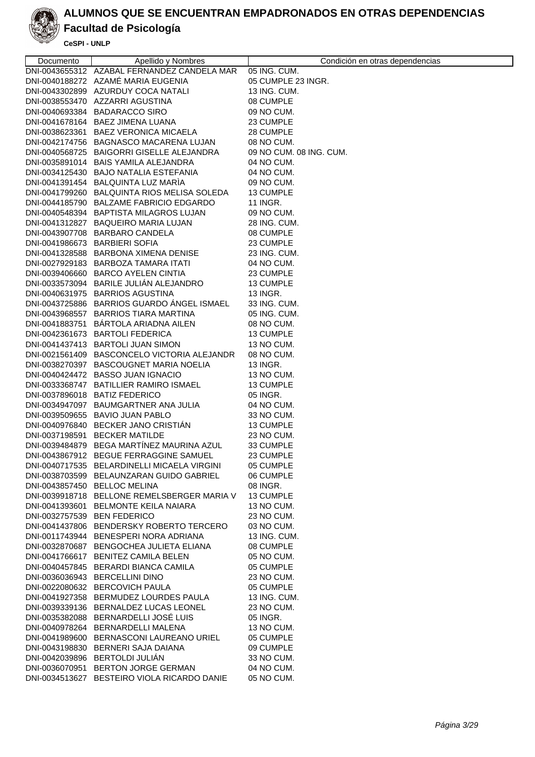# ALUMNOS QUE SE ENCUENTRAN EMPADRONADOS EN OTRAS DEPENDENCIAS

## Facultad de Psicología

**CeSPI - UNLP**

| Documento | Apellido y Nombres | Condición en otras dependencias |
|---|---|---|
| DNI-0043655312 | AZABAL FERNANDEZ CANDELA MAR | 05 ING. CUM. |
| DNI-0040188272 | AZAMÉ MARIA EUGENIA | 05 CUMPLE 23 INGR. |
| DNI-0043302899 | AZURDUY COCA NATALI | 13 ING. CUM. |
| DNI-0038553470 | AZZARRI AGUSTINA | 08 CUMPLE |
| DNI-0040693384 | BADARACCO SIRO | 09 NO CUM. |
| DNI-0041678164 | BAEZ JIMENA LUANA | 23 CUMPLE |
| DNI-0038623361 | BAEZ VERONICA MICAELA | 28 CUMPLE |
| DNI-0042174756 | BAGNASCO MACARENA LUJAN | 08 NO CUM. |
| DNI-0040568725 | BAIGORRI GISELLE ALEJANDRA | 09 NO CUM. 08 ING. CUM. |
| DNI-0035891014 | BAIS YAMILA ALEJANDRA | 04 NO CUM. |
| DNI-0034125430 | BAJO NATALIA ESTEFANIA | 04 NO CUM. |
| DNI-0041391454 | BALQUINTA LUZ MARÌA | 09 NO CUM. |
| DNI-0041799260 | BALQUINTA RIOS MELISA SOLEDA | 13 CUMPLE |
| DNI-0044185790 | BALZAME FABRICIO EDGARDO | 11 INGR. |
| DNI-0040548394 | BAPTISTA MILAGROS LUJAN | 09 NO CUM. |
| DNI-0041312827 | BAQUEIRO MARIA LUJAN | 28 ING. CUM. |
| DNI-0043907708 | BARBARO CANDELA | 08 CUMPLE |
| DNI-0041986673 | BARBIERI SOFIA | 23 CUMPLE |
| DNI-0041328588 | BARBONA XIMENA DENISE | 23 ING. CUM. |
| DNI-0027929183 | BARBOZA TAMARA ITATI | 04 NO CUM. |
| DNI-0039406660 | BARCO AYELEN CINTIA | 23 CUMPLE |
| DNI-0033573094 | BARILE JULIÁN ALEJANDRO | 13 CUMPLE |
| DNI-0040631975 | BARRIOS AGUSTINA | 13 INGR. |
| DNI-0043725886 | BARRIOS GUARDO ÁNGEL ISMAEL | 33 ING. CUM. |
| DNI-0043968557 | BARRIOS TIARA MARTINA | 05 ING. CUM. |
| DNI-0041883751 | BÁRTOLA ARIADNA AILEN | 08 NO CUM. |
| DNI-0042361673 | BARTOLI FEDERICA | 13 CUMPLE |
| DNI-0041437413 | BARTOLI JUAN SIMON | 13 NO CUM. |
| DNI-0021561409 | BASCONCELO VICTORIA ALEJANDR | 08 NO CUM. |
| DNI-0038270397 | BASCOUGNET MARIA NOELIA | 13 INGR. |
| DNI-0040424472 | BASSO JUAN IGNACIO | 13 NO CUM. |
| DNI-0033368747 | BATILLIER RAMIRO ISMAEL | 13 CUMPLE |
| DNI-0037896018 | BATIZ FEDERICO | 05 INGR. |
| DNI-0034947097 | BAUMGARTNER ANA JULIA | 04 NO CUM. |
| DNI-0039509655 | BAVIO JUAN PABLO | 33 NO CUM. |
| DNI-0040976840 | BECKER JANO CRISTIÁN | 13 CUMPLE |
| DNI-0037198591 | BECKER MATILDE | 23 NO CUM. |
| DNI-0039484879 | BEGA MARTÍNEZ MAURINA AZUL | 33 CUMPLE |
| DNI-0043867912 | BEGUE FERRAGGINE SAMUEL | 23 CUMPLE |
| DNI-0040717535 | BELARDINELLI MICAELA VIRGINI | 05 CUMPLE |
| DNI-0038703599 | BELAUNZARAN GUIDO GABRIEL | 06 CUMPLE |
| DNI-0043857450 | BELLOC MELINA | 08 INGR. |
| DNI-0039918718 | BELLONE REMELSBERGER MARIA V | 13 CUMPLE |
| DNI-0041393601 | BELMONTE KEILA NAIARA | 13 NO CUM. |
| DNI-0032757539 | BEN FEDERICO | 23 NO CUM. |
| DNI-0041437806 | BENDERSKY ROBERTO TERCERO | 03 NO CUM. |
| DNI-0011743944 | BENESPERI NORA ADRIANA | 13 ING. CUM. |
| DNI-0032870687 | BENGOCHEA JULIETA ELIANA | 08 CUMPLE |
| DNI-0041766617 | BENITEZ CAMILA BELEN | 05 NO CUM. |
| DNI-0040457845 | BERARDI BIANCA CAMILA | 05 CUMPLE |
| DNI-0036036943 | BERCELLINI DINO | 23 NO CUM. |
| DNI-0022080632 | BERCOVICH PAULA | 05 CUMPLE |
| DNI-0041927358 | BERMUDEZ LOURDES PAULA | 13 ING. CUM. |
| DNI-0039339136 | BERNALDEZ LUCAS LEONEL | 23 NO CUM. |
| DNI-0035382088 | BERNARDELLI JOSÉ LUIS | 05 INGR. |
| DNI-0040978264 | BERNARDELLI MALENA | 13 NO CUM. |
| DNI-0041989600 | BERNASCONI LAUREANO URIEL | 05 CUMPLE |
| DNI-0043198830 | BERNERI SAJA DAIANA | 09 CUMPLE |
| DNI-0042039896 | BERTOLDI JULIÁN | 33 NO CUM. |
| DNI-0036070951 | BERTON JORGE GERMAN | 04 NO CUM. |
| DNI-0034513627 | BESTEIRO VIOLA RICARDO DANIE | 05 NO CUM. |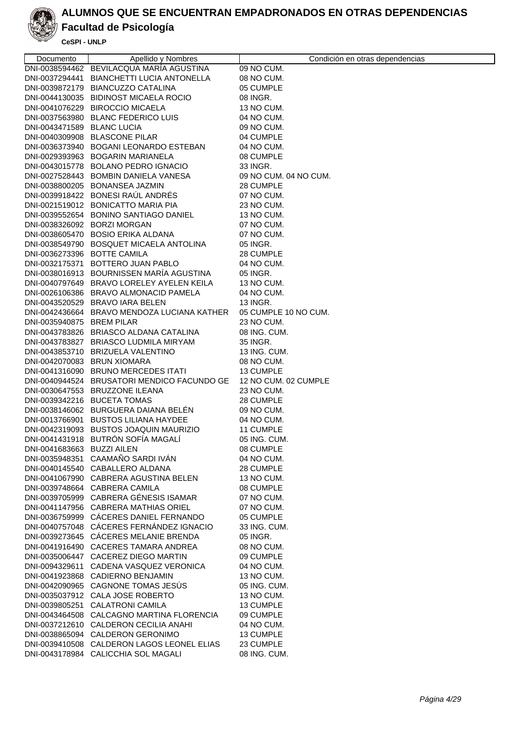# ALUMNOS QUE SE ENCUENTRAN EMPADRONADOS EN OTRAS DEPENDENCIAS

## Facultad de Psicología

**CeSPI - UNLP**

| Documento | Apellido y Nombres | Condición en otras dependencias |
|---|---|---|
| DNI-0038594462 | BEVILACQUA MARÍA AGUSTINA | 09 NO CUM. |
| DNI-0037294441 | BIANCHETTI LUCIA ANTONELLA | 08 NO CUM. |
| DNI-0039872179 | BIANCUZZO CATALINA | 05 CUMPLE |
| DNI-0044130035 | BIDINOST MICAELA ROCIO | 08 INGR. |
| DNI-0041076229 | BIROCCIO MICAELA | 13 NO CUM. |
| DNI-0037563980 | BLANC FEDERICO LUIS | 04 NO CUM. |
| DNI-0043471589 | BLANC LUCIA | 09 NO CUM. |
| DNI-0040309908 | BLASCONE PILAR | 04 CUMPLE |
| DNI-0036373940 | BOGANI LEONARDO ESTEBAN | 04 NO CUM. |
| DNI-0029393963 | BOGARIN MARIANELA | 08 CUMPLE |
| DNI-0043015778 | BOLANO PEDRO IGNACIO | 33 INGR. |
| DNI-0027528443 | BOMBIN DANIELA VANESA | 09 NO CUM. 04 NO CUM. |
| DNI-0038800205 | BONANSEA JAZMIN | 28 CUMPLE |
| DNI-0039918422 | BONESI RAÚL ANDRÉS | 07 NO CUM. |
| DNI-0021519012 | BONICATTO MARIA PIA | 23 NO CUM. |
| DNI-0039552654 | BONINO SANTIAGO DANIEL | 13 NO CUM. |
| DNI-0038326092 | BORZI MORGAN | 07 NO CUM. |
| DNI-0038605470 | BOSIO ERIKA ALDANA | 07 NO CUM. |
| DNI-0038549790 | BOSQUET MICAELA ANTOLINA | 05 INGR. |
| DNI-0036273396 | BOTTE CAMILA | 28 CUMPLE |
| DNI-0032175371 | BOTTERO JUAN PABLO | 04 NO CUM. |
| DNI-0038016913 | BOURNISSEN MARÍA AGUSTINA | 05 INGR. |
| DNI-0040797649 | BRAVO LORELEY AYELEN KEILA | 13 NO CUM. |
| DNI-0026106386 | BRAVO ALMONACID PAMELA | 04 NO CUM. |
| DNI-0043520529 | BRAVO IARA BELEN | 13 INGR. |
| DNI-0042436664 | BRAVO MENDOZA LUCIANA KATHER | 05 CUMPLE 10 NO CUM. |
| DNI-0035940875 | BREM PILAR | 23 NO CUM. |
| DNI-0043783826 | BRIASCO ALDANA CATALINA | 08 ING. CUM. |
| DNI-0043783827 | BRIASCO LUDMILA MIRYAM | 35 INGR. |
| DNI-0043853710 | BRIZUELA VALENTINO | 13 ING. CUM. |
| DNI-0042070083 | BRUN XIOMARA | 08 NO CUM. |
| DNI-0041316090 | BRUNO MERCEDES ITATI | 13 CUMPLE |
| DNI-0040944524 | BRUSATORI MENDICO FACUNDO GE | 12 NO CUM. 02 CUMPLE |
| DNI-0030647553 | BRUZZONE ILEANA | 23 NO CUM. |
| DNI-0039342216 | BUCETA TOMAS | 28 CUMPLE |
| DNI-0038146062 | BURGUERA DAIANA BELÉN | 09 NO CUM. |
| DNI-0013766901 | BUSTOS LILIANA HAYDEE | 04 NO CUM. |
| DNI-0042319093 | BUSTOS JOAQUIN MAURIZIO | 11 CUMPLE |
| DNI-0041431918 | BUTRÓN SOFÍA MAGALÍ | 05 ING. CUM. |
| DNI-0041683663 | BUZZI AILEN | 08 CUMPLE |
| DNI-0035948351 | CAAMAÑO SARDI IVÁN | 04 NO CUM. |
| DNI-0040145540 | CABALLERO ALDANA | 28 CUMPLE |
| DNI-0041067990 | CABRERA AGUSTINA BELEN | 13 NO CUM. |
| DNI-0039748664 | CABRERA CAMILA | 08 CUMPLE |
| DNI-0039705999 | CABRERA GÉNESIS ISAMAR | 07 NO CUM. |
| DNI-0041147956 | CABRERA MATHIAS ORIEL | 07 NO CUM. |
| DNI-0036759999 | CÁCERES DANIEL FERNANDO | 05 CUMPLE |
| DNI-0040757048 | CÁCERES FERNÁNDEZ IGNACIO | 33 ING. CUM. |
| DNI-0039273645 | CÁCERES MELANIE BRENDA | 05 INGR. |
| DNI-0041916490 | CACERES TAMARA ANDREA | 08 NO CUM. |
| DNI-0035006447 | CACEREZ DIEGO MARTIN | 09 CUMPLE |
| DNI-0094329611 | CADENA VASQUEZ VERONICA | 04 NO CUM. |
| DNI-0041923868 | CADIERNO BENJAMIN | 13 NO CUM. |
| DNI-0042090965 | CAGNONE TOMAS JESÚS | 05 ING. CUM. |
| DNI-0035037912 | CALA JOSE ROBERTO | 13 NO CUM. |
| DNI-0039805251 | CALATRONI CAMILA | 13 CUMPLE |
| DNI-0043464508 | CALCAGNO MARTINA FLORENCIA | 09 CUMPLE |
| DNI-0037212610 | CALDERON CECILIA ANAHI | 04 NO CUM. |
| DNI-0038865094 | CALDERON GERONIMO | 13 CUMPLE |
| DNI-0039410508 | CALDERON LAGOS LEONEL ELIAS | 23 CUMPLE |
| DNI-0043178984 | CALICCHIA SOL MAGALI | 08 ING. CUM. |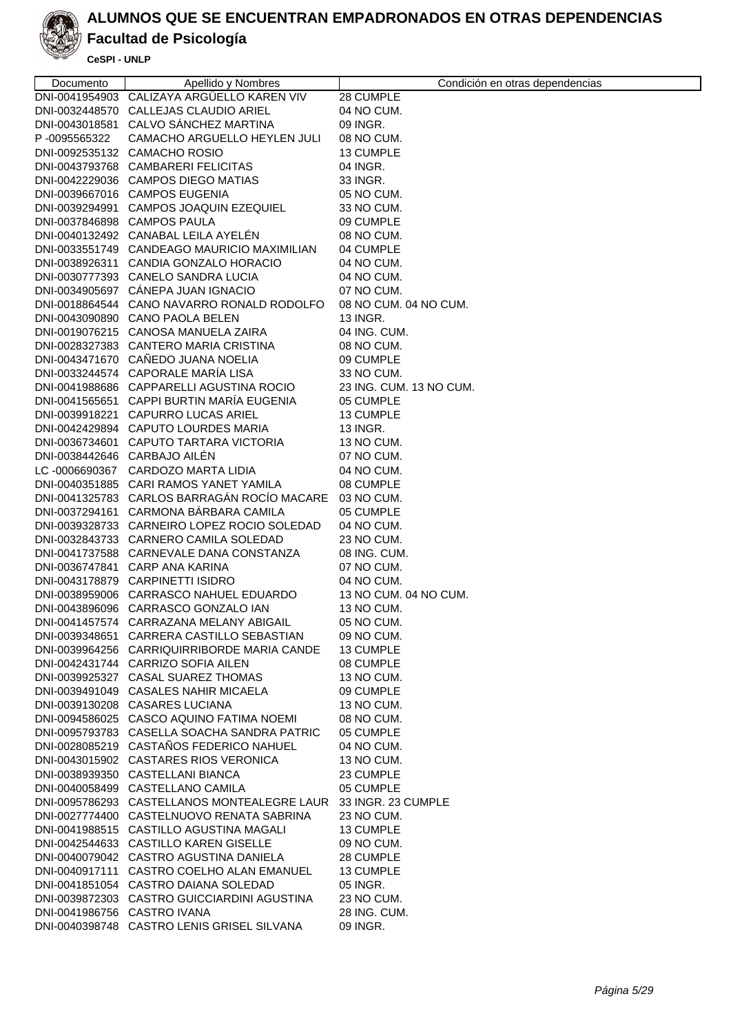# ALUMNOS QUE SE ENCUENTRAN EMPADRONADOS EN OTRAS DEPENDENCIAS

## Facultad de Psicología

**CeSPI - UNLP**

| Documento | Apellido y Nombres | Condición en otras dependencias |
|---|---|---|
| DNI-0041954903 | CALIZAYA ARGÜELLO KAREN VIV | 28 CUMPLE |
| DNI-0032448570 | CALLEJAS CLAUDIO ARIEL | 04 NO CUM. |
| DNI-0043018581 | CALVO SÁNCHEZ MARTINA | 09 INGR. |
| P -0095565322 | CAMACHO ARGUELLO HEYLEN JULI | 08 NO CUM. |
| DNI-0092535132 | CAMACHO ROSIO | 13 CUMPLE |
| DNI-0043793768 | CAMBARERI FELICITAS | 04 INGR. |
| DNI-0042229036 | CAMPOS DIEGO MATIAS | 33 INGR. |
| DNI-0039667016 | CAMPOS EUGENIA | 05 NO CUM. |
| DNI-0039294991 | CAMPOS JOAQUIN EZEQUIEL | 33 NO CUM. |
| DNI-0037846898 | CAMPOS PAULA | 09 CUMPLE |
| DNI-0040132492 | CANABAL LEILA AYELÉN | 08 NO CUM. |
| DNI-0033551749 | CANDEAGO MAURICIO MAXIMILIAN | 04 CUMPLE |
| DNI-0038926311 | CANDIA GONZALO HORACIO | 04 NO CUM. |
| DNI-0030777393 | CANELO SANDRA LUCIA | 04 NO CUM. |
| DNI-0034905697 | CÁNEPA JUAN IGNACIO | 07 NO CUM. |
| DNI-0018864544 | CANO NAVARRO RONALD RODOLFO | 08 NO CUM. 04 NO CUM. |
| DNI-0043090890 | CANO PAOLA BELEN | 13 INGR. |
| DNI-0019076215 | CANOSA MANUELA ZAIRA | 04 ING. CUM. |
| DNI-0028327383 | CANTERO MARIA CRISTINA | 08 NO CUM. |
| DNI-0043471670 | CAÑEDO JUANA NOELIA | 09 CUMPLE |
| DNI-0033244574 | CAPORALE MARÍA LISA | 33 NO CUM. |
| DNI-0041988686 | CAPPARELLI AGUSTINA ROCIO | 23 ING. CUM. 13 NO CUM. |
| DNI-0041565651 | CAPPI BURTIN MARÍA EUGENIA | 05 CUMPLE |
| DNI-0039918221 | CAPURRO LUCAS ARIEL | 13 CUMPLE |
| DNI-0042429894 | CAPUTO LOURDES MARIA | 13 INGR. |
| DNI-0036734601 | CAPUTO TARTARA VICTORIA | 13 NO CUM. |
| DNI-0038442646 | CARBAJO AILÉN | 07 NO CUM. |
| LC -0006690367 | CARDOZO MARTA LIDIA | 04 NO CUM. |
| DNI-0040351885 | CARI RAMOS YANET YAMILA | 08 CUMPLE |
| DNI-0041325783 | CARLOS BARRAGÁN ROCÍO MACARE | 03 NO CUM. |
| DNI-0037294161 | CARMONA BÁRBARA CAMILA | 05 CUMPLE |
| DNI-0039328733 | CARNEIRO LOPEZ ROCIO SOLEDAD | 04 NO CUM. |
| DNI-0032843733 | CARNERO CAMILA SOLEDAD | 23 NO CUM. |
| DNI-0041737588 | CARNEVALE DANA CONSTANZA | 08 ING. CUM. |
| DNI-0036747841 | CARP ANA KARINA | 07 NO CUM. |
| DNI-0043178879 | CARPINETTI ISIDRO | 04 NO CUM. |
| DNI-0038959006 | CARRASCO NAHUEL EDUARDO | 13 NO CUM. 04 NO CUM. |
| DNI-0043896096 | CARRASCO GONZALO IAN | 13 NO CUM. |
| DNI-0041457574 | CARRAZANA MELANY ABIGAIL | 05 NO CUM. |
| DNI-0039348651 | CARRERA CASTILLO SEBASTIAN | 09 NO CUM. |
| DNI-0039964256 | CARRIQUIRRIBORDE MARIA CANDE | 13 CUMPLE |
| DNI-0042431744 | CARRIZO SOFIA AILEN | 08 CUMPLE |
| DNI-0039925327 | CASAL SUAREZ THOMAS | 13 NO CUM. |
| DNI-0039491049 | CASALES NAHIR MICAELA | 09 CUMPLE |
| DNI-0039130208 | CASARES LUCIANA | 13 NO CUM. |
| DNI-0094586025 | CASCO AQUINO FATIMA NOEMI | 08 NO CUM. |
| DNI-0095793783 | CASELLA SOACHA SANDRA PATRIC | 05 CUMPLE |
| DNI-0028085219 | CASTAÑOS FEDERICO NAHUEL | 04 NO CUM. |
| DNI-0043015902 | CASTARES RIOS VERONICA | 13 NO CUM. |
| DNI-0038939350 | CASTELLANI BIANCA | 23 CUMPLE |
| DNI-0040058499 | CASTELLANO CAMILA | 05 CUMPLE |
| DNI-0095786293 | CASTELLANOS MONTEALEGRE LAUR | 33 INGR. 23 CUMPLE |
| DNI-0027774400 | CASTELNUOVO RENATA SABRINA | 23 NO CUM. |
| DNI-0041988515 | CASTILLO AGUSTINA MAGALI | 13 CUMPLE |
| DNI-0042544633 | CASTILLO KAREN GISELLE | 09 NO CUM. |
| DNI-0040079042 | CASTRO AGUSTINA DANIELA | 28 CUMPLE |
| DNI-0040917111 | CASTRO COELHO ALAN EMANUEL | 13 CUMPLE |
| DNI-0041851054 | CASTRO DAIANA SOLEDAD | 05 INGR. |
| DNI-0039872303 | CASTRO GUICCIARDINI AGUSTINA | 23 NO CUM. |
| DNI-0041986756 | CASTRO IVANA | 28 ING. CUM. |
| DNI-0040398748 | CASTRO LENIS GRISEL SILVANA | 09 INGR. |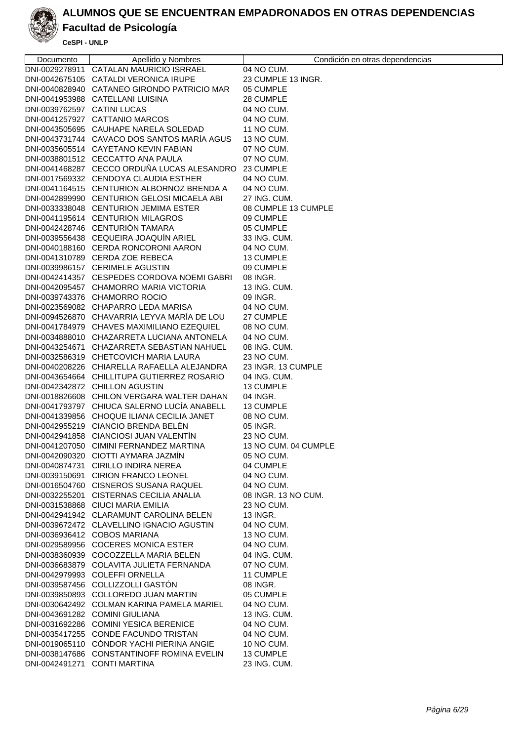# ALUMNOS QUE SE ENCUENTRAN EMPADRONADOS EN OTRAS DEPENDENCIAS

## Facultad de Psicología

**CeSPI - UNLP**

| Documento | Apellido y Nombres | Condición en otras dependencias |
|---|---|---|
| DNI-0029278911 | CATALAN MAURICIO ISRRAEL | 04 NO CUM. |
| DNI-0042675105 | CATALDI VERONICA IRUPE | 23 CUMPLE 13 INGR. |
| DNI-0040828940 | CATANEO GIRONDO PATRICIO MAR | 05 CUMPLE |
| DNI-0041953988 | CATELLANI LUISINA | 28 CUMPLE |
| DNI-0039762597 | CATINI LUCAS | 04 NO CUM. |
| DNI-0041257927 | CATTANIO MARCOS | 04 NO CUM. |
| DNI-0043505695 | CAUHAPE NARELA SOLEDAD | 11 NO CUM. |
| DNI-0043731744 | CAVACO DOS SANTOS MARÍA AGUS | 13 NO CUM. |
| DNI-0035605514 | CAYETANO KEVIN FABIAN | 07 NO CUM. |
| DNI-0038801512 | CECCATTO ANA PAULA | 07 NO CUM. |
| DNI-0041468287 | CECCO ORDUÑA LUCAS ALESANDRO | 23 CUMPLE |
| DNI-0017569332 | CENDOYA CLAUDIA ESTHER | 04 NO CUM. |
| DNI-0041164515 | CENTURION ALBORNOZ BRENDA A | 04 NO CUM. |
| DNI-0042899990 | CENTURION GELOSI MICAELA ABI | 27 ING. CUM. |
| DNI-0033338048 | CENTURION JEMIMA ESTER | 08 CUMPLE 13 CUMPLE |
| DNI-0041195614 | CENTURION MILAGROS | 09 CUMPLE |
| DNI-0042428746 | CENTURIÓN TAMARA | 05 CUMPLE |
| DNI-0039556438 | CEQUEIRA JOAQUÍN ARIEL | 33 ING. CUM. |
| DNI-0040188160 | CERDA RONCORONI AARON | 04 NO CUM. |
| DNI-0041310789 | CERDA ZOE REBECA | 13 CUMPLE |
| DNI-0039986157 | CERIMELE AGUSTIN | 09 CUMPLE |
| DNI-0042414357 | CESPEDES CORDOVA NOEMI GABRI | 08 INGR. |
| DNI-0042095457 | CHAMORRO MARIA VICTORIA | 13 ING. CUM. |
| DNI-0039743376 | CHAMORRO ROCIO | 09 INGR. |
| DNI-0023569082 | CHAPARRO LEDA MARISA | 04 NO CUM. |
| DNI-0094526870 | CHAVARRIA LEYVA MARÍA DE LOU | 27 CUMPLE |
| DNI-0041784979 | CHAVES MAXIMILIANO EZEQUIEL | 08 NO CUM. |
| DNI-0034888010 | CHAZARRETA LUCIANA ANTONELA | 04 NO CUM. |
| DNI-0043254671 | CHAZARRETA SEBASTIAN NAHUEL | 08 ING. CUM. |
| DNI-0032586319 | CHETCOVICH MARIA LAURA | 23 NO CUM. |
| DNI-0040208226 | CHIARELLA RAFAELLA ALEJANDRA | 23 INGR. 13 CUMPLE |
| DNI-0043654664 | CHILLITUPA GUTIERREZ ROSARIO | 04 ING. CUM. |
| DNI-0042342872 | CHILLON AGUSTIN | 13 CUMPLE |
| DNI-0018826608 | CHILON VERGARA WALTER DAHAN | 04 INGR. |
| DNI-0041793797 | CHIUCA SALERNO LUCÍA ANABELL | 13 CUMPLE |
| DNI-0041339856 | CHOQUE ILIANA CECILIA JANET | 08 NO CUM. |
| DNI-0042955219 | CIANCIO BRENDA BELÉN | 05 INGR. |
| DNI-0042941858 | CIANCIOSI JUAN VALENTÍN | 23 NO CUM. |
| DNI-0041207050 | CIMINI FERNANDEZ MARTINA | 13 NO CUM. 04 CUMPLE |
| DNI-0042090320 | CIOTTI AYMARA JAZMÍN | 05 NO CUM. |
| DNI-0040874731 | CIRILLO INDIRA NEREA | 04 CUMPLE |
| DNI-0039150691 | CIRION FRANCO LEONEL | 04 NO CUM. |
| DNI-0016504760 | CISNEROS SUSANA RAQUEL | 04 NO CUM. |
| DNI-0032255201 | CISTERNAS CECILIA ANALIA | 08 INGR. 13 NO CUM. |
| DNI-0031538868 | CIUCI MARIA EMILIA | 23 NO CUM. |
| DNI-0042941942 | CLARAMUNT CAROLINA BELEN | 13 INGR. |
| DNI-0039672472 | CLAVELLINO IGNACIO AGUSTIN | 04 NO CUM. |
| DNI-0036936412 | COBOS MARIANA | 13 NO CUM. |
| DNI-0029589956 | COCERES MONICA ESTER | 04 NO CUM. |
| DNI-0038360939 | COCOZZELLA MARIA BELEN | 04 ING. CUM. |
| DNI-0036683879 | COLAVITA JULIETA FERNANDA | 07 NO CUM. |
| DNI-0042979993 | COLEFFI ORNELLA | 11 CUMPLE |
| DNI-0039587456 | COLLIZZOLLI GASTÓN | 08 INGR. |
| DNI-0039850893 | COLLOREDO JUAN MARTIN | 05 CUMPLE |
| DNI-0030642492 | COLMAN KARINA PAMELA MARIEL | 04 NO CUM. |
| DNI-0043691282 | COMINI GIULIANA | 13 ING. CUM. |
| DNI-0031692286 | COMINI YESICA BERENICE | 04 NO CUM. |
| DNI-0035417255 | CONDE FACUNDO TRISTAN | 04 NO CUM. |
| DNI-0019065110 | CÓNDOR YACHI PIERINA ANGIE | 10 NO CUM. |
| DNI-0038147686 | CONSTANTINOFF ROMINA EVELIN | 13 CUMPLE |
| DNI-0042491271 | CONTI MARTINA | 23 ING. CUM. |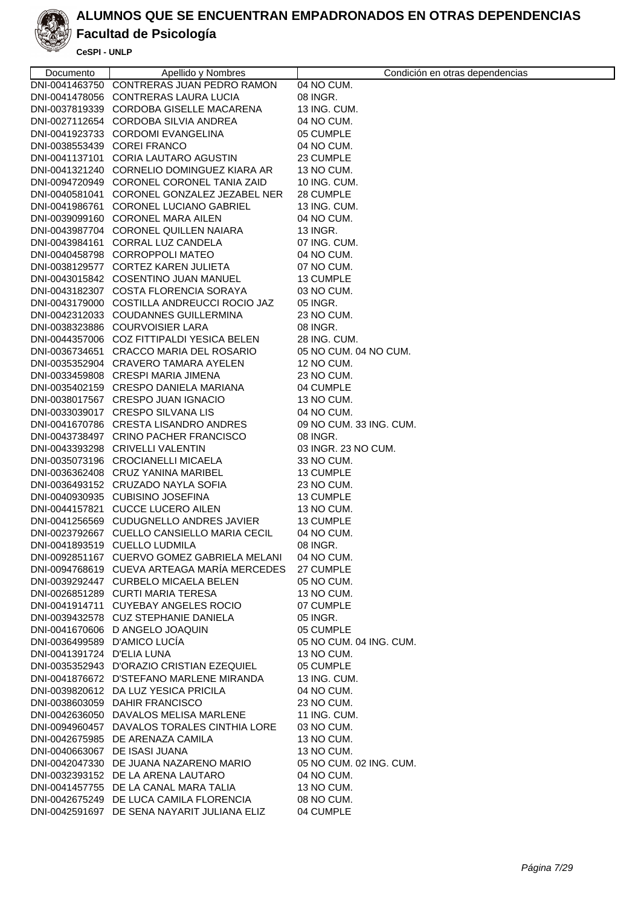# ALUMNOS QUE SE ENCUENTRAN EMPADRONADOS EN OTRAS DEPENDENCIAS

## Facultad de Psicología

**CeSPI - UNLP**

| Documento | Apellido y Nombres | Condición en otras dependencias |
|---|---|---|
| DNI-0041463750 | CONTRERAS JUAN PEDRO RAMON | 04 NO CUM. |
| DNI-0041478056 | CONTRERAS LAURA LUCIA | 08 INGR. |
| DNI-0037819339 | CORDOBA GISELLE MACARENA | 13 ING. CUM. |
| DNI-0027112654 | CORDOBA SILVIA ANDREA | 04 NO CUM. |
| DNI-0041923733 | CORDOMI EVANGELINA | 05 CUMPLE |
| DNI-0038553439 | COREI FRANCO | 04 NO CUM. |
| DNI-0041137101 | CORIA LAUTARO AGUSTIN | 23 CUMPLE |
| DNI-0041321240 | CORNELIO DOMINGUEZ KIARA AR | 13 NO CUM. |
| DNI-0094720949 | CORONEL CORONEL TANIA ZAID | 10 ING. CUM. |
| DNI-0040581041 | CORONEL GONZALEZ JEZABEL NER | 28 CUMPLE |
| DNI-0041986761 | CORONEL LUCIANO GABRIEL | 13 ING. CUM. |
| DNI-0039099160 | CORONEL MARA AILEN | 04 NO CUM. |
| DNI-0043987704 | CORONEL QUILLEN NAIARA | 13 INGR. |
| DNI-0043984161 | CORRAL LUZ CANDELA | 07 ING. CUM. |
| DNI-0040458798 | CORROPPOLI MATEO | 04 NO CUM. |
| DNI-0038129577 | CORTEZ KAREN JULIETA | 07 NO CUM. |
| DNI-0043015842 | COSENTINO JUAN MANUEL | 13 CUMPLE |
| DNI-0043182307 | COSTA FLORENCIA SORAYA | 03 NO CUM. |
| DNI-0043179000 | COSTILLA ANDREUCCI ROCIO JAZ | 05 INGR. |
| DNI-0042312033 | COUDANNES GUILLERMINA | 23 NO CUM. |
| DNI-0038323886 | COURVOISIER LARA | 08 INGR. |
| DNI-0044357006 | COZ FITTIPALDI YESICA BELEN | 28 ING. CUM. |
| DNI-0036734651 | CRACCO MARIA DEL ROSARIO | 05 NO CUM. 04 NO CUM. |
| DNI-0035352904 | CRAVERO TAMARA AYELEN | 12 NO CUM. |
| DNI-0033459808 | CRESPI MARIA JIMENA | 23 NO CUM. |
| DNI-0035402159 | CRESPO DANIELA MARIANA | 04 CUMPLE |
| DNI-0038017567 | CRESPO JUAN IGNACIO | 13 NO CUM. |
| DNI-0033039017 | CRESPO SILVANA LIS | 04 NO CUM. |
| DNI-0041670786 | CRESTA LISANDRO ANDRES | 09 NO CUM. 33 ING. CUM. |
| DNI-0043738497 | CRINO PACHER FRANCISCO | 08 INGR. |
| DNI-0043393298 | CRIVELLI VALENTIN | 03 INGR. 23 NO CUM. |
| DNI-0035073196 | CROCIANELLI MICAELA | 33 NO CUM. |
| DNI-0036362408 | CRUZ YANINA MARIBEL | 13 CUMPLE |
| DNI-0036493152 | CRUZADO NAYLA SOFIA | 23 NO CUM. |
| DNI-0040930935 | CUBISINO JOSEFINA | 13 CUMPLE |
| DNI-0044157821 | CUCCE LUCERO AILEN | 13 NO CUM. |
| DNI-0041256569 | CUDUGNELLO ANDRES JAVIER | 13 CUMPLE |
| DNI-0023792667 | CUELLO CANSIELLO MARIA CECIL | 04 NO CUM. |
| DNI-0041893519 | CUELLO LUDMILA | 08 INGR. |
| DNI-0092851167 | CUERVO GOMEZ GABRIELA MELANI | 04 NO CUM. |
| DNI-0094768619 | CUEVA ARTEAGA MARÍA MERCEDES | 27 CUMPLE |
| DNI-0039292447 | CURBELO MICAELA BELEN | 05 NO CUM. |
| DNI-0026851289 | CURTI MARIA TERESA | 13 NO CUM. |
| DNI-0041914711 | CUYEBAY ANGELES ROCIO | 07 CUMPLE |
| DNI-0039432578 | CUZ STEPHANIE DANIELA | 05 INGR. |
| DNI-0041670606 | D ANGELO JOAQUIN | 05 CUMPLE |
| DNI-0036499589 | D'AMICO LUCÍA | 05 NO CUM. 04 ING. CUM. |
| DNI-0041391724 | D'ELIA LUNA | 13 NO CUM. |
| DNI-0035352943 | D'ORAZIO CRISTIAN EZEQUIEL | 05 CUMPLE |
| DNI-0041876672 | D'STEFANO MARLENE MIRANDA | 13 ING. CUM. |
| DNI-0039820612 | DA LUZ YESICA PRICILA | 04 NO CUM. |
| DNI-0038603059 | DAHIR FRANCISCO | 23 NO CUM. |
| DNI-0042636050 | DAVALOS MELISA MARLENE | 11 ING. CUM. |
| DNI-0094960457 | DAVALOS TORALES CINTHIA LORE | 03 NO CUM. |
| DNI-0042675985 | DE ARENAZA CAMILA | 13 NO CUM. |
| DNI-0040663067 | DE ISASI JUANA | 13 NO CUM. |
| DNI-0042047330 | DE JUANA NAZARENO MARIO | 05 NO CUM. 02 ING. CUM. |
| DNI-0032393152 | DE LA ARENA LAUTARO | 04 NO CUM. |
| DNI-0041457755 | DE LA CANAL MARA TALIA | 13 NO CUM. |
| DNI-0042675249 | DE LUCA CAMILA FLORENCIA | 08 NO CUM. |
| DNI-0042591697 | DE SENA NAYARIT JULIANA ELIZ | 04 CUMPLE |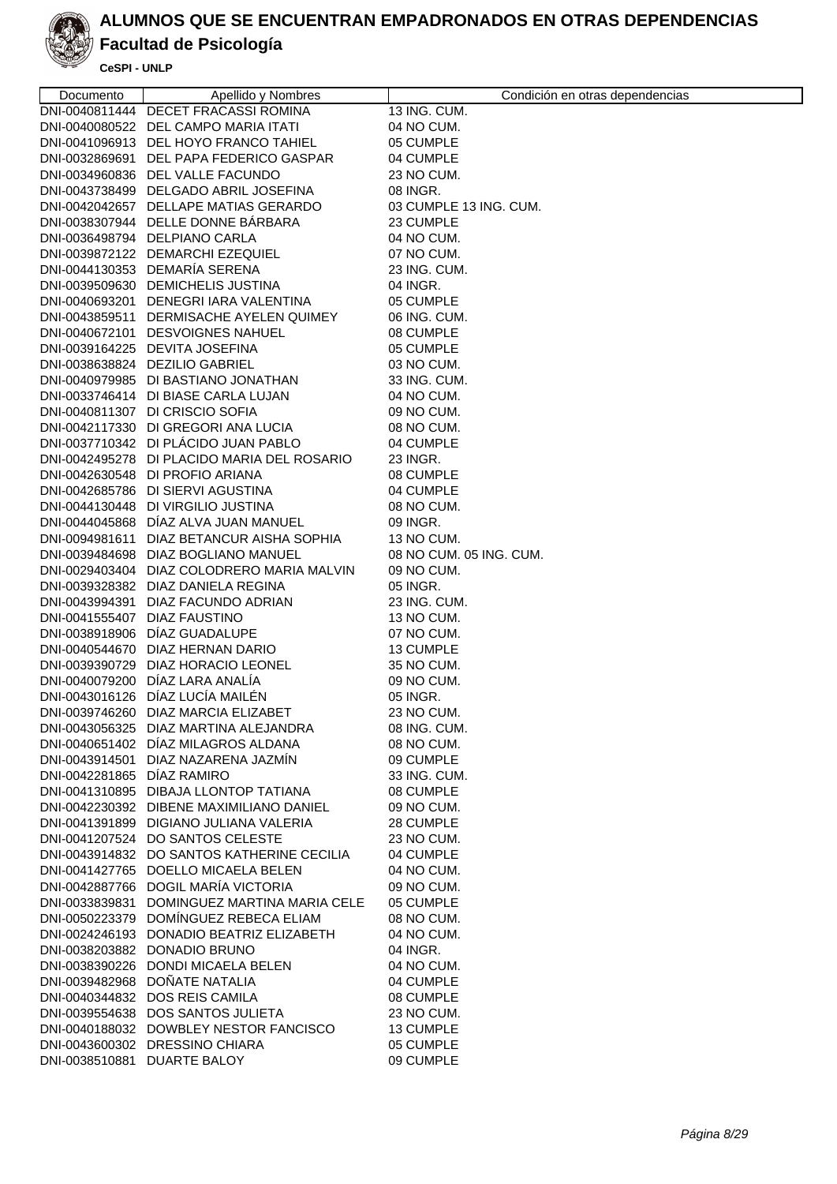# ALUMNOS QUE SE ENCUENTRAN EMPADRONADOS EN OTRAS DEPENDENCIAS

## Facultad de Psicología

**CeSPI - UNLP**

| Documento | Apellido y Nombres | Condición en otras dependencias |
|---|---|---|
| DNI-0040811444 | DECET FRACASSI ROMINA | 13 ING. CUM. |
| DNI-0040080522 | DEL CAMPO MARIA ITATI | 04 NO CUM. |
| DNI-0041096913 | DEL HOYO FRANCO TAHIEL | 05 CUMPLE |
| DNI-0032869691 | DEL PAPA FEDERICO GASPAR | 04 CUMPLE |
| DNI-0034960836 | DEL VALLE FACUNDO | 23 NO CUM. |
| DNI-0043738499 | DELGADO ABRIL JOSEFINA | 08 INGR. |
| DNI-0042042657 | DELLAPE MATIAS GERARDO | 03 CUMPLE 13 ING. CUM. |
| DNI-0038307944 | DELLE DONNE BÁRBARA | 23 CUMPLE |
| DNI-0036498794 | DELPIANO CARLA | 04 NO CUM. |
| DNI-0039872122 | DEMARCHI EZEQUIEL | 07 NO CUM. |
| DNI-0044130353 | DEMARÍA SERENA | 23 ING. CUM. |
| DNI-0039509630 | DEMICHELIS JUSTINA | 04 INGR. |
| DNI-0040693201 | DENEGRI IARA VALENTINA | 05 CUMPLE |
| DNI-0043859511 | DERMISACHE AYELEN QUIMEY | 06 ING. CUM. |
| DNI-0040672101 | DESVOIGNES NAHUEL | 08 CUMPLE |
| DNI-0039164225 | DEVITA JOSEFINA | 05 CUMPLE |
| DNI-0038638824 | DEZILIO GABRIEL | 03 NO CUM. |
| DNI-0040979985 | DI BASTIANO JONATHAN | 33 ING. CUM. |
| DNI-0033746414 | DI BIASE CARLA LUJAN | 04 NO CUM. |
| DNI-0040811307 | DI CRISCIO SOFIA | 09 NO CUM. |
| DNI-0042117330 | DI GREGORI ANA LUCIA | 08 NO CUM. |
| DNI-0037710342 | DI PLÁCIDO JUAN PABLO | 04 CUMPLE |
| DNI-0042495278 | DI PLACIDO MARIA DEL ROSARIO | 23 INGR. |
| DNI-0042630548 | DI PROFIO ARIANA | 08 CUMPLE |
| DNI-0042685786 | DI SIERVI AGUSTINA | 04 CUMPLE |
| DNI-0044130448 | DI VIRGILIO JUSTINA | 08 NO CUM. |
| DNI-0044045868 | DÍAZ ALVA JUAN MANUEL | 09 INGR. |
| DNI-0094981611 | DIAZ BETANCUR AISHA SOPHIA | 13 NO CUM. |
| DNI-0039484698 | DIAZ BOGLIANO MANUEL | 08 NO CUM. 05 ING. CUM. |
| DNI-0029403404 | DIAZ COLODRERO MARIA MALVIN | 09 NO CUM. |
| DNI-0039328382 | DIAZ DANIELA REGINA | 05 INGR. |
| DNI-0043994391 | DIAZ FACUNDO ADRIAN | 23 ING. CUM. |
| DNI-0041555407 | DIAZ FAUSTINO | 13 NO CUM. |
| DNI-0038918906 | DÍAZ GUADALUPE | 07 NO CUM. |
| DNI-0040544670 | DIAZ HERNAN DARIO | 13 CUMPLE |
| DNI-0039390729 | DIAZ HORACIO LEONEL | 35 NO CUM. |
| DNI-0040079200 | DÍAZ LARA ANALÍA | 09 NO CUM. |
| DNI-0043016126 | DÍAZ LUCÍA MAILÉN | 05 INGR. |
| DNI-0039746260 | DIAZ MARCIA ELIZABET | 23 NO CUM. |
| DNI-0043056325 | DIAZ MARTINA ALEJANDRA | 08 ING. CUM. |
| DNI-0040651402 | DÍAZ MILAGROS ALDANA | 08 NO CUM. |
| DNI-0043914501 | DIAZ NAZARENA JAZMÍN | 09 CUMPLE |
| DNI-0042281865 | DÍAZ RAMIRO | 33 ING. CUM. |
| DNI-0041310895 | DIBAJA LLONTOP TATIANA | 08 CUMPLE |
| DNI-0042230392 | DIBENE MAXIMILIANO DANIEL | 09 NO CUM. |
| DNI-0041391899 | DIGIANO JULIANA VALERIA | 28 CUMPLE |
| DNI-0041207524 | DO SANTOS CELESTE | 23 NO CUM. |
| DNI-0043914832 | DO SANTOS KATHERINE CECILIA | 04 CUMPLE |
| DNI-0041427765 | DOELLO MICAELA BELEN | 04 NO CUM. |
| DNI-0042887766 | DOGIL MARÍA VICTORIA | 09 NO CUM. |
| DNI-0033839831 | DOMINGUEZ MARTINA MARIA CELE | 05 CUMPLE |
| DNI-0050223379 | DOMÍNGUEZ REBECA ELIAM | 08 NO CUM. |
| DNI-0024246193 | DONADIO BEATRIZ ELIZABETH | 04 NO CUM. |
| DNI-0038203882 | DONADIO BRUNO | 04 INGR. |
| DNI-0038390226 | DONDI MICAELA BELEN | 04 NO CUM. |
| DNI-0039482968 | DOÑATE NATALIA | 04 CUMPLE |
| DNI-0040344832 | DOS REIS CAMILA | 08 CUMPLE |
| DNI-0039554638 | DOS SANTOS JULIETA | 23 NO CUM. |
| DNI-0040188032 | DOWBLEY NESTOR FANCISCO | 13 CUMPLE |
| DNI-0043600302 | DRESSINO CHIARA | 05 CUMPLE |
| DNI-0038510881 | DUARTE BALOY | 09 CUMPLE |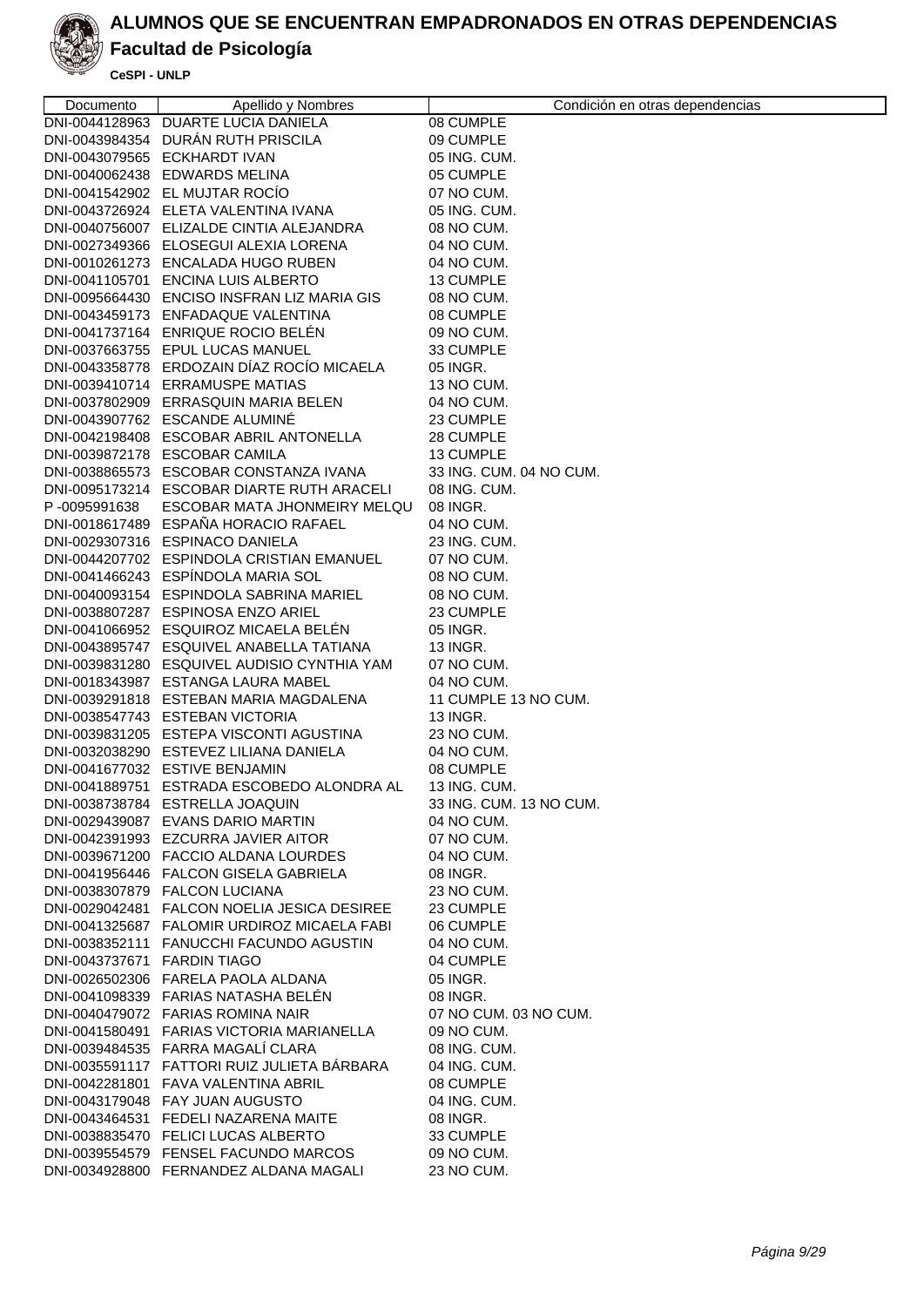# ALUMNOS QUE SE ENCUENTRAN EMPADRONADOS EN OTRAS DEPENDENCIAS

## Facultad de Psicología

**CeSPI - UNLP**

| Documento | Apellido y Nombres | Condición en otras dependencias |
|---|---|---|
| DNI-0044128963 | DUARTE LUCIA DANIELA | 08 CUMPLE |
| DNI-0043984354 | DURÁN RUTH PRISCILA | 09 CUMPLE |
| DNI-0043079565 | ECKHARDT IVAN | 05 ING. CUM. |
| DNI-0040062438 | EDWARDS MELINA | 05 CUMPLE |
| DNI-0041542902 | EL MUJTAR ROCÍO | 07 NO CUM. |
| DNI-0043726924 | ELETA VALENTINA IVANA | 05 ING. CUM. |
| DNI-0040756007 | ELIZALDE CINTIA ALEJANDRA | 08 NO CUM. |
| DNI-0027349366 | ELOSEGUI ALEXIA LORENA | 04 NO CUM. |
| DNI-0010261273 | ENCALADA HUGO RUBEN | 04 NO CUM. |
| DNI-0041105701 | ENCINA LUIS ALBERTO | 13 CUMPLE |
| DNI-0095664430 | ENCISO INSFRAN LIZ MARIA GIS | 08 NO CUM. |
| DNI-0043459173 | ENFADAQUE VALENTINA | 08 CUMPLE |
| DNI-0041737164 | ENRIQUE ROCIO BELÉN | 09 NO CUM. |
| DNI-0037663755 | EPUL LUCAS MANUEL | 33 CUMPLE |
| DNI-0043358778 | ERDOZAIN DÍAZ ROCÍO MICAELA | 05 INGR. |
| DNI-0039410714 | ERRAMUSPE MATIAS | 13 NO CUM. |
| DNI-0037802909 | ERRASQUIN MARIA BELEN | 04 NO CUM. |
| DNI-0043907762 | ESCANDE ALUMINÉ | 23 CUMPLE |
| DNI-0042198408 | ESCOBAR ABRIL ANTONELLA | 28 CUMPLE |
| DNI-0039872178 | ESCOBAR CAMILA | 13 CUMPLE |
| DNI-0038865573 | ESCOBAR CONSTANZA IVANA | 33 ING. CUM. 04 NO CUM. |
| DNI-0095173214 | ESCOBAR DIARTE RUTH ARACELI | 08 ING. CUM. |
| P -0095991638 | ESCOBAR MATA JHONMEIRY MELQU | 08 INGR. |
| DNI-0018617489 | ESPAÑA HORACIO RAFAEL | 04 NO CUM. |
| DNI-0029307316 | ESPINACO DANIELA | 23 ING. CUM. |
| DNI-0044207702 | ESPINDOLA CRISTIAN EMANUEL | 07 NO CUM. |
| DNI-0041466243 | ESPÍNDOLA MARIA SOL | 08 NO CUM. |
| DNI-0040093154 | ESPINDOLA SABRINA MARIEL | 08 NO CUM. |
| DNI-0038807287 | ESPINOSA ENZO ARIEL | 23 CUMPLE |
| DNI-0041066952 | ESQUIROZ MICAELA BELÉN | 05 INGR. |
| DNI-0043895747 | ESQUIVEL ANABELLA TATIANA | 13 INGR. |
| DNI-0039831280 | ESQUIVEL AUDISIO CYNTHIA YAM | 07 NO CUM. |
| DNI-0018343987 | ESTANGA LAURA MABEL | 04 NO CUM. |
| DNI-0039291818 | ESTEBAN MARIA MAGDALENA | 11 CUMPLE 13 NO CUM. |
| DNI-0038547743 | ESTEBAN VICTORIA | 13 INGR. |
| DNI-0039831205 | ESTEPA VISCONTI AGUSTINA | 23 NO CUM. |
| DNI-0032038290 | ESTEVEZ LILIANA DANIELA | 04 NO CUM. |
| DNI-0041677032 | ESTIVE BENJAMIN | 08 CUMPLE |
| DNI-0041889751 | ESTRADA ESCOBEDO ALONDRA AL | 13 ING. CUM. |
| DNI-0038738784 | ESTRELLA JOAQUIN | 33 ING. CUM. 13 NO CUM. |
| DNI-0029439087 | EVANS DARIO MARTIN | 04 NO CUM. |
| DNI-0042391993 | EZCURRA JAVIER AITOR | 07 NO CUM. |
| DNI-0039671200 | FACCIO ALDANA LOURDES | 04 NO CUM. |
| DNI-0041956446 | FALCON GISELA GABRIELA | 08 INGR. |
| DNI-0038307879 | FALCON LUCIANA | 23 NO CUM. |
| DNI-0029042481 | FALCON NOELIA JESICA DESIREE | 23 CUMPLE |
| DNI-0041325687 | FALOMIR URDIROZ MICAELA FABI | 06 CUMPLE |
| DNI-0038352111 | FANUCCHI FACUNDO AGUSTIN | 04 NO CUM. |
| DNI-0043737671 | FARDIN TIAGO | 04 CUMPLE |
| DNI-0026502306 | FARELA PAOLA ALDANA | 05 INGR. |
| DNI-0041098339 | FARIAS NATASHA BELÉN | 08 INGR. |
| DNI-0040479072 | FARIAS ROMINA NAIR | 07 NO CUM. 03 NO CUM. |
| DNI-0041580491 | FARIAS VICTORIA MARIANELLA | 09 NO CUM. |
| DNI-0039484535 | FARRA MAGALÍ CLARA | 08 ING. CUM. |
| DNI-0035591117 | FATTORI RUIZ JULIETA BÁRBARA | 04 ING. CUM. |
| DNI-0042281801 | FAVA VALENTINA ABRIL | 08 CUMPLE |
| DNI-0043179048 | FAY JUAN AUGUSTO | 04 ING. CUM. |
| DNI-0043464531 | FEDELI NAZARENA MAITE | 08 INGR. |
| DNI-0038835470 | FELICI LUCAS ALBERTO | 33 CUMPLE |
| DNI-0039554579 | FENSEL FACUNDO MARCOS | 09 NO CUM. |
| DNI-0034928800 | FERNANDEZ ALDANA MAGALI | 23 NO CUM. |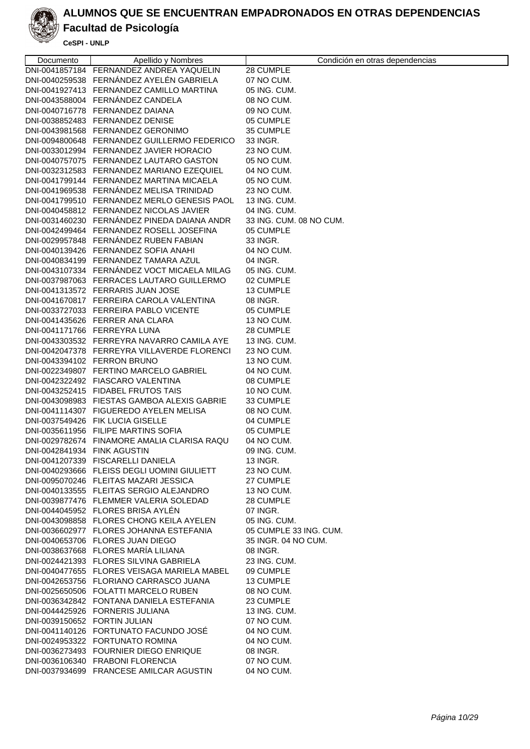# ALUMNOS QUE SE ENCUENTRAN EMPADRONADOS EN OTRAS DEPENDENCIAS

## Facultad de Psicología

**CeSPI - UNLP**

| Documento | Apellido y Nombres | Condición en otras dependencias |
|---|---|---|
| DNI-0041857184 | FERNANDEZ ANDREA YAQUELIN | 28 CUMPLE |
| DNI-0040259538 | FERNÁNDEZ AYELÉN GABRIELA | 07 NO CUM. |
| DNI-0041927413 | FERNANDEZ CAMILLO MARTINA | 05 ING. CUM. |
| DNI-0043588004 | FERNÁNDEZ CANDELA | 08 NO CUM. |
| DNI-0040716778 | FERNANDEZ DAIANA | 09 NO CUM. |
| DNI-0038852483 | FERNANDEZ DENISE | 05 CUMPLE |
| DNI-0043981568 | FERNANDEZ GERONIMO | 35 CUMPLE |
| DNI-0094800648 | FERNANDEZ GUILLERMO FEDERICO | 33 INGR. |
| DNI-0033012994 | FERNANDEZ JAVIER HORACIO | 23 NO CUM. |
| DNI-0040757075 | FERNANDEZ LAUTARO GASTON | 05 NO CUM. |
| DNI-0032312583 | FERNANDEZ MARIANO EZEQUIEL | 04 NO CUM. |
| DNI-0041799144 | FERNANDEZ MARTINA MICAELA | 05 NO CUM. |
| DNI-0041969538 | FERNÁNDEZ MELISA TRINIDAD | 23 NO CUM. |
| DNI-0041799510 | FERNANDEZ MERLO GENESIS PAOL | 13 ING. CUM. |
| DNI-0040458812 | FERNANDEZ NICOLAS JAVIER | 04 ING. CUM. |
| DNI-0031460230 | FERNÁNDEZ PINEDA DAIANA ANDR | 33 ING. CUM. 08 NO CUM. |
| DNI-0042499464 | FERNANDEZ ROSELL JOSEFINA | 05 CUMPLE |
| DNI-0029957848 | FERNÁNDEZ RUBEN FABIAN | 33 INGR. |
| DNI-0040139426 | FERNANDEZ SOFIA ANAHI | 04 NO CUM. |
| DNI-0040834199 | FERNANDEZ TAMARA AZUL | 04 INGR. |
| DNI-0043107334 | FERNÁNDEZ VOCT MICAELA MILAG | 05 ING. CUM. |
| DNI-0037987063 | FERRACES LAUTARO GUILLERMO | 02 CUMPLE |
| DNI-0041313572 | FERRARIS JUAN JOSE | 13 CUMPLE |
| DNI-0041670817 | FERREIRA CAROLA VALENTINA | 08 INGR. |
| DNI-0033727033 | FERREIRA PABLO VICENTE | 05 CUMPLE |
| DNI-0041435626 | FERRER ANA CLARA | 13 NO CUM. |
| DNI-0041171766 | FERREYRA LUNA | 28 CUMPLE |
| DNI-0043303532 | FERREYRA NAVARRO CAMILA AYE | 13 ING. CUM. |
| DNI-0042047378 | FERREYRA VILLAVERDE FLORENCI | 23 NO CUM. |
| DNI-0043394102 | FERRON BRUNO | 13 NO CUM. |
| DNI-0022349807 | FERTINO MARCELO GABRIEL | 04 NO CUM. |
| DNI-0042322492 | FIASCARO VALENTINA | 08 CUMPLE |
| DNI-0043252415 | FIDABEL FRUTOS TAIS | 10 NO CUM. |
| DNI-0043098983 | FIESTAS GAMBOA ALEXIS GABRIE | 33 CUMPLE |
| DNI-0041114307 | FIGUEREDO AYELEN MELISA | 08 NO CUM. |
| DNI-0037549426 | FIK LUCIA GISELLE | 04 CUMPLE |
| DNI-0035611956 | FILIPE MARTINS SOFIA | 05 CUMPLE |
| DNI-0029782674 | FINAMORE AMALIA CLARISA RAQU | 04 NO CUM. |
| DNI-0042841934 | FINK AGUSTIN | 09 ING. CUM. |
| DNI-0041207339 | FISCARELLI DANIELA | 13 INGR. |
| DNI-0040293666 | FLEISS DEGLI UOMINI GIULIETT | 23 NO CUM. |
| DNI-0095070246 | FLEITAS MAZARI JESSICA | 27 CUMPLE |
| DNI-0040133555 | FLEITAS SERGIO ALEJANDRO | 13 NO CUM. |
| DNI-0039877476 | FLEMMER VALERIA SOLEDAD | 28 CUMPLE |
| DNI-0044045952 | FLORES BRISA AYLÉN | 07 INGR. |
| DNI-0043098858 | FLORES CHONG KEILA AYELEN | 05 ING. CUM. |
| DNI-0036602977 | FLORES JOHANNA ESTEFANIA | 05 CUMPLE 33 ING. CUM. |
| DNI-0040653706 | FLORES JUAN DIEGO | 35 INGR. 04 NO CUM. |
| DNI-0038637668 | FLORES MARÍA LILIANA | 08 INGR. |
| DNI-0024421393 | FLORES SILVINA GABRIELA | 23 ING. CUM. |
| DNI-0040477655 | FLORES VEISAGA MARIELA MABEL | 09 CUMPLE |
| DNI-0042653756 | FLORIANO CARRASCO JUANA | 13 CUMPLE |
| DNI-0025650506 | FOLATTI MARCELO RUBEN | 08 NO CUM. |
| DNI-0036342842 | FONTANA DANIELA ESTEFANIA | 23 CUMPLE |
| DNI-0044425926 | FORNERIS JULIANA | 13 ING. CUM. |
| DNI-0039150652 | FORTIN JULIAN | 07 NO CUM. |
| DNI-0041140126 | FORTUNATO FACUNDO JOSÉ | 04 NO CUM. |
| DNI-0024953322 | FORTUNATO ROMINA | 04 NO CUM. |
| DNI-0036273493 | FOURNIER DIEGO ENRIQUE | 08 INGR. |
| DNI-0036106340 | FRABONI FLORENCIA | 07 NO CUM. |
| DNI-0037934699 | FRANCESE AMILCAR AGUSTIN | 04 NO CUM. |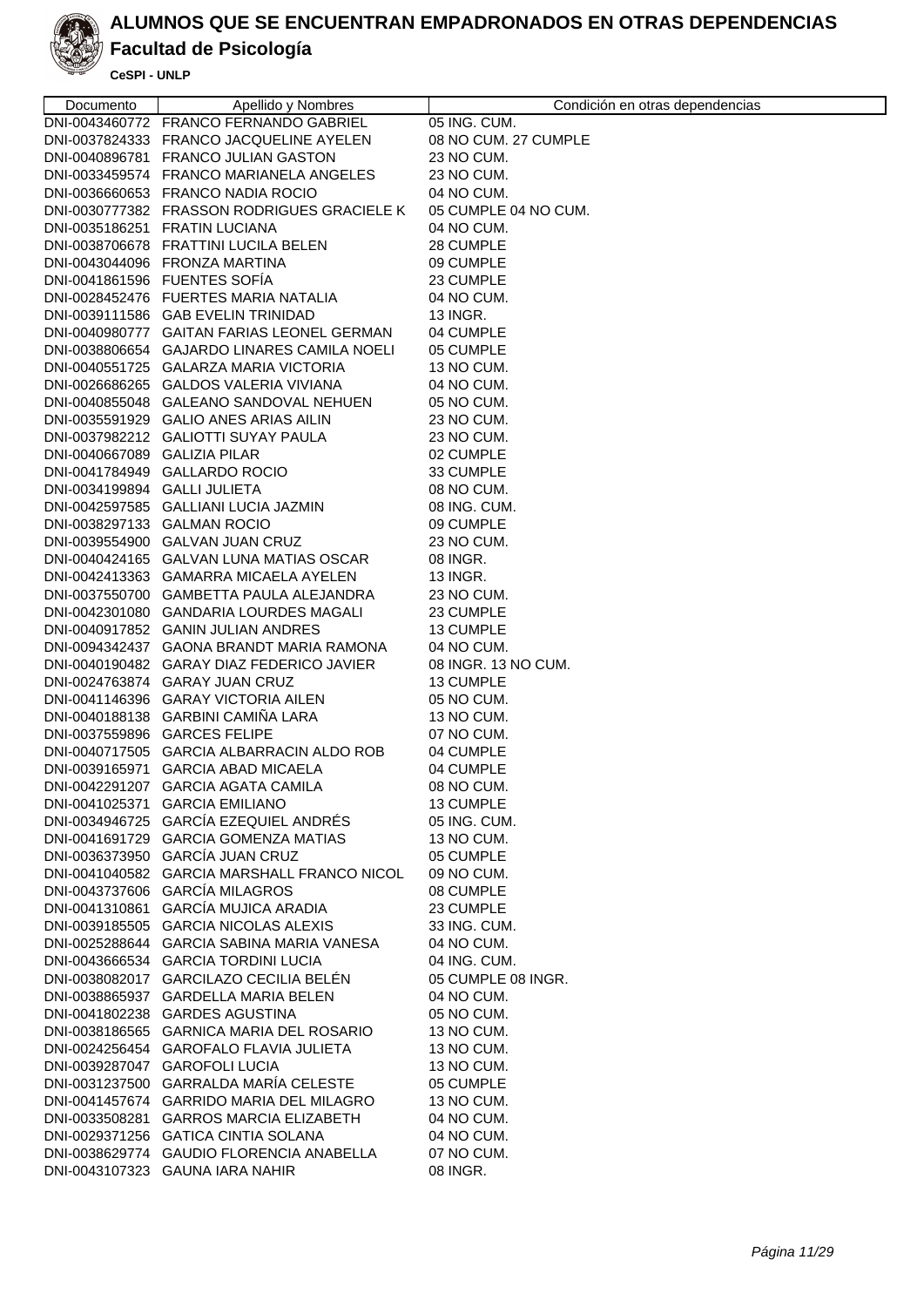# ALUMNOS QUE SE ENCUENTRAN EMPADRONADOS EN OTRAS DEPENDENCIAS

## Facultad de Psicología

**CeSPI - UNLP**

| Documento | Apellido y Nombres | Condición en otras dependencias |
|---|---|---|
| DNI-0043460772 | FRANCO FERNANDO GABRIEL | 05 ING. CUM. |
| DNI-0037824333 | FRANCO JACQUELINE AYELEN | 08 NO CUM. 27 CUMPLE |
| DNI-0040896781 | FRANCO JULIAN GASTON | 23 NO CUM. |
| DNI-0033459574 | FRANCO MARIANELA ANGELES | 23 NO CUM. |
| DNI-0036660653 | FRANCO NADIA ROCIO | 04 NO CUM. |
| DNI-0030777382 | FRASSON RODRIGUES GRACIELE K | 05 CUMPLE 04 NO CUM. |
| DNI-0035186251 | FRATIN LUCIANA | 04 NO CUM. |
| DNI-0038706678 | FRATTINI LUCILA BELEN | 28 CUMPLE |
| DNI-0043044096 | FRONZA MARTINA | 09 CUMPLE |
| DNI-0041861596 | FUENTES SOFÍA | 23 CUMPLE |
| DNI-0028452476 | FUERTES MARIA NATALIA | 04 NO CUM. |
| DNI-0039111586 | GAB EVELIN TRINIDAD | 13 INGR. |
| DNI-0040980777 | GAITAN FARIAS LEONEL GERMAN | 04 CUMPLE |
| DNI-0038806654 | GAJARDO LINARES CAMILA NOELI | 05 CUMPLE |
| DNI-0040551725 | GALARZA MARIA VICTORIA | 13 NO CUM. |
| DNI-0026686265 | GALDOS VALERIA VIVIANA | 04 NO CUM. |
| DNI-0040855048 | GALEANO SANDOVAL NEHUEN | 05 NO CUM. |
| DNI-0035591929 | GALIO ANES ARIAS AILIN | 23 NO CUM. |
| DNI-0037982212 | GALIOTTI SUYAY PAULA | 23 NO CUM. |
| DNI-0040667089 | GALIZIA PILAR | 02 CUMPLE |
| DNI-0041784949 | GALLARDO ROCIO | 33 CUMPLE |
| DNI-0034199894 | GALLI JULIETA | 08 NO CUM. |
| DNI-0042597585 | GALLIANI LUCIA JAZMIN | 08 ING. CUM. |
| DNI-0038297133 | GALMAN ROCIO | 09 CUMPLE |
| DNI-0039554900 | GALVAN JUAN CRUZ | 23 NO CUM. |
| DNI-0040424165 | GALVAN LUNA MATIAS OSCAR | 08 INGR. |
| DNI-0042413363 | GAMARRA MICAELA AYELEN | 13 INGR. |
| DNI-0037550700 | GAMBETTA PAULA ALEJANDRA | 23 NO CUM. |
| DNI-0042301080 | GANDARIA LOURDES MAGALI | 23 CUMPLE |
| DNI-0040917852 | GANIN JULIAN ANDRES | 13 CUMPLE |
| DNI-0094342437 | GAONA BRANDT MARIA RAMONA | 04 NO CUM. |
| DNI-0040190482 | GARAY DIAZ FEDERICO JAVIER | 08 INGR. 13 NO CUM. |
| DNI-0024763874 | GARAY JUAN CRUZ | 13 CUMPLE |
| DNI-0041146396 | GARAY VICTORIA AILEN | 05 NO CUM. |
| DNI-0040188138 | GARBINI CAMIÑA LARA | 13 NO CUM. |
| DNI-0037559896 | GARCES FELIPE | 07 NO CUM. |
| DNI-0040717505 | GARCIA ALBARRACIN ALDO ROB | 04 CUMPLE |
| DNI-0039165971 | GARCIA ABAD MICAELA | 04 CUMPLE |
| DNI-0042291207 | GARCIA AGATA CAMILA | 08 NO CUM. |
| DNI-0041025371 | GARCIA EMILIANO | 13 CUMPLE |
| DNI-0034946725 | GARCÍA EZEQUIEL ANDRÉS | 05 ING. CUM. |
| DNI-0041691729 | GARCIA GOMENZA MATIAS | 13 NO CUM. |
| DNI-0036373950 | GARCÍA JUAN CRUZ | 05 CUMPLE |
| DNI-0041040582 | GARCIA MARSHALL FRANCO NICOL | 09 NO CUM. |
| DNI-0043737606 | GARCÍA MILAGROS | 08 CUMPLE |
| DNI-0041310861 | GARCÍA MUJICA ARADIA | 23 CUMPLE |
| DNI-0039185505 | GARCIA NICOLAS ALEXIS | 33 ING. CUM. |
| DNI-0025288644 | GARCIA SABINA MARIA VANESA | 04 NO CUM. |
| DNI-0043666534 | GARCIA TORDINI LUCIA | 04 ING. CUM. |
| DNI-0038082017 | GARCILAZO CECILIA BELÉN | 05 CUMPLE 08 INGR. |
| DNI-0038865937 | GARDELLA MARIA BELEN | 04 NO CUM. |
| DNI-0041802238 | GARDES AGUSTINA | 05 NO CUM. |
| DNI-0038186565 | GARNICA MARIA DEL ROSARIO | 13 NO CUM. |
| DNI-0024256454 | GAROFALO FLAVIA JULIETA | 13 NO CUM. |
| DNI-0039287047 | GAROFOLI LUCIA | 13 NO CUM. |
| DNI-0031237500 | GARRALDA MARÍA CELESTE | 05 CUMPLE |
| DNI-0041457674 | GARRIDO MARIA DEL MILAGRO | 13 NO CUM. |
| DNI-0033508281 | GARROS MARCIA ELIZABETH | 04 NO CUM. |
| DNI-0029371256 | GATICA CINTIA SOLANA | 04 NO CUM. |
| DNI-0038629774 | GAUDIO FLORENCIA ANABELLA | 07 NO CUM. |
| DNI-0043107323 | GAUNA IARA NAHIR | 08 INGR. |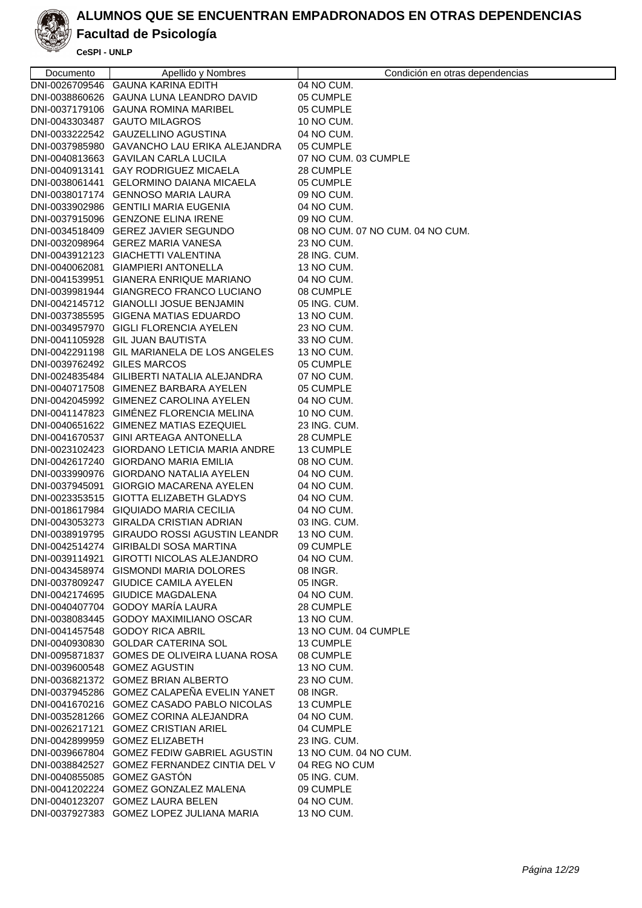# ALUMNOS QUE SE ENCUENTRAN EMPADRONADOS EN OTRAS DEPENDENCIAS

## Facultad de Psicología

**CeSPI - UNLP**

| Documento | Apellido y Nombres | Condición en otras dependencias |
|---|---|---|
| DNI-0026709546 | GAUNA KARINA EDITH | 04 NO CUM. |
| DNI-0038860626 | GAUNA LUNA LEANDRO DAVID | 05 CUMPLE |
| DNI-0037179106 | GAUNA ROMINA MARIBEL | 05 CUMPLE |
| DNI-0043303487 | GAUTO MILAGROS | 10 NO CUM. |
| DNI-0033222542 | GAUZELLINO AGUSTINA | 04 NO CUM. |
| DNI-0037985980 | GAVANCHO LAU ERIKA ALEJANDRA | 05 CUMPLE |
| DNI-0040813663 | GAVILAN CARLA LUCILA | 07 NO CUM. 03 CUMPLE |
| DNI-0040913141 | GAY RODRIGUEZ MICAELA | 28 CUMPLE |
| DNI-0038061441 | GELORMINO DAIANA MICAELA | 05 CUMPLE |
| DNI-0038017174 | GENNOSO MARIA LAURA | 09 NO CUM. |
| DNI-0033902986 | GENTILI MARIA EUGENIA | 04 NO CUM. |
| DNI-0037915096 | GENZONE ELINA IRENE | 09 NO CUM. |
| DNI-0034518409 | GEREZ JAVIER SEGUNDO | 08 NO CUM. 07 NO CUM. 04 NO CUM. |
| DNI-0032098964 | GEREZ MARIA VANESA | 23 NO CUM. |
| DNI-0043912123 | GIACHETTI VALENTINA | 28 ING. CUM. |
| DNI-0040062081 | GIAMPIERI ANTONELLA | 13 NO CUM. |
| DNI-0041539951 | GIANERA ENRIQUE MARIANO | 04 NO CUM. |
| DNI-0039981944 | GIANGRECO FRANCO LUCIANO | 08 CUMPLE |
| DNI-0042145712 | GIANOLLI JOSUE BENJAMIN | 05 ING. CUM. |
| DNI-0037385595 | GIGENA MATIAS EDUARDO | 13 NO CUM. |
| DNI-0034957970 | GIGLI FLORENCIA AYELEN | 23 NO CUM. |
| DNI-0041105928 | GIL JUAN BAUTISTA | 33 NO CUM. |
| DNI-0042291198 | GIL MARIANELA DE LOS ANGELES | 13 NO CUM. |
| DNI-0039762492 | GILES MARCOS | 05 CUMPLE |
| DNI-0024835484 | GILIBERTI NATALIA ALEJANDRA | 07 NO CUM. |
| DNI-0040717508 | GIMENEZ BARBARA AYELEN | 05 CUMPLE |
| DNI-0042045992 | GIMENEZ CAROLINA AYELEN | 04 NO CUM. |
| DNI-0041147823 | GIMÉNEZ FLORENCIA MELINA | 10 NO CUM. |
| DNI-0040651622 | GIMENEZ MATIAS EZEQUIEL | 23 ING. CUM. |
| DNI-0041670537 | GINI ARTEAGA ANTONELLA | 28 CUMPLE |
| DNI-0023102423 | GIORDANO LETICIA MARIA ANDRE | 13 CUMPLE |
| DNI-0042617240 | GIORDANO MARIA EMILIA | 08 NO CUM. |
| DNI-0033990976 | GIORDANO NATALIA AYELEN | 04 NO CUM. |
| DNI-0037945091 | GIORGIO MACARENA AYELEN | 04 NO CUM. |
| DNI-0023353515 | GIOTTA ELIZABETH GLADYS | 04 NO CUM. |
| DNI-0018617984 | GIQUIADO MARIA CECILIA | 04 NO CUM. |
| DNI-0043053273 | GIRALDA CRISTIAN ADRIAN | 03 ING. CUM. |
| DNI-0038919795 | GIRAUDO ROSSI AGUSTIN LEANDR | 13 NO CUM. |
| DNI-0042514274 | GIRIBALDI SOSA MARTINA | 09 CUMPLE |
| DNI-0039114921 | GIROTTI NICOLAS ALEJANDRO | 04 NO CUM. |
| DNI-0043458974 | GISMONDI MARIA DOLORES | 08 INGR. |
| DNI-0037809247 | GIUDICE CAMILA AYELEN | 05 INGR. |
| DNI-0042174695 | GIUDICE MAGDALENA | 04 NO CUM. |
| DNI-0040407704 | GODOY MARÍA LAURA | 28 CUMPLE |
| DNI-0038083445 | GODOY MAXIMILIANO OSCAR | 13 NO CUM. |
| DNI-0041457548 | GODOY RICA ABRIL | 13 NO CUM. 04 CUMPLE |
| DNI-0040930830 | GOLDAR CATERINA SOL | 13 CUMPLE |
| DNI-0095871837 | GOMES DE OLIVEIRA LUANA ROSA | 08 CUMPLE |
| DNI-0039600548 | GOMEZ AGUSTIN | 13 NO CUM. |
| DNI-0036821372 | GOMEZ BRIAN ALBERTO | 23 NO CUM. |
| DNI-0037945286 | GOMEZ CALAPEÑA EVELIN YANET | 08 INGR. |
| DNI-0041670216 | GOMEZ CASADO PABLO NICOLAS | 13 CUMPLE |
| DNI-0035281266 | GOMEZ CORINA ALEJANDRA | 04 NO CUM. |
| DNI-0026217121 | GOMEZ CRISTIAN ARIEL | 04 CUMPLE |
| DNI-0042899959 | GOMEZ ELIZABETH | 23 ING. CUM. |
| DNI-0039667804 | GOMEZ FEDIW GABRIEL AGUSTIN | 13 NO CUM. 04 NO CUM. |
| DNI-0038842527 | GOMEZ FERNANDEZ CINTIA DEL V | 04 REG NO CUM |
| DNI-0040855085 | GOMEZ GASTÓN | 05 ING. CUM. |
| DNI-0041202224 | GOMEZ GONZALEZ MALENA | 09 CUMPLE |
| DNI-0040123207 | GOMEZ LAURA BELEN | 04 NO CUM. |
| DNI-0037927383 | GOMEZ LOPEZ JULIANA MARIA | 13 NO CUM. |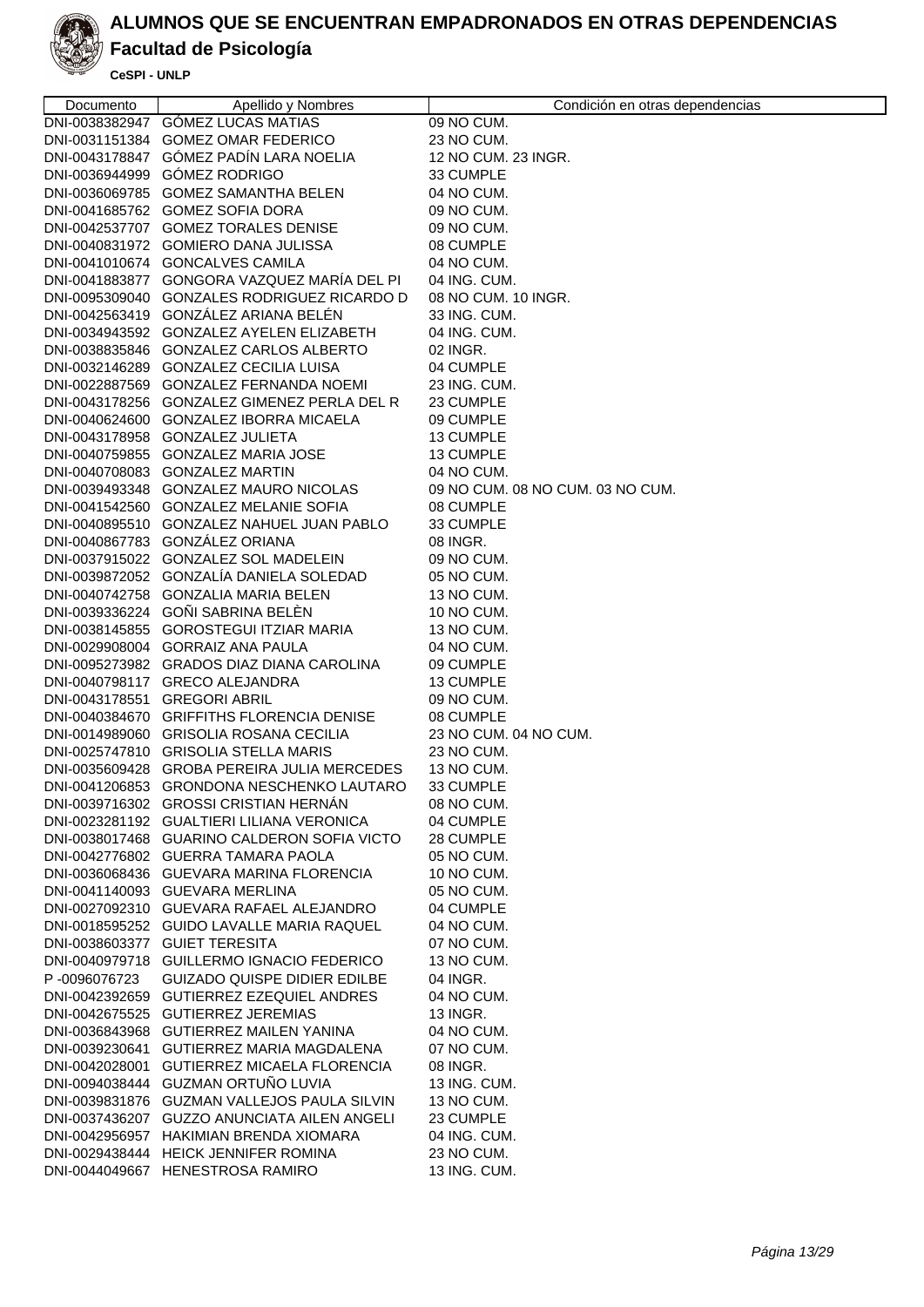# ALUMNOS QUE SE ENCUENTRAN EMPADRONADOS EN OTRAS DEPENDENCIAS

## Facultad de Psicología

**CeSPI - UNLP**

| Documento | Apellido y Nombres | Condición en otras dependencias |
|---|---|---|
| DNI-0038382947 | GÓMEZ LUCAS MATIAS | 09 NO CUM. |
| DNI-0031151384 | GOMEZ OMAR FEDERICO | 23 NO CUM. |
| DNI-0043178847 | GÓMEZ PADÍN LARA NOELIA | 12 NO CUM. 23 INGR. |
| DNI-0036944999 | GÓMEZ RODRIGO | 33 CUMPLE |
| DNI-0036069785 | GOMEZ SAMANTHA BELEN | 04 NO CUM. |
| DNI-0041685762 | GOMEZ SOFIA DORA | 09 NO CUM. |
| DNI-0042537707 | GOMEZ TORALES DENISE | 09 NO CUM. |
| DNI-0040831972 | GOMIERO DANA JULISSA | 08 CUMPLE |
| DNI-0041010674 | GONCALVES CAMILA | 04 NO CUM. |
| DNI-0041883877 | GONGORA VAZQUEZ MARÍA DEL PI | 04 ING. CUM. |
| DNI-0095309040 | GONZALES RODRIGUEZ RICARDO D | 08 NO CUM. 10 INGR. |
| DNI-0042563419 | GONZÁLEZ ARIANA BELÉN | 33 ING. CUM. |
| DNI-0034943592 | GONZALEZ AYELEN ELIZABETH | 04 ING. CUM. |
| DNI-0038835846 | GONZALEZ CARLOS ALBERTO | 02 INGR. |
| DNI-0032146289 | GONZALEZ CECILIA LUISA | 04 CUMPLE |
| DNI-0022887569 | GONZALEZ FERNANDA NOEMI | 23 ING. CUM. |
| DNI-0043178256 | GONZALEZ GIMENEZ PERLA DEL R | 23 CUMPLE |
| DNI-0040624600 | GONZALEZ IBORRA MICAELA | 09 CUMPLE |
| DNI-0043178958 | GONZALEZ JULIETA | 13 CUMPLE |
| DNI-0040759855 | GONZALEZ MARIA JOSE | 13 CUMPLE |
| DNI-0040708083 | GONZALEZ MARTIN | 04 NO CUM. |
| DNI-0039493348 | GONZALEZ MAURO NICOLAS | 09 NO CUM. 08 NO CUM. 03 NO CUM. |
| DNI-0041542560 | GONZALEZ MELANIE SOFIA | 08 CUMPLE |
| DNI-0040895510 | GONZALEZ NAHUEL JUAN PABLO | 33 CUMPLE |
| DNI-0040867783 | GONZÁLEZ ORIANA | 08 INGR. |
| DNI-0037915022 | GONZALEZ SOL MADELEIN | 09 NO CUM. |
| DNI-0039872052 | GONZALÍA DANIELA SOLEDAD | 05 NO CUM. |
| DNI-0040742758 | GONZALIA MARIA BELEN | 13 NO CUM. |
| DNI-0039336224 | GOÑI SABRINA BELÈN | 10 NO CUM. |
| DNI-0038145855 | GOROSTEGUI ITZIAR MARIA | 13 NO CUM. |
| DNI-0029908004 | GORRAIZ ANA PAULA | 04 NO CUM. |
| DNI-0095273982 | GRADOS DIAZ DIANA CAROLINA | 09 CUMPLE |
| DNI-0040798117 | GRECO ALEJANDRA | 13 CUMPLE |
| DNI-0043178551 | GREGORI ABRIL | 09 NO CUM. |
| DNI-0040384670 | GRIFFITHS FLORENCIA DENISE | 08 CUMPLE |
| DNI-0014989060 | GRISOLIA ROSANA CECILIA | 23 NO CUM. 04 NO CUM. |
| DNI-0025747810 | GRISOLIA STELLA MARIS | 23 NO CUM. |
| DNI-0035609428 | GROBA PEREIRA JULIA MERCEDES | 13 NO CUM. |
| DNI-0041206853 | GRONDONA NESCHENKO LAUTARO | 33 CUMPLE |
| DNI-0039716302 | GROSSI CRISTIAN HERNÁN | 08 NO CUM. |
| DNI-0023281192 | GUALTIERI LILIANA VERONICA | 04 CUMPLE |
| DNI-0038017468 | GUARINO CALDERON SOFIA VICTO | 28 CUMPLE |
| DNI-0042776802 | GUERRA TAMARA PAOLA | 05 NO CUM. |
| DNI-0036068436 | GUEVARA MARINA FLORENCIA | 10 NO CUM. |
| DNI-0041140093 | GUEVARA MERLINA | 05 NO CUM. |
| DNI-0027092310 | GUEVARA RAFAEL ALEJANDRO | 04 CUMPLE |
| DNI-0018595252 | GUIDO LAVALLE MARIA RAQUEL | 04 NO CUM. |
| DNI-0038603377 | GUIET TERESITA | 07 NO CUM. |
| DNI-0040979718 | GUILLERMO IGNACIO FEDERICO | 13 NO CUM. |
| P -0096076723 | GUIZADO QUISPE DIDIER EDILBE | 04 INGR. |
| DNI-0042392659 | GUTIERREZ EZEQUIEL ANDRES | 04 NO CUM. |
| DNI-0042675525 | GUTIERREZ JEREMIAS | 13 INGR. |
| DNI-0036843968 | GUTIERREZ MAILEN YANINA | 04 NO CUM. |
| DNI-0039230641 | GUTIERREZ MARIA MAGDALENA | 07 NO CUM. |
| DNI-0042028001 | GUTIERREZ MICAELA FLORENCIA | 08 INGR. |
| DNI-0094038444 | GUZMAN ORTUÑO LUVIA | 13 ING. CUM. |
| DNI-0039831876 | GUZMAN VALLEJOS PAULA SILVIN | 13 NO CUM. |
| DNI-0037436207 | GUZZO ANUNCIATA AILEN ANGELI | 23 CUMPLE |
| DNI-0042956957 | HAKIMIAN BRENDA XIOMARA | 04 ING. CUM. |
| DNI-0029438444 | HEICK JENNIFER ROMINA | 23 NO CUM. |
| DNI-0044049667 | HENESTROSA RAMIRO | 13 ING. CUM. |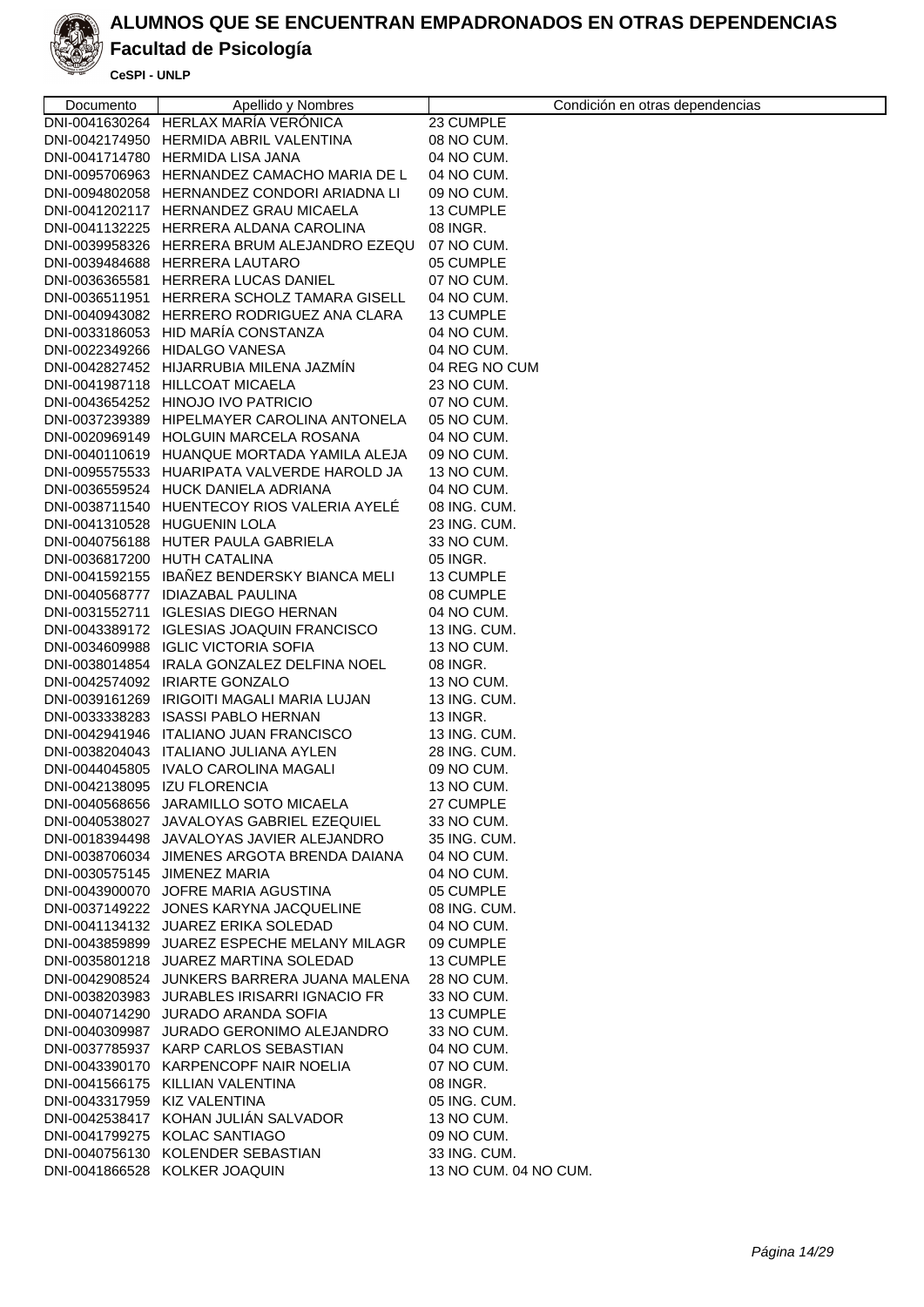# ALUMNOS QUE SE ENCUENTRAN EMPADRONADOS EN OTRAS DEPENDENCIAS

## Facultad de Psicología

**CeSPI - UNLP**

| Documento | Apellido y Nombres | Condición en otras dependencias |
|---|---|---|
| DNI-0041630264 | HERLAX MARÍA VERÓNICA | 23 CUMPLE |
| DNI-0042174950 | HERMIDA ABRIL VALENTINA | 08 NO CUM. |
| DNI-0041714780 | HERMIDA LISA JANA | 04 NO CUM. |
| DNI-0095706963 | HERNANDEZ CAMACHO MARIA DE L | 04 NO CUM. |
| DNI-0094802058 | HERNANDEZ CONDORI ARIADNA LI | 09 NO CUM. |
| DNI-0041202117 | HERNANDEZ GRAU MICAELA | 13 CUMPLE |
| DNI-0041132225 | HERRERA ALDANA CAROLINA | 08 INGR. |
| DNI-0039958326 | HERRERA BRUM ALEJANDRO EZEQU | 07 NO CUM. |
| DNI-0039484688 | HERRERA LAUTARO | 05 CUMPLE |
| DNI-0036365581 | HERRERA LUCAS DANIEL | 07 NO CUM. |
| DNI-0036511951 | HERRERA SCHOLZ TAMARA GISELL | 04 NO CUM. |
| DNI-0040943082 | HERRERO RODRIGUEZ ANA CLARA | 13 CUMPLE |
| DNI-0033186053 | HID MARÍA CONSTANZA | 04 NO CUM. |
| DNI-0022349266 | HIDALGO VANESA | 04 NO CUM. |
| DNI-0042827452 | HIJARRUBIA MILENA JAZMÍN | 04 REG NO CUM |
| DNI-0041987118 | HILLCOAT MICAELA | 23 NO CUM. |
| DNI-0043654252 | HINOJO IVO PATRICIO | 07 NO CUM. |
| DNI-0037239389 | HIPELMAYER CAROLINA ANTONELA | 05 NO CUM. |
| DNI-0020969149 | HOLGUIN MARCELA ROSANA | 04 NO CUM. |
| DNI-0040110619 | HUANQUE MORTADA YAMILA ALEJA | 09 NO CUM. |
| DNI-0095575533 | HUARIPATA VALVERDE HAROLD JA | 13 NO CUM. |
| DNI-0036559524 | HUCK DANIELA ADRIANA | 04 NO CUM. |
| DNI-0038711540 | HUENTECOY RIOS VALERIA AYELÉ | 08 ING. CUM. |
| DNI-0041310528 | HUGUENIN LOLA | 23 ING. CUM. |
| DNI-0040756188 | HUTER PAULA GABRIELA | 33 NO CUM. |
| DNI-0036817200 | HUTH CATALINA | 05 INGR. |
| DNI-0041592155 | IBAÑEZ BENDERSKY BIANCA MELI | 13 CUMPLE |
| DNI-0040568777 | IDIAZABAL PAULINA | 08 CUMPLE |
| DNI-0031552711 | IGLESIAS DIEGO HERNAN | 04 NO CUM. |
| DNI-0043389172 | IGLESIAS JOAQUIN FRANCISCO | 13 ING. CUM. |
| DNI-0034609988 | IGLIC VICTORIA SOFIA | 13 NO CUM. |
| DNI-0038014854 | IRALA GONZALEZ DELFINA NOEL | 08 INGR. |
| DNI-0042574092 | IRIARTE GONZALO | 13 NO CUM. |
| DNI-0039161269 | IRIGOITI MAGALI MARIA LUJAN | 13 ING. CUM. |
| DNI-0033338283 | ISASSI PABLO HERNAN | 13 INGR. |
| DNI-0042941946 | ITALIANO JUAN FRANCISCO | 13 ING. CUM. |
| DNI-0038204043 | ITALIANO JULIANA AYLEN | 28 ING. CUM. |
| DNI-0044045805 | IVALO CAROLINA MAGALI | 09 NO CUM. |
| DNI-0042138095 | IZU FLORENCIA | 13 NO CUM. |
| DNI-0040568656 | JARAMILLO SOTO MICAELA | 27 CUMPLE |
| DNI-0040538027 | JAVALOYAS GABRIEL EZEQUIEL | 33 NO CUM. |
| DNI-0018394498 | JAVALOYAS JAVIER ALEJANDRO | 35 ING. CUM. |
| DNI-0038706034 | JIMENES ARGOTA BRENDA DAIANA | 04 NO CUM. |
| DNI-0030575145 | JIMENEZ MARIA | 04 NO CUM. |
| DNI-0043900070 | JOFRE MARIA AGUSTINA | 05 CUMPLE |
| DNI-0037149222 | JONES KARYNA JACQUELINE | 08 ING. CUM. |
| DNI-0041134132 | JUAREZ ERIKA SOLEDAD | 04 NO CUM. |
| DNI-0043859899 | JUAREZ ESPECHE MELANY MILAGR | 09 CUMPLE |
| DNI-0035801218 | JUAREZ MARTINA SOLEDAD | 13 CUMPLE |
| DNI-0042908524 | JUNKERS BARRERA JUANA MALENA | 28 NO CUM. |
| DNI-0038203983 | JURABLES IRISARRI IGNACIO FR | 33 NO CUM. |
| DNI-0040714290 | JURADO ARANDA SOFIA | 13 CUMPLE |
| DNI-0040309987 | JURADO GERONIMO ALEJANDRO | 33 NO CUM. |
| DNI-0037785937 | KARP CARLOS SEBASTIAN | 04 NO CUM. |
| DNI-0043390170 | KARPENCOPF NAIR NOELIA | 07 NO CUM. |
| DNI-0041566175 | KILLIAN VALENTINA | 08 INGR. |
| DNI-0043317959 | KIZ VALENTINA | 05 ING. CUM. |
| DNI-0042538417 | KOHAN JULIÁN SALVADOR | 13 NO CUM. |
| DNI-0041799275 | KOLAC SANTIAGO | 09 NO CUM. |
| DNI-0040756130 | KOLENDER SEBASTIAN | 33 ING. CUM. |
| DNI-0041866528 | KOLKER JOAQUIN | 13 NO CUM. 04 NO CUM. |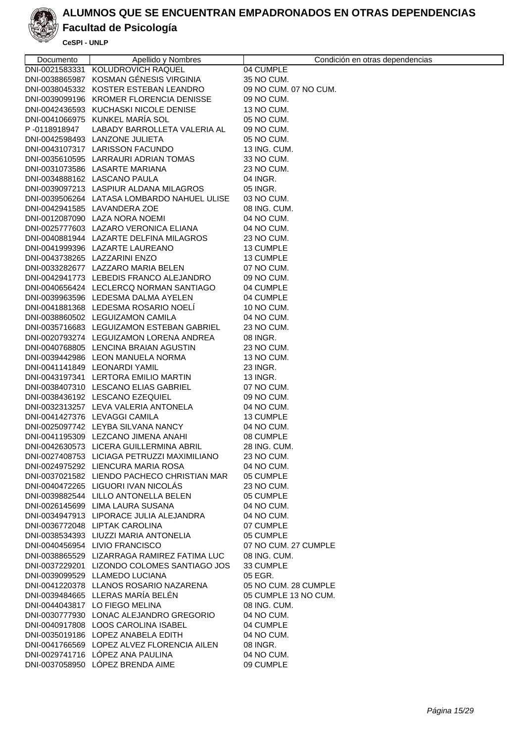# ALUMNOS QUE SE ENCUENTRAN EMPADRONADOS EN OTRAS DEPENDENCIAS

## Facultad de Psicología

**CeSPI - UNLP**

| Documento | Apellido y Nombres | Condición en otras dependencias |
|---|---|---|
| DNI-0021583331 | KOLUDROVICH RAQUEL | 04 CUMPLE |
| DNI-0038865987 | KOSMAN GÉNESIS VIRGINIA | 35 NO CUM. |
| DNI-0038045332 | KOSTER ESTEBAN LEANDRO | 09 NO CUM. 07 NO CUM. |
| DNI-0039099196 | KROMER FLORENCIA DENISSE | 09 NO CUM. |
| DNI-0042436593 | KUCHASKI NICOLE DENISE | 13 NO CUM. |
| DNI-0041066975 | KUNKEL MARÍA SOL | 05 NO CUM. |
| P -0118918947 | LABADY BARROLLETA VALERIA AL | 09 NO CUM. |
| DNI-0042598493 | LANZONE JULIETA | 05 NO CUM. |
| DNI-0043107317 | LARISSON FACUNDO | 13 ING. CUM. |
| DNI-0035610595 | LARRAURI ADRIAN TOMAS | 33 NO CUM. |
| DNI-0031073586 | LASARTE MARIANA | 23 NO CUM. |
| DNI-0034888162 | LASCANO PAULA | 04 INGR. |
| DNI-0039097213 | LASPIUR ALDANA MILAGROS | 05 INGR. |
| DNI-0039506264 | LATASA LOMBARDO NAHUEL ULISE | 03 NO CUM. |
| DNI-0042941585 | LAVANDERA ZOE | 08 ING. CUM. |
| DNI-0012087090 | LAZA NORA NOEMI | 04 NO CUM. |
| DNI-0025777603 | LAZARO VERONICA ELIANA | 04 NO CUM. |
| DNI-0040881944 | LAZARTE DELFINA MILAGROS | 23 NO CUM. |
| DNI-0041999396 | LAZARTE LAUREANO | 13 CUMPLE |
| DNI-0043738265 | LAZZARINI ENZO | 13 CUMPLE |
| DNI-0033282677 | LAZZARO MARIA BELEN | 07 NO CUM. |
| DNI-0042941773 | LEBEDIS FRANCO ALEJANDRO | 09 NO CUM. |
| DNI-0040656424 | LECLERCQ NORMAN SANTIAGO | 04 CUMPLE |
| DNI-0039963596 | LEDESMA DALMA AYELEN | 04 CUMPLE |
| DNI-0041881368 | LEDESMA ROSARIO NOELÍ | 10 NO CUM. |
| DNI-0038860502 | LEGUIZAMON CAMILA | 04 NO CUM. |
| DNI-0035716683 | LEGUIZAMON ESTEBAN GABRIEL | 23 NO CUM. |
| DNI-0020793274 | LEGUIZAMON LORENA ANDREA | 08 INGR. |
| DNI-0040768805 | LENCINA BRAIAN AGUSTIN | 23 NO CUM. |
| DNI-0039442986 | LEON MANUELA NORMA | 13 NO CUM. |
| DNI-0041141849 | LEONARDI YAMIL | 23 INGR. |
| DNI-0043197341 | LERTORA EMILIO MARTIN | 13 INGR. |
| DNI-0038407310 | LESCANO ELIAS GABRIEL | 07 NO CUM. |
| DNI-0038436192 | LESCANO EZEQUIEL | 09 NO CUM. |
| DNI-0032313257 | LEVA VALERIA ANTONELA | 04 NO CUM. |
| DNI-0041427376 | LEVAGGI CAMILA | 13 CUMPLE |
| DNI-0025097742 | LEYBA SILVANA NANCY | 04 NO CUM. |
| DNI-0041195309 | LEZCANO JIMENA ANAHI | 08 CUMPLE |
| DNI-0042630573 | LICERA GUILLERMINA ABRIL | 28 ING. CUM. |
| DNI-0027408753 | LICIAGA PETRUZZI MAXIMILIANO | 23 NO CUM. |
| DNI-0024975292 | LIENCURA MARIA ROSA | 04 NO CUM. |
| DNI-0037021582 | LIENDO PACHECO CHRISTIAN MAR | 05 CUMPLE |
| DNI-0040472265 | LIGUORI IVAN NICOLÁS | 23 NO CUM. |
| DNI-0039882544 | LILLO ANTONELLA BELEN | 05 CUMPLE |
| DNI-0026145699 | LIMA LAURA SUSANA | 04 NO CUM. |
| DNI-0034947913 | LIPORACE JULIA ALEJANDRA | 04 NO CUM. |
| DNI-0036772048 | LIPTAK CAROLINA | 07 CUMPLE |
| DNI-0038534393 | LIUZZI MARIA ANTONELIA | 05 CUMPLE |
| DNI-0040456954 | LIVIO FRANCISCO | 07 NO CUM. 27 CUMPLE |
| DNI-0038865529 | LIZARRAGA RAMIREZ FATIMA LUC | 08 ING. CUM. |
| DNI-0037229201 | LIZONDO COLOMES SANTIAGO JOS | 33 CUMPLE |
| DNI-0039099529 | LLAMEDO LUCIANA | 05 EGR. |
| DNI-0041220378 | LLANOS ROSARIO NAZARENA | 05 NO CUM. 28 CUMPLE |
| DNI-0039484665 | LLERAS MARÍA BELÉN | 05 CUMPLE 13 NO CUM. |
| DNI-0044043817 | LO FIEGO MELINA | 08 ING. CUM. |
| DNI-0030777930 | LONAC ALEJANDRO GREGORIO | 04 NO CUM. |
| DNI-0040917808 | LOOS CAROLINA ISABEL | 04 CUMPLE |
| DNI-0035019186 | LOPEZ ANABELA EDITH | 04 NO CUM. |
| DNI-0041766569 | LOPEZ ALVEZ FLORENCIA AILEN | 08 INGR. |
| DNI-0029741716 | LÓPEZ ANA PAULINA | 04 NO CUM. |
| DNI-0037058950 | LÓPEZ BRENDA AIME | 09 CUMPLE |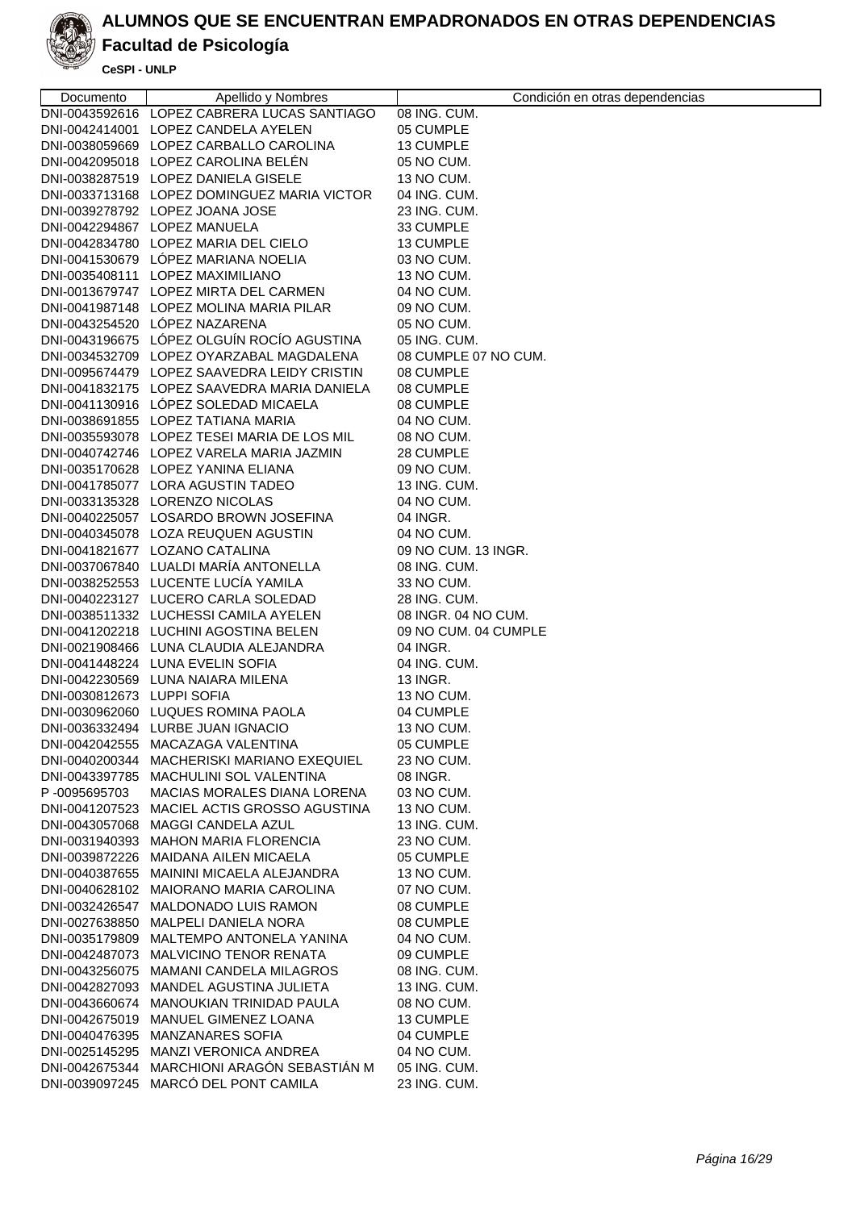# ALUMNOS QUE SE ENCUENTRAN EMPADRONADOS EN OTRAS DEPENDENCIAS

## Facultad de Psicología

**CeSPI - UNLP**

| Documento | Apellido y Nombres | Condición en otras dependencias |
|---|---|---|
| DNI-0043592616 | LOPEZ CABRERA LUCAS SANTIAGO | 08 ING. CUM. |
| DNI-0042414001 | LOPEZ CANDELA AYELEN | 05 CUMPLE |
| DNI-0038059669 | LOPEZ CARBALLO CAROLINA | 13 CUMPLE |
| DNI-0042095018 | LOPEZ CAROLINA BELÉN | 05 NO CUM. |
| DNI-0038287519 | LOPEZ DANIELA GISELE | 13 NO CUM. |
| DNI-0033713168 | LOPEZ DOMINGUEZ MARIA VICTOR | 04 ING. CUM. |
| DNI-0039278792 | LOPEZ JOANA JOSE | 23 ING. CUM. |
| DNI-0042294867 | LOPEZ MANUELA | 33 CUMPLE |
| DNI-0042834780 | LOPEZ MARIA DEL CIELO | 13 CUMPLE |
| DNI-0041530679 | LÓPEZ MARIANA NOELIA | 03 NO CUM. |
| DNI-0035408111 | LOPEZ MAXIMILIANO | 13 NO CUM. |
| DNI-0013679747 | LOPEZ MIRTA DEL CARMEN | 04 NO CUM. |
| DNI-0041987148 | LOPEZ MOLINA MARIA PILAR | 09 NO CUM. |
| DNI-0043254520 | LÓPEZ NAZARENA | 05 NO CUM. |
| DNI-0043196675 | LÓPEZ OLGUÍN ROCÍO AGUSTINA | 05 ING. CUM. |
| DNI-0034532709 | LOPEZ OYARZABAL MAGDALENA | 08 CUMPLE 07 NO CUM. |
| DNI-0095674479 | LOPEZ SAAVEDRA LEIDY CRISTIN | 08 CUMPLE |
| DNI-0041832175 | LOPEZ SAAVEDRA MARIA DANIELA | 08 CUMPLE |
| DNI-0041130916 | LÓPEZ SOLEDAD MICAELA | 08 CUMPLE |
| DNI-0038691855 | LOPEZ TATIANA MARIA | 04 NO CUM. |
| DNI-0035593078 | LOPEZ TESEI MARIA DE LOS MIL | 08 NO CUM. |
| DNI-0040742746 | LOPEZ VARELA MARIA JAZMIN | 28 CUMPLE |
| DNI-0035170628 | LOPEZ YANINA ELIANA | 09 NO CUM. |
| DNI-0041785077 | LORA AGUSTIN TADEO | 13 ING. CUM. |
| DNI-0033135328 | LORENZO NICOLAS | 04 NO CUM. |
| DNI-0040225057 | LOSARDO BROWN JOSEFINA | 04 INGR. |
| DNI-0040345078 | LOZA REUQUEN AGUSTIN | 04 NO CUM. |
| DNI-0041821677 | LOZANO CATALINA | 09 NO CUM. 13 INGR. |
| DNI-0037067840 | LUALDI MARÍA ANTONELLA | 08 ING. CUM. |
| DNI-0038252553 | LUCENTE LUCÍA YAMILA | 33 NO CUM. |
| DNI-0040223127 | LUCERO CARLA SOLEDAD | 28 ING. CUM. |
| DNI-0038511332 | LUCHESSI CAMILA AYELEN | 08 INGR. 04 NO CUM. |
| DNI-0041202218 | LUCHINI AGOSTINA BELEN | 09 NO CUM. 04 CUMPLE |
| DNI-0021908466 | LUNA CLAUDIA ALEJANDRA | 04 INGR. |
| DNI-0041448224 | LUNA EVELIN SOFIA | 04 ING. CUM. |
| DNI-0042230569 | LUNA NAIARA MILENA | 13 INGR. |
| DNI-0030812673 | LUPPI SOFIA | 13 NO CUM. |
| DNI-0030962060 | LUQUES ROMINA PAOLA | 04 CUMPLE |
| DNI-0036332494 | LURBE JUAN IGNACIO | 13 NO CUM. |
| DNI-0042042555 | MACAZAGA VALENTINA | 05 CUMPLE |
| DNI-0040200344 | MACHERISKI MARIANO EXEQUIEL | 23 NO CUM. |
| DNI-0043397785 | MACHULINI SOL VALENTINA | 08 INGR. |
| P -0095695703 | MACIAS MORALES DIANA LORENA | 03 NO CUM. |
| DNI-0041207523 | MACIEL ACTIS GROSSO AGUSTINA | 13 NO CUM. |
| DNI-0043057068 | MAGGI CANDELA AZUL | 13 ING. CUM. |
| DNI-0031940393 | MAHON MARIA FLORENCIA | 23 NO CUM. |
| DNI-0039872226 | MAIDANA AILEN MICAELA | 05 CUMPLE |
| DNI-0040387655 | MAININI MICAELA ALEJANDRA | 13 NO CUM. |
| DNI-0040628102 | MAIORANO MARIA CAROLINA | 07 NO CUM. |
| DNI-0032426547 | MALDONADO LUIS RAMON | 08 CUMPLE |
| DNI-0027638850 | MALPELI DANIELA NORA | 08 CUMPLE |
| DNI-0035179809 | MALTEMPO ANTONELA YANINA | 04 NO CUM. |
| DNI-0042487073 | MALVICINO TENOR RENATA | 09 CUMPLE |
| DNI-0043256075 | MAMANI CANDELA MILAGROS | 08 ING. CUM. |
| DNI-0042827093 | MANDEL AGUSTINA JULIETA | 13 ING. CUM. |
| DNI-0043660674 | MANOUKIAN TRINIDAD PAULA | 08 NO CUM. |
| DNI-0042675019 | MANUEL GIMENEZ LOANA | 13 CUMPLE |
| DNI-0040476395 | MANZANARES SOFIA | 04 CUMPLE |
| DNI-0025145295 | MANZI VERONICA ANDREA | 04 NO CUM. |
| DNI-0042675344 | MARCHIONI ARAGÓN SEBASTIÁN M | 05 ING. CUM. |
| DNI-0039097245 | MARCÓ DEL PONT CAMILA | 23 ING. CUM. |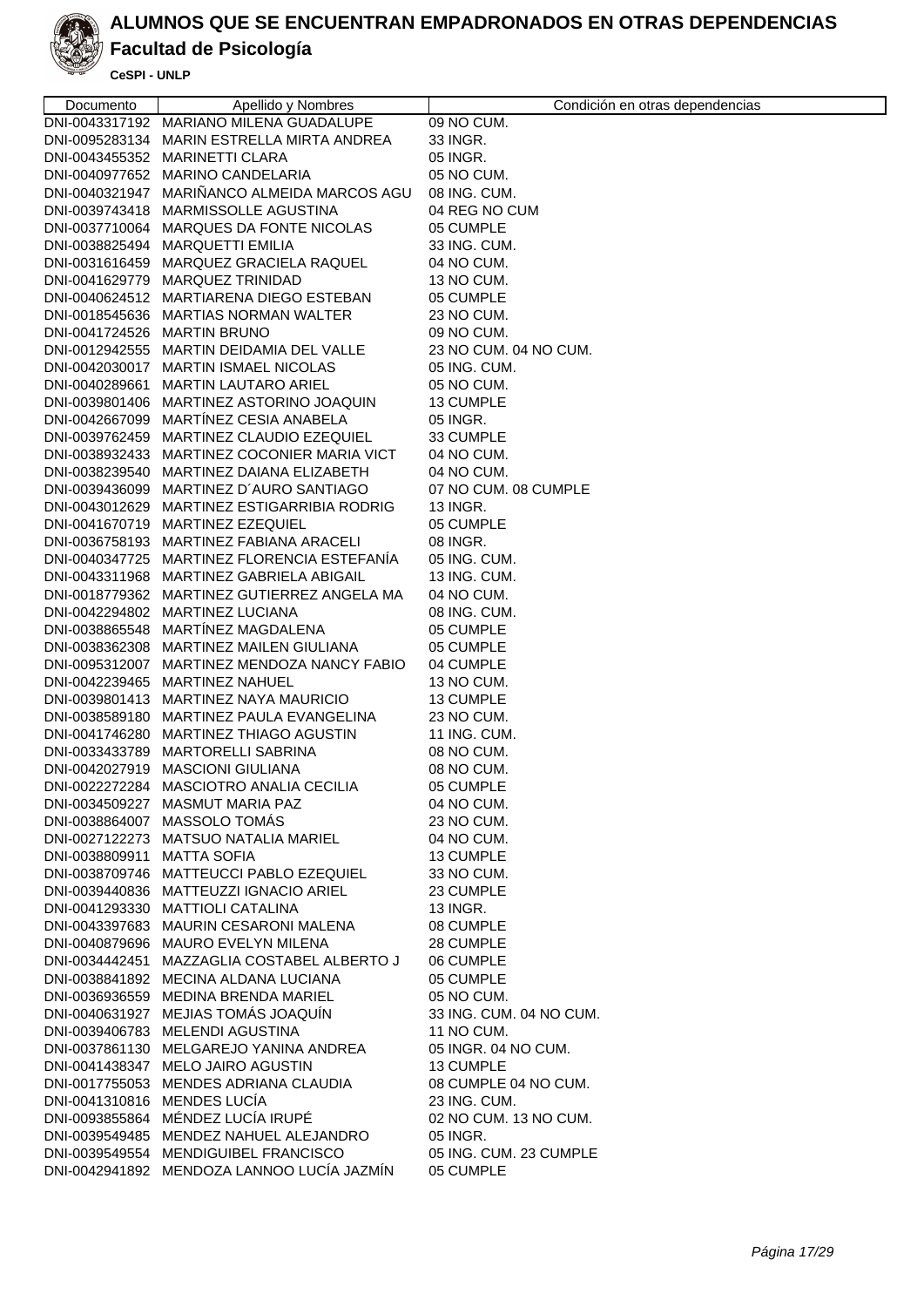# ALUMNOS QUE SE ENCUENTRAN EMPADRONADOS EN OTRAS DEPENDENCIAS

## Facultad de Psicología

**CeSPI - UNLP**

| Documento | Apellido y Nombres | Condición en otras dependencias |
|---|---|---|
| DNI-0043317192 | MARIANO MILENA GUADALUPE | 09 NO CUM. |
| DNI-0095283134 | MARIN ESTRELLA MIRTA ANDREA | 33 INGR. |
| DNI-0043455352 | MARINETTI CLARA | 05 INGR. |
| DNI-0040977652 | MARINO CANDELARIA | 05 NO CUM. |
| DNI-0040321947 | MARIÑANCO ALMEIDA MARCOS AGU | 08 ING. CUM. |
| DNI-0039743418 | MARMISSOLLE AGUSTINA | 04 REG NO CUM |
| DNI-0037710064 | MARQUES DA FONTE NICOLAS | 05 CUMPLE |
| DNI-0038825494 | MARQUETTI EMILIA | 33 ING. CUM. |
| DNI-0031616459 | MARQUEZ GRACIELA RAQUEL | 04 NO CUM. |
| DNI-0041629779 | MARQUEZ TRINIDAD | 13 NO CUM. |
| DNI-0040624512 | MARTIARENA DIEGO ESTEBAN | 05 CUMPLE |
| DNI-0018545636 | MARTIAS NORMAN WALTER | 23 NO CUM. |
| DNI-0041724526 | MARTIN BRUNO | 09 NO CUM. |
| DNI-0012942555 | MARTIN DEIDAMIA DEL VALLE | 23 NO CUM. 04 NO CUM. |
| DNI-0042030017 | MARTIN ISMAEL NICOLAS | 05 ING. CUM. |
| DNI-0040289661 | MARTIN LAUTARO ARIEL | 05 NO CUM. |
| DNI-0039801406 | MARTINEZ ASTORINO JOAQUIN | 13 CUMPLE |
| DNI-0042667099 | MARTÍNEZ CESIA ANABELA | 05 INGR. |
| DNI-0039762459 | MARTINEZ CLAUDIO EZEQUIEL | 33 CUMPLE |
| DNI-0038932433 | MARTINEZ COCONIER MARIA VICT | 04 NO CUM. |
| DNI-0038239540 | MARTINEZ DAIANA ELIZABETH | 04 NO CUM. |
| DNI-0039436099 | MARTINEZ D´AURO SANTIAGO | 07 NO CUM. 08 CUMPLE |
| DNI-0043012629 | MARTINEZ ESTIGARRIBIA RODRIG | 13 INGR. |
| DNI-0041670719 | MARTINEZ EZEQUIEL | 05 CUMPLE |
| DNI-0036758193 | MARTINEZ FABIANA ARACELI | 08 INGR. |
| DNI-0040347725 | MARTINEZ FLORENCIA ESTEFANÍA | 05 ING. CUM. |
| DNI-0043311968 | MARTINEZ GABRIELA ABIGAIL | 13 ING. CUM. |
| DNI-0018779362 | MARTINEZ GUTIERREZ ANGELA MA | 04 NO CUM. |
| DNI-0042294802 | MARTINEZ LUCIANA | 08 ING. CUM. |
| DNI-0038865548 | MARTÍNEZ MAGDALENA | 05 CUMPLE |
| DNI-0038362308 | MARTINEZ MAILEN GIULIANA | 05 CUMPLE |
| DNI-0095312007 | MARTINEZ MENDOZA NANCY FABIO | 04 CUMPLE |
| DNI-0042239465 | MARTINEZ NAHUEL | 13 NO CUM. |
| DNI-0039801413 | MARTINEZ NAYA MAURICIO | 13 CUMPLE |
| DNI-0038589180 | MARTINEZ PAULA EVANGELINA | 23 NO CUM. |
| DNI-0041746280 | MARTINEZ THIAGO AGUSTIN | 11 ING. CUM. |
| DNI-0033433789 | MARTORELLI SABRINA | 08 NO CUM. |
| DNI-0042027919 | MASCIONI GIULIANA | 08 NO CUM. |
| DNI-0022272284 | MASCIOTRO ANALIA CECILIA | 05 CUMPLE |
| DNI-0034509227 | MASMUT MARIA PAZ | 04 NO CUM. |
| DNI-0038864007 | MASSOLO TOMÁS | 23 NO CUM. |
| DNI-0027122273 | MATSUO NATALIA MARIEL | 04 NO CUM. |
| DNI-0038809911 | MATTA SOFIA | 13 CUMPLE |
| DNI-0038709746 | MATTEUCCI PABLO EZEQUIEL | 33 NO CUM. |
| DNI-0039440836 | MATTEUZZI IGNACIO ARIEL | 23 CUMPLE |
| DNI-0041293330 | MATTIOLI CATALINA | 13 INGR. |
| DNI-0043397683 | MAURIN CESARONI MALENA | 08 CUMPLE |
| DNI-0040879696 | MAURO EVELYN MILENA | 28 CUMPLE |
| DNI-0034442451 | MAZZAGLIA COSTABEL ALBERTO J | 06 CUMPLE |
| DNI-0038841892 | MECINA ALDANA LUCIANA | 05 CUMPLE |
| DNI-0036936559 | MEDINA BRENDA MARIEL | 05 NO CUM. |
| DNI-0040631927 | MEJIAS TOMÁS JOAQUÍN | 33 ING. CUM. 04 NO CUM. |
| DNI-0039406783 | MELENDI AGUSTINA | 11 NO CUM. |
| DNI-0037861130 | MELGAREJO YANINA ANDREA | 05 INGR. 04 NO CUM. |
| DNI-0041438347 | MELO JAIRO AGUSTIN | 13 CUMPLE |
| DNI-0017755053 | MENDES ADRIANA CLAUDIA | 08 CUMPLE 04 NO CUM. |
| DNI-0041310816 | MENDES LUCÍA | 23 ING. CUM. |
| DNI-0093855864 | MÉNDEZ LUCÍA IRUPÉ | 02 NO CUM. 13 NO CUM. |
| DNI-0039549485 | MENDEZ NAHUEL ALEJANDRO | 05 INGR. |
| DNI-0039549554 | MENDIGUIBEL FRANCISCO | 05 ING. CUM. 23 CUMPLE |
| DNI-0042941892 | MENDOZA LANNOO LUCÍA JAZMÍN | 05 CUMPLE |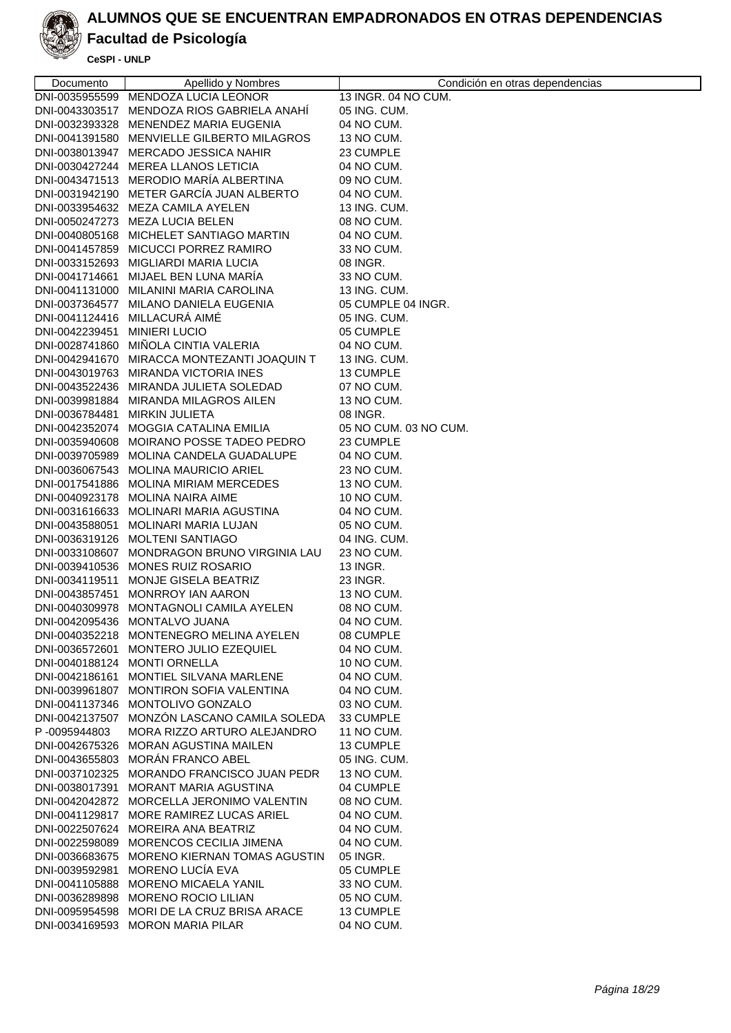# ALUMNOS QUE SE ENCUENTRAN EMPADRONADOS EN OTRAS DEPENDENCIAS

## Facultad de Psicología

**CeSPI - UNLP**

| Documento | Apellido y Nombres | Condición en otras dependencias |
|---|---|---|
| DNI-0035955599 | MENDOZA LUCIA LEONOR | 13 INGR. 04 NO CUM. |
| DNI-0043303517 | MENDOZA RIOS GABRIELA ANAHÍ | 05 ING. CUM. |
| DNI-0032393328 | MENENDEZ MARIA EUGENIA | 04 NO CUM. |
| DNI-0041391580 | MENVIELLE GILBERTO MILAGROS | 13 NO CUM. |
| DNI-0038013947 | MERCADO JESSICA NAHIR | 23 CUMPLE |
| DNI-0030427244 | MEREA LLANOS LETICIA | 04 NO CUM. |
| DNI-0043471513 | MERODIO MARÍA ALBERTINA | 09 NO CUM. |
| DNI-0031942190 | METER GARCÍA JUAN ALBERTO | 04 NO CUM. |
| DNI-0033954632 | MEZA CAMILA AYELEN | 13 ING. CUM. |
| DNI-0050247273 | MEZA LUCIA BELEN | 08 NO CUM. |
| DNI-0040805168 | MICHELET SANTIAGO MARTIN | 04 NO CUM. |
| DNI-0041457859 | MICUCCI PORREZ RAMIRO | 33 NO CUM. |
| DNI-0033152693 | MIGLIARDI MARIA LUCIA | 08 INGR. |
| DNI-0041714661 | MIJAEL BEN LUNA MARÍA | 33 NO CUM. |
| DNI-0041131000 | MILANINI MARIA CAROLINA | 13 ING. CUM. |
| DNI-0037364577 | MILANO DANIELA EUGENIA | 05 CUMPLE 04 INGR. |
| DNI-0041124416 | MILLACURÁ AIMÉ | 05 ING. CUM. |
| DNI-0042239451 | MINIERI LUCIO | 05 CUMPLE |
| DNI-0028741860 | MIÑOLA CINTIA VALERIA | 04 NO CUM. |
| DNI-0042941670 | MIRACCA MONTEZANTI JOAQUIN T | 13 ING. CUM. |
| DNI-0043019763 | MIRANDA VICTORIA INES | 13 CUMPLE |
| DNI-0043522436 | MIRANDA JULIETA SOLEDAD | 07 NO CUM. |
| DNI-0039981884 | MIRANDA MILAGROS AILEN | 13 NO CUM. |
| DNI-0036784481 | MIRKIN JULIETA | 08 INGR. |
| DNI-0042352074 | MOGGIA CATALINA EMILIA | 05 NO CUM. 03 NO CUM. |
| DNI-0035940608 | MOIRANO POSSE TADEO PEDRO | 23 CUMPLE |
| DNI-0039705989 | MOLINA CANDELA GUADALUPE | 04 NO CUM. |
| DNI-0036067543 | MOLINA MAURICIO ARIEL | 23 NO CUM. |
| DNI-0017541886 | MOLINA MIRIAM MERCEDES | 13 NO CUM. |
| DNI-0040923178 | MOLINA NAIRA AIME | 10 NO CUM. |
| DNI-0031616633 | MOLINARI MARIA AGUSTINA | 04 NO CUM. |
| DNI-0043588051 | MOLINARI MARIA LUJAN | 05 NO CUM. |
| DNI-0036319126 | MOLTENI SANTIAGO | 04 ING. CUM. |
| DNI-0033108607 | MONDRAGON BRUNO VIRGINIA LAU | 23 NO CUM. |
| DNI-0039410536 | MONES RUIZ ROSARIO | 13 INGR. |
| DNI-0034119511 | MONJE GISELA BEATRIZ | 23 INGR. |
| DNI-0043857451 | MONRROY IAN AARON | 13 NO CUM. |
| DNI-0040309978 | MONTAGNOLI CAMILA AYELEN | 08 NO CUM. |
| DNI-0042095436 | MONTALVO JUANA | 04 NO CUM. |
| DNI-0040352218 | MONTENEGRO MELINA AYELEN | 08 CUMPLE |
| DNI-0036572601 | MONTERO JULIO EZEQUIEL | 04 NO CUM. |
| DNI-0040188124 | MONTI ORNELLA | 10 NO CUM. |
| DNI-0042186161 | MONTIEL SILVANA MARLENE | 04 NO CUM. |
| DNI-0039961807 | MONTIRON SOFIA VALENTINA | 04 NO CUM. |
| DNI-0041137346 | MONTOLIVO GONZALO | 03 NO CUM. |
| DNI-0042137507 | MONZÓN LASCANO CAMILA SOLEDA | 33 CUMPLE |
| P -0095944803 | MORA RIZZO ARTURO ALEJANDRO | 11 NO CUM. |
| DNI-0042675326 | MORAN AGUSTINA MAILEN | 13 CUMPLE |
| DNI-0043655803 | MORÁN FRANCO ABEL | 05 ING. CUM. |
| DNI-0037102325 | MORANDO FRANCISCO JUAN PEDR | 13 NO CUM. |
| DNI-0038017391 | MORANT MARIA AGUSTINA | 04 CUMPLE |
| DNI-0042042872 | MORCELLA JERONIMO VALENTIN | 08 NO CUM. |
| DNI-0041129817 | MORE RAMIREZ LUCAS ARIEL | 04 NO CUM. |
| DNI-0022507624 | MOREIRA ANA BEATRIZ | 04 NO CUM. |
| DNI-0022598089 | MORENCOS CECILIA JIMENA | 04 NO CUM. |
| DNI-0036683675 | MORENO KIERNAN TOMAS AGUSTIN | 05 INGR. |
| DNI-0039592981 | MORENO LUCÍA EVA | 05 CUMPLE |
| DNI-0041105888 | MORENO MICAELA YANIL | 33 NO CUM. |
| DNI-0036289898 | MORENO ROCIO LILIAN | 05 NO CUM. |
| DNI-0095954598 | MORI DE LA CRUZ BRISA ARACE | 13 CUMPLE |
| DNI-0034169593 | MORON MARIA PILAR | 04 NO CUM. |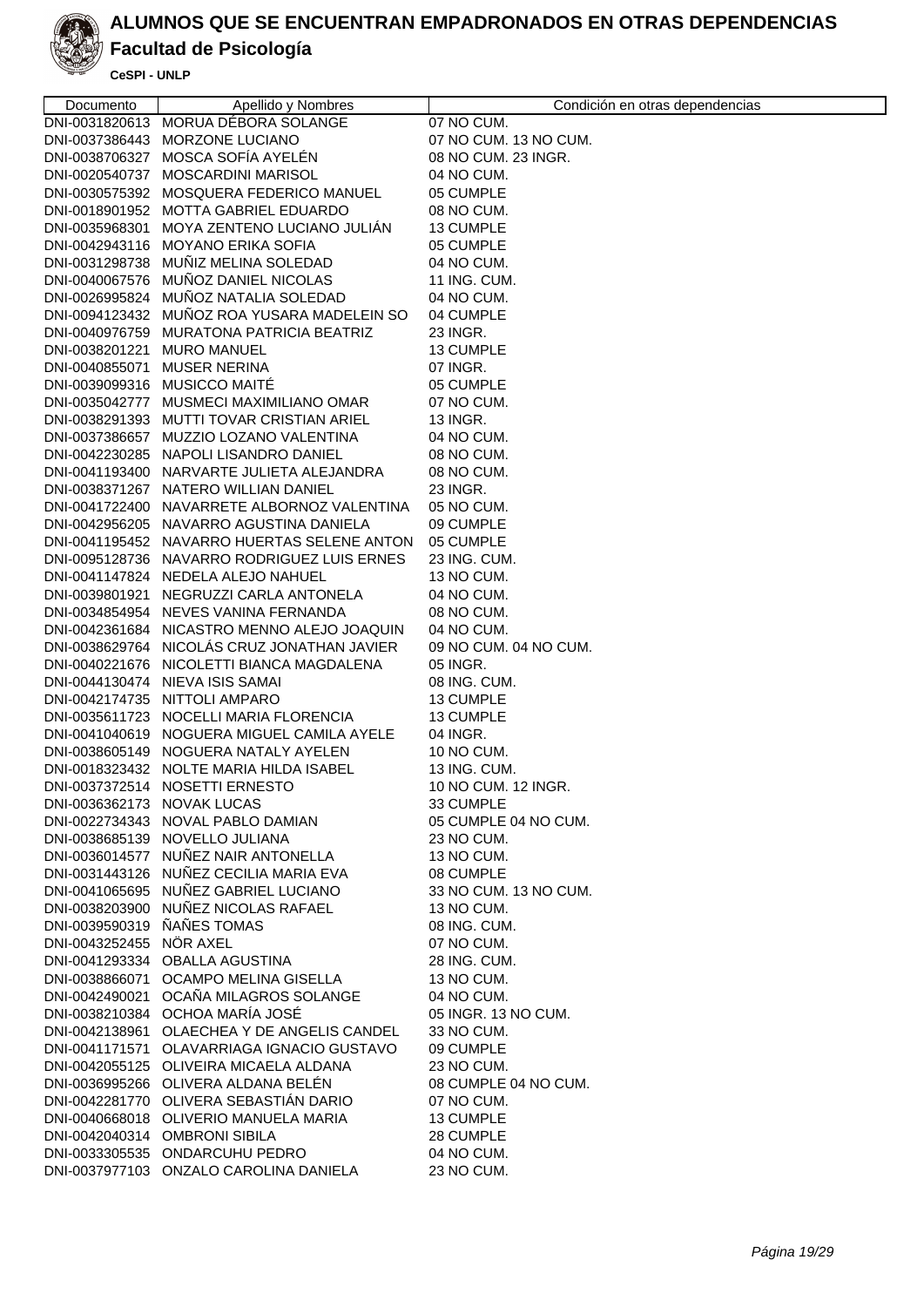# ALUMNOS QUE SE ENCUENTRAN EMPADRONADOS EN OTRAS DEPENDENCIAS

## Facultad de Psicología

**CeSPI - UNLP**

| Documento | Apellido y Nombres | Condición en otras dependencias |
|---|---|---|
| DNI-0031820613 | MORUA DÉBORA SOLANGE | 07 NO CUM. |
| DNI-0037386443 | MORZONE LUCIANO | 07 NO CUM. 13 NO CUM. |
| DNI-0038706327 | MOSCA SOFÍA AYELÉN | 08 NO CUM. 23 INGR. |
| DNI-0020540737 | MOSCARDINI MARISOL | 04 NO CUM. |
| DNI-0030575392 | MOSQUERA FEDERICO MANUEL | 05 CUMPLE |
| DNI-0018901952 | MOTTA GABRIEL EDUARDO | 08 NO CUM. |
| DNI-0035968301 | MOYA ZENTENO LUCIANO JULIÁN | 13 CUMPLE |
| DNI-0042943116 | MOYANO ERIKA SOFIA | 05 CUMPLE |
| DNI-0031298738 | MUÑIZ MELINA SOLEDAD | 04 NO CUM. |
| DNI-0040067576 | MUÑOZ DANIEL NICOLAS | 11 ING. CUM. |
| DNI-0026995824 | MUÑOZ NATALIA SOLEDAD | 04 NO CUM. |
| DNI-0094123432 | MUÑOZ ROA YUSARA MADELEIN SO | 04 CUMPLE |
| DNI-0040976759 | MURATONA PATRICIA BEATRIZ | 23 INGR. |
| DNI-0038201221 | MURO MANUEL | 13 CUMPLE |
| DNI-0040855071 | MUSER NERINA | 07 INGR. |
| DNI-0039099316 | MUSICCO MAITÉ | 05 CUMPLE |
| DNI-0035042777 | MUSMECI MAXIMILIANO OMAR | 07 NO CUM. |
| DNI-0038291393 | MUTTI TOVAR CRISTIAN ARIEL | 13 INGR. |
| DNI-0037386657 | MUZZIO LOZANO VALENTINA | 04 NO CUM. |
| DNI-0042230285 | NAPOLI LISANDRO DANIEL | 08 NO CUM. |
| DNI-0041193400 | NARVARTE JULIETA ALEJANDRA | 08 NO CUM. |
| DNI-0038371267 | NATERO WILLIAN DANIEL | 23 INGR. |
| DNI-0041722400 | NAVARRETE ALBORNOZ VALENTINA | 05 NO CUM. |
| DNI-0042956205 | NAVARRO AGUSTINA DANIELA | 09 CUMPLE |
| DNI-0041195452 | NAVARRO HUERTAS SELENE ANTON | 05 CUMPLE |
| DNI-0095128736 | NAVARRO RODRIGUEZ LUIS ERNES | 23 ING. CUM. |
| DNI-0041147824 | NEDELA ALEJO NAHUEL | 13 NO CUM. |
| DNI-0039801921 | NEGRUZZI CARLA ANTONELA | 04 NO CUM. |
| DNI-0034854954 | NEVES VANINA FERNANDA | 08 NO CUM. |
| DNI-0042361684 | NICASTRO MENNO ALEJO JOAQUIN | 04 NO CUM. |
| DNI-0038629764 | NICOLÁS CRUZ JONATHAN JAVIER | 09 NO CUM. 04 NO CUM. |
| DNI-0040221676 | NICOLETTI BIANCA MAGDALENA | 05 INGR. |
| DNI-0044130474 | NIEVA ISIS SAMAI | 08 ING. CUM. |
| DNI-0042174735 | NITTOLI AMPARO | 13 CUMPLE |
| DNI-0035611723 | NOCELLI MARIA FLORENCIA | 13 CUMPLE |
| DNI-0041040619 | NOGUERA MIGUEL CAMILA AYELE | 04 INGR. |
| DNI-0038605149 | NOGUERA NATALY AYELEN | 10 NO CUM. |
| DNI-0018323432 | NOLTE MARIA HILDA ISABEL | 13 ING. CUM. |
| DNI-0037372514 | NOSETTI ERNESTO | 10 NO CUM. 12 INGR. |
| DNI-0036362173 | NOVAK LUCAS | 33 CUMPLE |
| DNI-0022734343 | NOVAL PABLO DAMIAN | 05 CUMPLE 04 NO CUM. |
| DNI-0038685139 | NOVELLO JULIANA | 23 NO CUM. |
| DNI-0036014577 | NUÑEZ NAIR ANTONELLA | 13 NO CUM. |
| DNI-0031443126 | NUÑEZ CECILIA MARIA EVA | 08 CUMPLE |
| DNI-0041065695 | NUÑEZ GABRIEL LUCIANO | 33 NO CUM. 13 NO CUM. |
| DNI-0038203900 | NUÑEZ NICOLAS RAFAEL | 13 NO CUM. |
| DNI-0039590319 | ÑAÑES TOMAS | 08 ING. CUM. |
| DNI-0043252455 | NÖR AXEL | 07 NO CUM. |
| DNI-0041293334 | OBALLA AGUSTINA | 28 ING. CUM. |
| DNI-0038866071 | OCAMPO MELINA GISELLA | 13 NO CUM. |
| DNI-0042490021 | OCAÑA MILAGROS SOLANGE | 04 NO CUM. |
| DNI-0038210384 | OCHOA MARÍA JOSÉ | 05 INGR. 13 NO CUM. |
| DNI-0042138961 | OLAECHEA Y DE ANGELIS CANDEL | 33 NO CUM. |
| DNI-0041171571 | OLAVARRIAGA IGNACIO GUSTAVO | 09 CUMPLE |
| DNI-0042055125 | OLIVEIRA MICAELA ALDANA | 23 NO CUM. |
| DNI-0036995266 | OLIVERA ALDANA BELÉN | 08 CUMPLE 04 NO CUM. |
| DNI-0042281770 | OLIVERA SEBASTIÁN DARIO | 07 NO CUM. |
| DNI-0040668018 | OLIVERIO MANUELA MARIA | 13 CUMPLE |
| DNI-0042040314 | OMBRONI SIBILA | 28 CUMPLE |
| DNI-0033305535 | ONDARCUHU PEDRO | 04 NO CUM. |
| DNI-0037977103 | ONZALO CAROLINA DANIELA | 23 NO CUM. |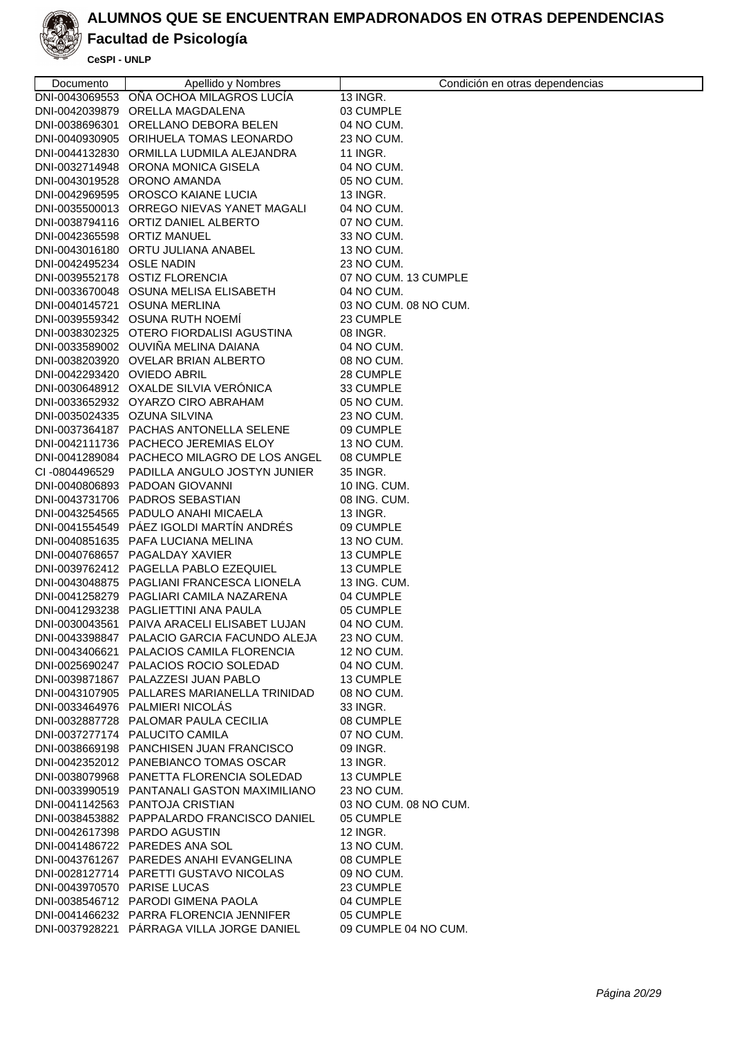# ALUMNOS QUE SE ENCUENTRAN EMPADRONADOS EN OTRAS DEPENDENCIAS

## Facultad de Psicología

**CeSPI - UNLP**

| Documento | Apellido y Nombres | Condición en otras dependencias |
|---|---|---|
| DNI-0043069553 | OÑA OCHOA MILAGROS LUCÍA | 13 INGR. |
| DNI-0042039879 | ORELLA MAGDALENA | 03 CUMPLE |
| DNI-0038696301 | ORELLANO DEBORA BELEN | 04 NO CUM. |
| DNI-0040930905 | ORIHUELA TOMAS LEONARDO | 23 NO CUM. |
| DNI-0044132830 | ORMILLA LUDMILA ALEJANDRA | 11 INGR. |
| DNI-0032714948 | ORONA MONICA GISELA | 04 NO CUM. |
| DNI-0043019528 | ORONO AMANDA | 05 NO CUM. |
| DNI-0042969595 | OROSCO KAIANE LUCIA | 13 INGR. |
| DNI-0035500013 | ORREGO NIEVAS YANET MAGALI | 04 NO CUM. |
| DNI-0038794116 | ORTIZ DANIEL ALBERTO | 07 NO CUM. |
| DNI-0042365598 | ORTIZ MANUEL | 33 NO CUM. |
| DNI-0043016180 | ORTU JULIANA ANABEL | 13 NO CUM. |
| DNI-0042495234 | OSLE NADIN | 23 NO CUM. |
| DNI-0039552178 | OSTIZ FLORENCIA | 07 NO CUM. 13 CUMPLE |
| DNI-0033670048 | OSUNA MELISA ELISABETH | 04 NO CUM. |
| DNI-0040145721 | OSUNA MERLINA | 03 NO CUM. 08 NO CUM. |
| DNI-0039559342 | OSUNA RUTH NOEMÍ | 23 CUMPLE |
| DNI-0038302325 | OTERO FIORDALISI AGUSTINA | 08 INGR. |
| DNI-0033589002 | OUVIÑA MELINA DAIANA | 04 NO CUM. |
| DNI-0038203920 | OVELAR BRIAN ALBERTO | 08 NO CUM. |
| DNI-0042293420 | OVIEDO ABRIL | 28 CUMPLE |
| DNI-0030648912 | OXALDE SILVIA VERÓNICA | 33 CUMPLE |
| DNI-0033652932 | OYARZO CIRO ABRAHAM | 05 NO CUM. |
| DNI-0035024335 | OZUNA SILVINA | 23 NO CUM. |
| DNI-0037364187 | PACHAS ANTONELLA SELENE | 09 CUMPLE |
| DNI-0042111736 | PACHECO JEREMIAS ELOY | 13 NO CUM. |
| DNI-0041289084 | PACHECO MILAGRO DE LOS ANGEL | 08 CUMPLE |
| CI -0804496529 | PADILLA ANGULO JOSTYN JUNIER | 35 INGR. |
| DNI-0040806893 | PADOAN GIOVANNI | 10 ING. CUM. |
| DNI-0043731706 | PADROS SEBASTIAN | 08 ING. CUM. |
| DNI-0043254565 | PADULO ANAHI MICAELA | 13 INGR. |
| DNI-0041554549 | PÁEZ IGOLDI MARTÍN ANDRÉS | 09 CUMPLE |
| DNI-0040851635 | PAFA LUCIANA MELINA | 13 NO CUM. |
| DNI-0040768657 | PAGALDAY XAVIER | 13 CUMPLE |
| DNI-0039762412 | PAGELLA PABLO EZEQUIEL | 13 CUMPLE |
| DNI-0043048875 | PAGLIANI FRANCESCA LIONELA | 13 ING. CUM. |
| DNI-0041258279 | PAGLIARI CAMILA NAZARENA | 04 CUMPLE |
| DNI-0041293238 | PAGLIETTINI ANA PAULA | 05 CUMPLE |
| DNI-0030043561 | PAIVA ARACELI ELISABET LUJAN | 04 NO CUM. |
| DNI-0043398847 | PALACIO GARCIA FACUNDO ALEJA | 23 NO CUM. |
| DNI-0043406621 | PALACIOS CAMILA FLORENCIA | 12 NO CUM. |
| DNI-0025690247 | PALACIOS ROCIO SOLEDAD | 04 NO CUM. |
| DNI-0039871867 | PALAZZESI JUAN PABLO | 13 CUMPLE |
| DNI-0043107905 | PALLARES MARIANELLA TRINIDAD | 08 NO CUM. |
| DNI-0033464976 | PALMIERI NICOLÁS | 33 INGR. |
| DNI-0032887728 | PALOMAR PAULA CECILIA | 08 CUMPLE |
| DNI-0037277174 | PALUCITO CAMILA | 07 NO CUM. |
| DNI-0038669198 | PANCHISEN JUAN FRANCISCO | 09 INGR. |
| DNI-0042352012 | PANEBIANCO TOMAS OSCAR | 13 INGR. |
| DNI-0038079968 | PANETTA FLORENCIA SOLEDAD | 13 CUMPLE |
| DNI-0033990519 | PANTANALI GASTON MAXIMILIANO | 23 NO CUM. |
| DNI-0041142563 | PANTOJA CRISTIAN | 03 NO CUM. 08 NO CUM. |
| DNI-0038453882 | PAPPALARDO FRANCISCO DANIEL | 05 CUMPLE |
| DNI-0042617398 | PARDO AGUSTIN | 12 INGR. |
| DNI-0041486722 | PAREDES ANA SOL | 13 NO CUM. |
| DNI-0043761267 | PAREDES ANAHI EVANGELINA | 08 CUMPLE |
| DNI-0028127714 | PARETTI GUSTAVO NICOLAS | 09 NO CUM. |
| DNI-0043970570 | PARISE LUCAS | 23 CUMPLE |
| DNI-0038546712 | PARODI GIMENA PAOLA | 04 CUMPLE |
| DNI-0041466232 | PARRA FLORENCIA JENNIFER | 05 CUMPLE |
| DNI-0037928221 | PÁRRAGA VILLA JORGE DANIEL | 09 CUMPLE 04 NO CUM. |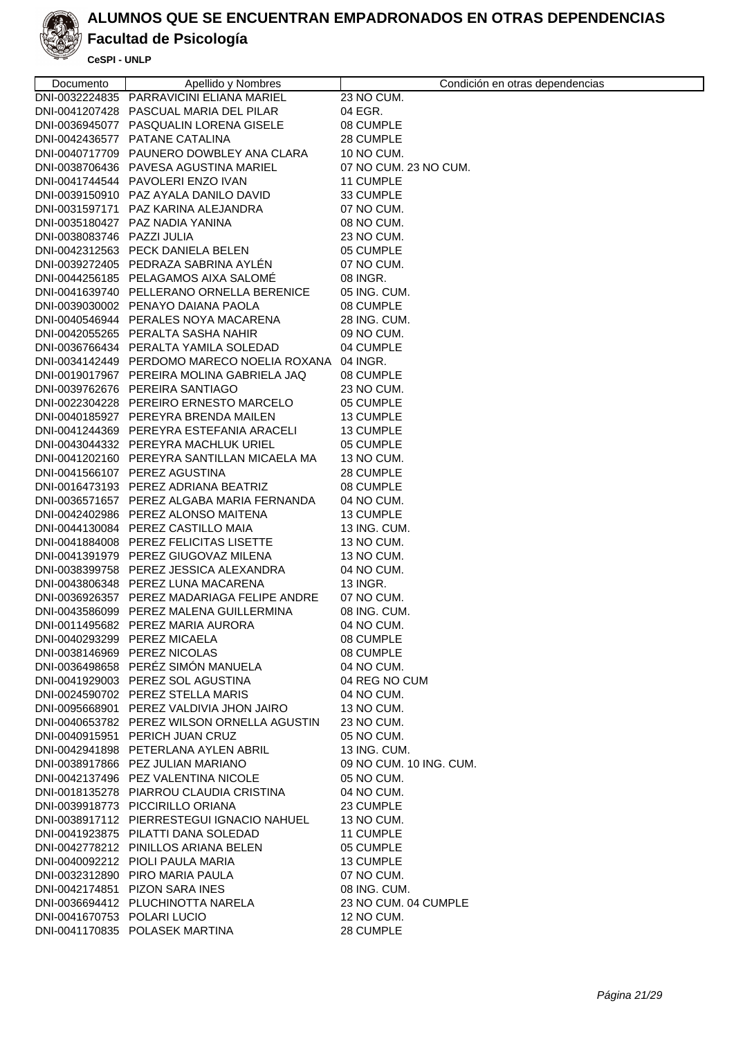# ALUMNOS QUE SE ENCUENTRAN EMPADRONADOS EN OTRAS DEPENDENCIAS

## Facultad de Psicología

**CeSPI - UNLP**

| Documento | Apellido y Nombres | Condición en otras dependencias |
|---|---|---|
| DNI-0032224835 | PARRAVICINI ELIANA MARIEL | 23 NO CUM. |
| DNI-0041207428 | PASCUAL MARIA DEL PILAR | 04 EGR. |
| DNI-0036945077 | PASQUALIN LORENA GISELE | 08 CUMPLE |
| DNI-0042436577 | PATANE CATALINA | 28 CUMPLE |
| DNI-0040717709 | PAUNERO DOWBLEY ANA CLARA | 10 NO CUM. |
| DNI-0038706436 | PAVESA AGUSTINA MARIEL | 07 NO CUM. 23 NO CUM. |
| DNI-0041744544 | PAVOLERI ENZO IVAN | 11 CUMPLE |
| DNI-0039150910 | PAZ AYALA DANILO DAVID | 33 CUMPLE |
| DNI-0031597171 | PAZ KARINA ALEJANDRA | 07 NO CUM. |
| DNI-0035180427 | PAZ NADIA YANINA | 08 NO CUM. |
| DNI-0038083746 | PAZZI JULIA | 23 NO CUM. |
| DNI-0042312563 | PECK DANIELA BELEN | 05 CUMPLE |
| DNI-0039272405 | PEDRAZA SABRINA AYLÉN | 07 NO CUM. |
| DNI-0044256185 | PELAGAMOS AIXA SALOMÉ | 08 INGR. |
| DNI-0041639740 | PELLERANO ORNELLA BERENICE | 05 ING. CUM. |
| DNI-0039030002 | PENAYO DAIANA PAOLA | 08 CUMPLE |
| DNI-0040546944 | PERALES NOYA MACARENA | 28 ING. CUM. |
| DNI-0042055265 | PERALTA SASHA NAHIR | 09 NO CUM. |
| DNI-0036766434 | PERALTA YAMILA SOLEDAD | 04 CUMPLE |
| DNI-0034142449 | PERDOMO MARECO NOELIA ROXANA | 04 INGR. |
| DNI-0019017967 | PEREIRA MOLINA GABRIELA JAQ | 08 CUMPLE |
| DNI-0039762676 | PEREIRA SANTIAGO | 23 NO CUM. |
| DNI-0022304228 | PEREIRO ERNESTO MARCELO | 05 CUMPLE |
| DNI-0040185927 | PEREYRA BRENDA MAILEN | 13 CUMPLE |
| DNI-0041244369 | PEREYRA ESTEFANIA ARACELI | 13 CUMPLE |
| DNI-0043044332 | PEREYRA MACHLUK URIEL | 05 CUMPLE |
| DNI-0041202160 | PEREYRA SANTILLAN MICAELA MA | 13 NO CUM. |
| DNI-0041566107 | PEREZ AGUSTINA | 28 CUMPLE |
| DNI-0016473193 | PEREZ ADRIANA BEATRIZ | 08 CUMPLE |
| DNI-0036571657 | PEREZ ALGABA MARIA FERNANDA | 04 NO CUM. |
| DNI-0042402986 | PEREZ ALONSO MAITENA | 13 CUMPLE |
| DNI-0044130084 | PEREZ CASTILLO MAIA | 13 ING. CUM. |
| DNI-0041884008 | PEREZ FELICITAS LISETTE | 13 NO CUM. |
| DNI-0041391979 | PEREZ GIUGOVAZ MILENA | 13 NO CUM. |
| DNI-0038399758 | PEREZ JESSICA ALEXANDRA | 04 NO CUM. |
| DNI-0043806348 | PEREZ LUNA MACARENA | 13 INGR. |
| DNI-0036926357 | PEREZ MADARIAGA FELIPE ANDRE | 07 NO CUM. |
| DNI-0043586099 | PEREZ MALENA GUILLERMINA | 08 ING. CUM. |
| DNI-0011495682 | PEREZ MARIA AURORA | 04 NO CUM. |
| DNI-0040293299 | PEREZ MICAELA | 08 CUMPLE |
| DNI-0038146969 | PEREZ NICOLAS | 08 CUMPLE |
| DNI-0036498658 | PERÉZ SIMÓN MANUELA | 04 NO CUM. |
| DNI-0041929003 | PEREZ SOL AGUSTINA | 04 REG NO CUM |
| DNI-0024590702 | PEREZ STELLA MARIS | 04 NO CUM. |
| DNI-0095668901 | PEREZ VALDIVIA JHON JAIRO | 13 NO CUM. |
| DNI-0040653782 | PEREZ WILSON ORNELLA AGUSTIN | 23 NO CUM. |
| DNI-0040915951 | PERICH JUAN CRUZ | 05 NO CUM. |
| DNI-0042941898 | PETERLANA AYLEN ABRIL | 13 ING. CUM. |
| DNI-0038917866 | PEZ JULIAN MARIANO | 09 NO CUM. 10 ING. CUM. |
| DNI-0042137496 | PEZ VALENTINA NICOLE | 05 NO CUM. |
| DNI-0018135278 | PIARROU CLAUDIA CRISTINA | 04 NO CUM. |
| DNI-0039918773 | PICCIRILLO ORIANA | 23 CUMPLE |
| DNI-0038917112 | PIERRESTEGUI IGNACIO NAHUEL | 13 NO CUM. |
| DNI-0041923875 | PILATTI DANA SOLEDAD | 11 CUMPLE |
| DNI-0042778212 | PINILLOS ARIANA BELEN | 05 CUMPLE |
| DNI-0040092212 | PIOLI PAULA MARIA | 13 CUMPLE |
| DNI-0032312890 | PIRO MARIA PAULA | 07 NO CUM. |
| DNI-0042174851 | PIZON SARA INES | 08 ING. CUM. |
| DNI-0036694412 | PLUCHINOTTA NARELA | 23 NO CUM. 04 CUMPLE |
| DNI-0041670753 | POLARI LUCIO | 12 NO CUM. |
| DNI-0041170835 | POLASEK MARTINA | 28 CUMPLE |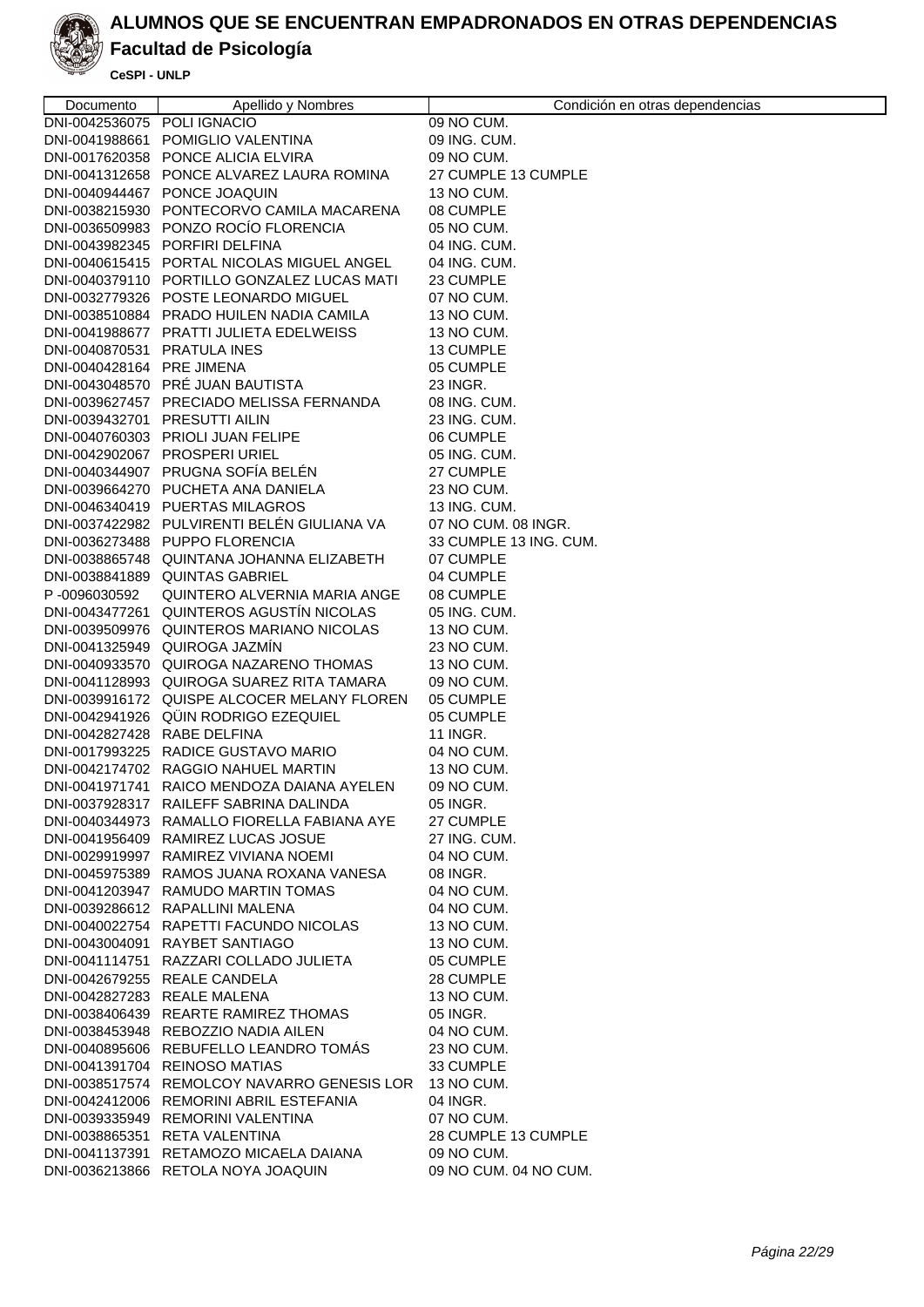# ALUMNOS QUE SE ENCUENTRAN EMPADRONADOS EN OTRAS DEPENDENCIAS

## Facultad de Psicología

**CeSPI - UNLP**

| Documento | Apellido y Nombres | Condición en otras dependencias |
|---|---|---|
| DNI-0042536075 | POLI IGNACIO | 09 NO CUM. |
| DNI-0041988661 | POMIGLIO VALENTINA | 09 ING. CUM. |
| DNI-0017620358 | PONCE ALICIA ELVIRA | 09 NO CUM. |
| DNI-0041312658 | PONCE ALVAREZ LAURA ROMINA | 27 CUMPLE 13 CUMPLE |
| DNI-0040944467 | PONCE JOAQUIN | 13 NO CUM. |
| DNI-0038215930 | PONTECORVO CAMILA MACARENA | 08 CUMPLE |
| DNI-0036509983 | PONZO ROCÍO FLORENCIA | 05 NO CUM. |
| DNI-0043982345 | PORFIRI DELFINA | 04 ING. CUM. |
| DNI-0040615415 | PORTAL NICOLAS MIGUEL ANGEL | 04 ING. CUM. |
| DNI-0040379110 | PORTILLO GONZALEZ LUCAS MATI | 23 CUMPLE |
| DNI-0032779326 | POSTE LEONARDO MIGUEL | 07 NO CUM. |
| DNI-0038510884 | PRADO HUILEN NADIA CAMILA | 13 NO CUM. |
| DNI-0041988677 | PRATTI JULIETA EDELWEISS | 13 NO CUM. |
| DNI-0040870531 | PRATULA INES | 13 CUMPLE |
| DNI-0040428164 | PRE JIMENA | 05 CUMPLE |
| DNI-0043048570 | PRÉ JUAN BAUTISTA | 23 INGR. |
| DNI-0039627457 | PRECIADO MELISSA FERNANDA | 08 ING. CUM. |
| DNI-0039432701 | PRESUTTI AILIN | 23 ING. CUM. |
| DNI-0040760303 | PRIOLI JUAN FELIPE | 06 CUMPLE |
| DNI-0042902067 | PROSPERI URIEL | 05 ING. CUM. |
| DNI-0040344907 | PRUGNA SOFÍA BELÉN | 27 CUMPLE |
| DNI-0039664270 | PUCHETA ANA DANIELA | 23 NO CUM. |
| DNI-0046340419 | PUERTAS MILAGROS | 13 ING. CUM. |
| DNI-0037422982 | PULVIRENTI BELÉN GIULIANA VA | 07 NO CUM. 08 INGR. |
| DNI-0036273488 | PUPPO FLORENCIA | 33 CUMPLE 13 ING. CUM. |
| DNI-0038865748 | QUINTANA JOHANNA ELIZABETH | 07 CUMPLE |
| DNI-0038841889 | QUINTAS GABRIEL | 04 CUMPLE |
| P -0096030592 | QUINTERO ALVERNIA MARIA ANGE | 08 CUMPLE |
| DNI-0043477261 | QUINTEROS AGUSTÍN NICOLAS | 05 ING. CUM. |
| DNI-0039509976 | QUINTEROS MARIANO NICOLAS | 13 NO CUM. |
| DNI-0041325949 | QUIROGA JAZMÍN | 23 NO CUM. |
| DNI-0040933570 | QUIROGA NAZARENO THOMAS | 13 NO CUM. |
| DNI-0041128993 | QUIROGA SUAREZ RITA TAMARA | 09 NO CUM. |
| DNI-0039916172 | QUISPE ALCOCER MELANY FLOREN | 05 CUMPLE |
| DNI-0042941926 | QÜIN RODRIGO EZEQUIEL | 05 CUMPLE |
| DNI-0042827428 | RABE DELFINA | 11 INGR. |
| DNI-0017993225 | RADICE GUSTAVO MARIO | 04 NO CUM. |
| DNI-0042174702 | RAGGIO NAHUEL MARTIN | 13 NO CUM. |
| DNI-0041971741 | RAICO MENDOZA DAIANA AYELEN | 09 NO CUM. |
| DNI-0037928317 | RAILEFF SABRINA DALINDA | 05 INGR. |
| DNI-0040344973 | RAMALLO FIORELLA FABIANA AYE | 27 CUMPLE |
| DNI-0041956409 | RAMIREZ LUCAS JOSUE | 27 ING. CUM. |
| DNI-0029919997 | RAMIREZ VIVIANA NOEMI | 04 NO CUM. |
| DNI-0045975389 | RAMOS JUANA ROXANA VANESA | 08 INGR. |
| DNI-0041203947 | RAMUDO MARTIN TOMAS | 04 NO CUM. |
| DNI-0039286612 | RAPALLINI MALENA | 04 NO CUM. |
| DNI-0040022754 | RAPETTI FACUNDO NICOLAS | 13 NO CUM. |
| DNI-0043004091 | RAYBET SANTIAGO | 13 NO CUM. |
| DNI-0041114751 | RAZZARI COLLADO JULIETA | 05 CUMPLE |
| DNI-0042679255 | REALE CANDELA | 28 CUMPLE |
| DNI-0042827283 | REALE MALENA | 13 NO CUM. |
| DNI-0038406439 | REARTE RAMIREZ THOMAS | 05 INGR. |
| DNI-0038453948 | REBOZZIO NADIA AILEN | 04 NO CUM. |
| DNI-0040895606 | REBUFELLO LEANDRO TOMÁS | 23 NO CUM. |
| DNI-0041391704 | REINOSO MATIAS | 33 CUMPLE |
| DNI-0038517574 | REMOLCOY NAVARRO GENESIS LOR | 13 NO CUM. |
| DNI-0042412006 | REMORINI ABRIL ESTEFANIA | 04 INGR. |
| DNI-0039335949 | REMORINI VALENTINA | 07 NO CUM. |
| DNI-0038865351 | RETA VALENTINA | 28 CUMPLE 13 CUMPLE |
| DNI-0041137391 | RETAMOZO MICAELA DAIANA | 09 NO CUM. |
| DNI-0036213866 | RETOLA NOYA JOAQUIN | 09 NO CUM. 04 NO CUM. |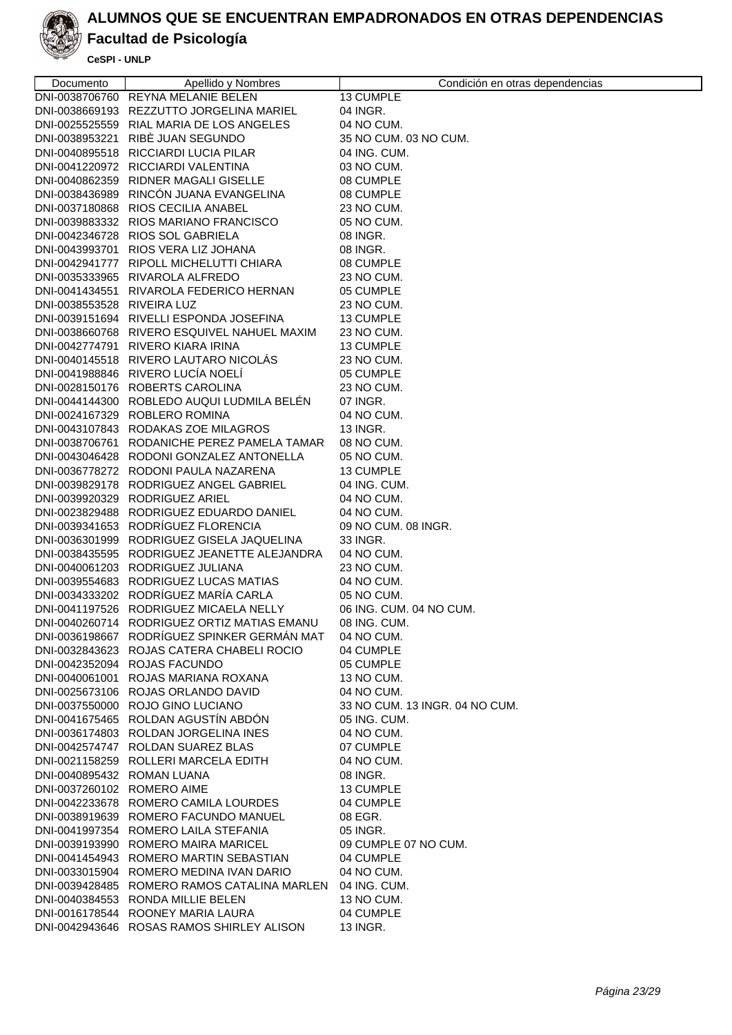# ALUMNOS QUE SE ENCUENTRAN EMPADRONADOS EN OTRAS DEPENDENCIAS

## Facultad de Psicología

**CeSPI - UNLP**

| Documento | Apellido y Nombres | Condición en otras dependencias |
|---|---|---|
| DNI-0038706760 | REYNA MELANIE BELEN | 13 CUMPLE |
| DNI-0038669193 | REZZUTTO JORGELINA MARIEL | 04 INGR. |
| DNI-0025525559 | RIAL MARIA DE LOS ANGELES | 04 NO CUM. |
| DNI-0038953221 | RIBÈ JUAN SEGUNDO | 35 NO CUM. 03 NO CUM. |
| DNI-0040895518 | RICCIARDI LUCIA PILAR | 04 ING. CUM. |
| DNI-0041220972 | RICCIARDI VALENTINA | 03 NO CUM. |
| DNI-0040862359 | RIDNER MAGALI GISELLE | 08 CUMPLE |
| DNI-0038436989 | RINCÓN JUANA EVANGELINA | 08 CUMPLE |
| DNI-0037180868 | RIOS CECILIA ANABEL | 23 NO CUM. |
| DNI-0039883332 | RIOS MARIANO FRANCISCO | 05 NO CUM. |
| DNI-0042346728 | RIOS SOL GABRIELA | 08 INGR. |
| DNI-0043993701 | RIOS VERA LIZ JOHANA | 08 INGR. |
| DNI-0042941777 | RIPOLL MICHELUTTI CHIARA | 08 CUMPLE |
| DNI-0035333965 | RIVAROLA ALFREDO | 23 NO CUM. |
| DNI-0041434551 | RIVAROLA FEDERICO HERNAN | 05 CUMPLE |
| DNI-0038553528 | RIVEIRA LUZ | 23 NO CUM. |
| DNI-0039151694 | RIVELLI ESPONDA JOSEFINA | 13 CUMPLE |
| DNI-0038660768 | RIVERO ESQUIVEL NAHUEL MAXIM | 23 NO CUM. |
| DNI-0042774791 | RIVERO KIARA IRINA | 13 CUMPLE |
| DNI-0040145518 | RIVERO LAUTARO NICOLÁS | 23 NO CUM. |
| DNI-0041988846 | RIVERO LUCÍA NOELÍ | 05 CUMPLE |
| DNI-0028150176 | ROBERTS CAROLINA | 23 NO CUM. |
| DNI-0044144300 | ROBLEDO AUQUI LUDMILA BELÉN | 07 INGR. |
| DNI-0024167329 | ROBLERO ROMINA | 04 NO CUM. |
| DNI-0043107843 | RODAKAS ZOE MILAGROS | 13 INGR. |
| DNI-0038706761 | RODANICHE PEREZ PAMELA TAMAR | 08 NO CUM. |
| DNI-0043046428 | RODONI GONZALEZ ANTONELLA | 05 NO CUM. |
| DNI-0036778272 | RODONI PAULA NAZARENA | 13 CUMPLE |
| DNI-0039829178 | RODRIGUEZ ANGEL GABRIEL | 04 ING. CUM. |
| DNI-0039920329 | RODRIGUEZ ARIEL | 04 NO CUM. |
| DNI-0023829488 | RODRIGUEZ EDUARDO DANIEL | 04 NO CUM. |
| DNI-0039341653 | RODRÍGUEZ FLORENCIA | 09 NO CUM. 08 INGR. |
| DNI-0036301999 | RODRIGUEZ GISELA JAQUELINA | 33 INGR. |
| DNI-0038435595 | RODRIGUEZ JEANETTE ALEJANDRA | 04 NO CUM. |
| DNI-0040061203 | RODRIGUEZ JULIANA | 23 NO CUM. |
| DNI-0039554683 | RODRIGUEZ LUCAS MATIAS | 04 NO CUM. |
| DNI-0034333202 | RODRÍGUEZ MARÍA CARLA | 05 NO CUM. |
| DNI-0041197526 | RODRIGUEZ MICAELA NELLY | 06 ING. CUM. 04 NO CUM. |
| DNI-0040260714 | RODRIGUEZ ORTIZ MATIAS EMANU | 08 ING. CUM. |
| DNI-0036198667 | RODRÍGUEZ SPINKER GERMÁN MAT | 04 NO CUM. |
| DNI-0032843623 | ROJAS CATERA CHABELI ROCIO | 04 CUMPLE |
| DNI-0042352094 | ROJAS FACUNDO | 05 CUMPLE |
| DNI-0040061001 | ROJAS MARIANA ROXANA | 13 NO CUM. |
| DNI-0025673106 | ROJAS ORLANDO DAVID | 04 NO CUM. |
| DNI-0037550000 | ROJO GINO LUCIANO | 33 NO CUM. 13 INGR. 04 NO CUM. |
| DNI-0041675465 | ROLDAN AGUSTÍN ABDÓN | 05 ING. CUM. |
| DNI-0036174803 | ROLDAN JORGELINA INES | 04 NO CUM. |
| DNI-0042574747 | ROLDAN SUAREZ BLAS | 07 CUMPLE |
| DNI-0021158259 | ROLLERI MARCELA EDITH | 04 NO CUM. |
| DNI-0040895432 | ROMAN LUANA | 08 INGR. |
| DNI-0037260102 | ROMERO AIME | 13 CUMPLE |
| DNI-0042233678 | ROMERO CAMILA LOURDES | 04 CUMPLE |
| DNI-0038919639 | ROMERO FACUNDO MANUEL | 08 EGR. |
| DNI-0041997354 | ROMERO LAILA STEFANIA | 05 INGR. |
| DNI-0039193990 | ROMERO MAIRA MARICEL | 09 CUMPLE 07 NO CUM. |
| DNI-0041454943 | ROMERO MARTIN SEBASTIAN | 04 CUMPLE |
| DNI-0033015904 | ROMERO MEDINA IVAN DARIO | 04 NO CUM. |
| DNI-0039428485 | ROMERO RAMOS CATALINA MARLEN | 04 ING. CUM. |
| DNI-0040384553 | RONDA MILLIE BELEN | 13 NO CUM. |
| DNI-0016178544 | ROONEY MARIA LAURA | 04 CUMPLE |
| DNI-0042943646 | ROSAS RAMOS SHIRLEY ALISON | 13 INGR. |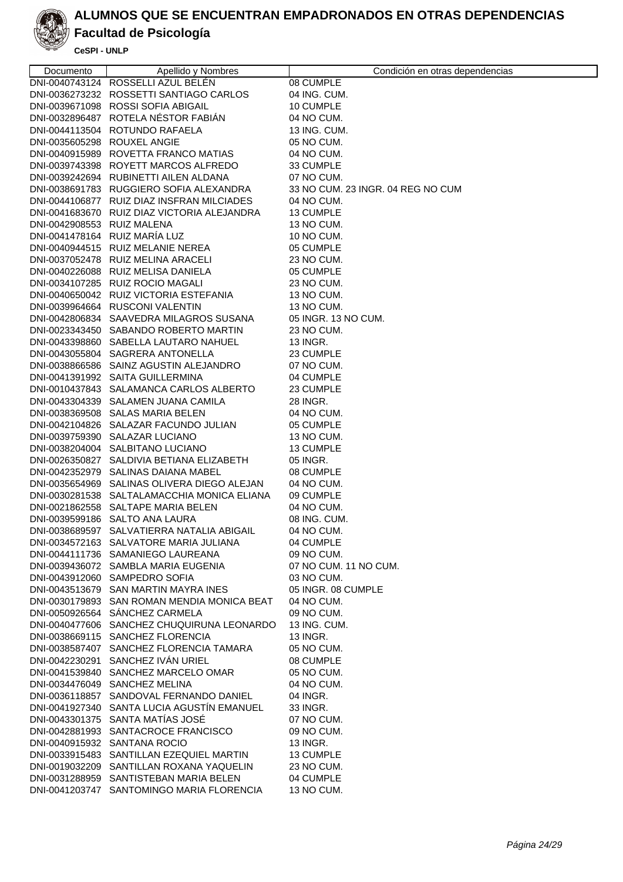# ALUMNOS QUE SE ENCUENTRAN EMPADRONADOS EN OTRAS DEPENDENCIAS

## Facultad de Psicología

**CeSPI - UNLP**

| Documento | Apellido y Nombres | Condición en otras dependencias |
|---|---|---|
| DNI-0040743124 | ROSSELLI AZUL BELÉN | 08 CUMPLE |
| DNI-0036273232 | ROSSETTI SANTIAGO CARLOS | 04 ING. CUM. |
| DNI-0039671098 | ROSSI SOFIA ABIGAIL | 10 CUMPLE |
| DNI-0032896487 | ROTELA NÉSTOR FABIÁN | 04 NO CUM. |
| DNI-0044113504 | ROTUNDO RAFAELA | 13 ING. CUM. |
| DNI-0035605298 | ROUXEL ANGIE | 05 NO CUM. |
| DNI-0040915989 | ROVETTA FRANCO MATIAS | 04 NO CUM. |
| DNI-0039743398 | ROYETT MARCOS ALFREDO | 33 CUMPLE |
| DNI-0039242694 | RUBINETTI AILEN ALDANA | 07 NO CUM. |
| DNI-0038691783 | RUGGIERO SOFIA ALEXANDRA | 33 NO CUM. 23 INGR. 04 REG NO CUM |
| DNI-0044106877 | RUIZ DIAZ INSFRAN MILCIADES | 04 NO CUM. |
| DNI-0041683670 | RUIZ DIAZ VICTORIA ALEJANDRA | 13 CUMPLE |
| DNI-0042908553 | RUIZ MALENA | 13 NO CUM. |
| DNI-0041478164 | RUIZ MARÍA LUZ | 10 NO CUM. |
| DNI-0040944515 | RUIZ MELANIE NEREA | 05 CUMPLE |
| DNI-0037052478 | RUIZ MELINA ARACELI | 23 NO CUM. |
| DNI-0040226088 | RUIZ MELISA DANIELA | 05 CUMPLE |
| DNI-0034107285 | RUIZ ROCIO MAGALI | 23 NO CUM. |
| DNI-0040650042 | RUIZ VICTORIA ESTEFANIA | 13 NO CUM. |
| DNI-0039964664 | RUSCONI VALENTIN | 13 NO CUM. |
| DNI-0042806834 | SAAVEDRA MILAGROS SUSANA | 05 INGR. 13 NO CUM. |
| DNI-0023343450 | SABANDO ROBERTO MARTIN | 23 NO CUM. |
| DNI-0043398860 | SABELLA LAUTARO NAHUEL | 13 INGR. |
| DNI-0043055804 | SAGRERA ANTONELLA | 23 CUMPLE |
| DNI-0038866586 | SAINZ AGUSTIN ALEJANDRO | 07 NO CUM. |
| DNI-0041391992 | SAITA GUILLERMINA | 04 CUMPLE |
| DNI-0010437843 | SALAMANCA CARLOS ALBERTO | 23 CUMPLE |
| DNI-0043304339 | SALAMEN JUANA CAMILA | 28 INGR. |
| DNI-0038369508 | SALAS MARIA BELEN | 04 NO CUM. |
| DNI-0042104826 | SALAZAR FACUNDO JULIAN | 05 CUMPLE |
| DNI-0039759390 | SALAZAR LUCIANO | 13 NO CUM. |
| DNI-0038204004 | SALBITANO LUCIANO | 13 CUMPLE |
| DNI-0026350827 | SALDIVIA BETIANA ELIZABETH | 05 INGR. |
| DNI-0042352979 | SALINAS DAIANA MABEL | 08 CUMPLE |
| DNI-0035654969 | SALINAS OLIVERA DIEGO ALEJAN | 04 NO CUM. |
| DNI-0030281538 | SALTALAMACCHIA MONICA ELIANA | 09 CUMPLE |
| DNI-0021862558 | SALTAPE MARIA BELEN | 04 NO CUM. |
| DNI-0039599186 | SALTO ANA LAURA | 08 ING. CUM. |
| DNI-0038689597 | SALVATIERRA NATALIA ABIGAIL | 04 NO CUM. |
| DNI-0034572163 | SALVATORE MARIA JULIANA | 04 CUMPLE |
| DNI-0044111736 | SAMANIEGO LAUREANA | 09 NO CUM. |
| DNI-0039436072 | SAMBLA MARIA EUGENIA | 07 NO CUM. 11 NO CUM. |
| DNI-0043912060 | SAMPEDRO SOFIA | 03 NO CUM. |
| DNI-0043513679 | SAN MARTIN MAYRA INES | 05 INGR. 08 CUMPLE |
| DNI-0030179893 | SAN ROMAN MENDIA MONICA BEAT | 04 NO CUM. |
| DNI-0050926564 | SÁNCHEZ CARMELA | 09 NO CUM. |
| DNI-0040477606 | SANCHEZ CHUQUIRUNA LEONARDO | 13 ING. CUM. |
| DNI-0038669115 | SANCHEZ FLORENCIA | 13 INGR. |
| DNI-0038587407 | SANCHEZ FLORENCIA TAMARA | 05 NO CUM. |
| DNI-0042230291 | SANCHEZ IVÁN URIEL | 08 CUMPLE |
| DNI-0041539840 | SANCHEZ MARCELO OMAR | 05 NO CUM. |
| DNI-0034476049 | SANCHEZ MELINA | 04 NO CUM. |
| DNI-0036118857 | SANDOVAL FERNANDO DANIEL | 04 INGR. |
| DNI-0041927340 | SANTA LUCIA AGUSTÍN EMANUEL | 33 INGR. |
| DNI-0043301375 | SANTA MATÍAS JOSÉ | 07 NO CUM. |
| DNI-0042881993 | SANTACROCE FRANCISCO | 09 NO CUM. |
| DNI-0040915932 | SANTANA ROCIO | 13 INGR. |
| DNI-0033915483 | SANTILLAN EZEQUIEL MARTIN | 13 CUMPLE |
| DNI-0019032209 | SANTILLAN ROXANA YAQUELIN | 23 NO CUM. |
| DNI-0031288959 | SANTISTEBAN MARIA BELEN | 04 CUMPLE |
| DNI-0041203747 | SANTOMINGO MARIA FLORENCIA | 13 NO CUM. |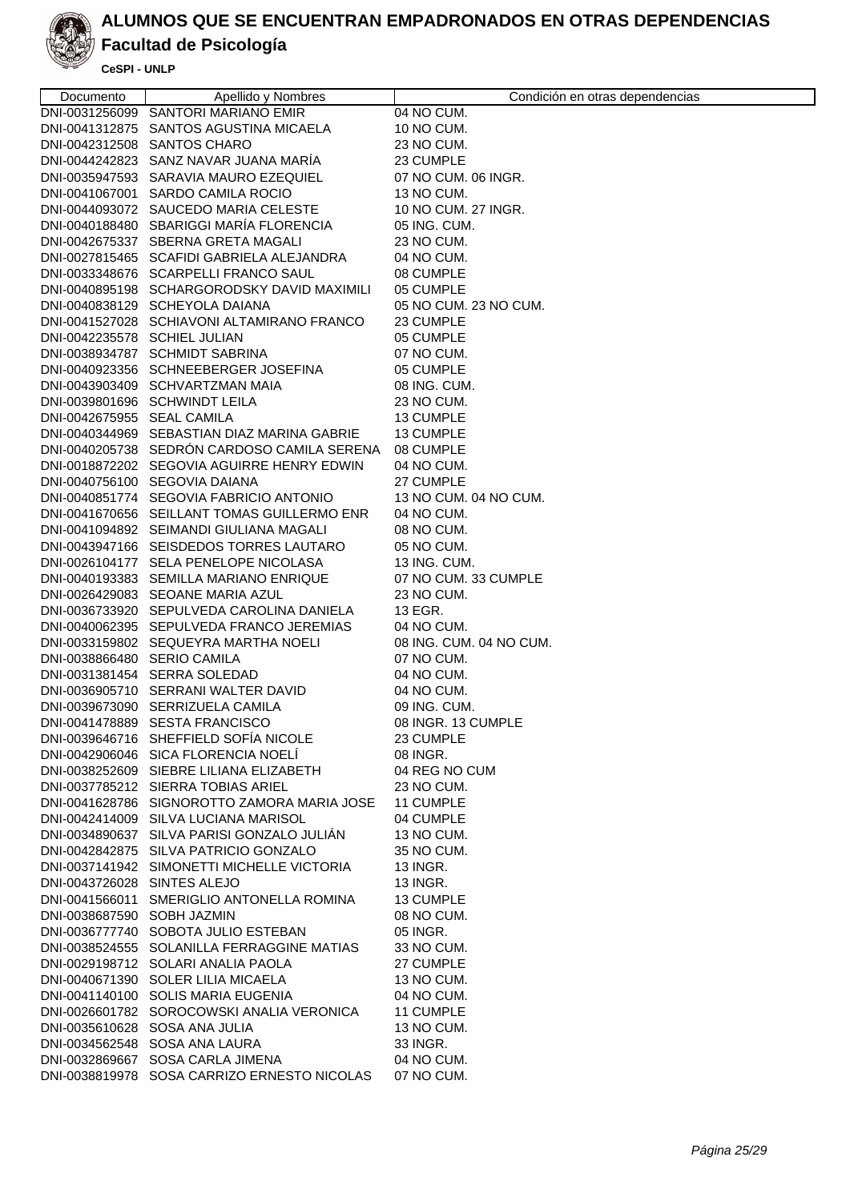# ALUMNOS QUE SE ENCUENTRAN EMPADRONADOS EN OTRAS DEPENDENCIAS

## Facultad de Psicología

**CeSPI - UNLP**

| Documento | Apellido y Nombres | Condición en otras dependencias |
|---|---|---|
| DNI-0031256099 | SANTORI MARIANO EMIR | 04 NO CUM. |
| DNI-0041312875 | SANTOS AGUSTINA MICAELA | 10 NO CUM. |
| DNI-0042312508 | SANTOS CHARO | 23 NO CUM. |
| DNI-0044242823 | SANZ NAVAR JUANA MARÍA | 23 CUMPLE |
| DNI-0035947593 | SARAVIA MAURO EZEQUIEL | 07 NO CUM. 06 INGR. |
| DNI-0041067001 | SARDO CAMILA ROCIO | 13 NO CUM. |
| DNI-0044093072 | SAUCEDO MARIA CELESTE | 10 NO CUM. 27 INGR. |
| DNI-0040188480 | SBARIGGI MARÍA FLORENCIA | 05 ING. CUM. |
| DNI-0042675337 | SBERNA GRETA MAGALI | 23 NO CUM. |
| DNI-0027815465 | SCAFIDI GABRIELA ALEJANDRA | 04 NO CUM. |
| DNI-0033348676 | SCARPELLI FRANCO SAUL | 08 CUMPLE |
| DNI-0040895198 | SCHARGORODSKY DAVID MAXIMILI | 05 CUMPLE |
| DNI-0040838129 | SCHEYOLA DAIANA | 05 NO CUM. 23 NO CUM. |
| DNI-0041527028 | SCHIAVONI ALTAMIRANO FRANCO | 23 CUMPLE |
| DNI-0042235578 | SCHIEL JULIAN | 05 CUMPLE |
| DNI-0038934787 | SCHMIDT SABRINA | 07 NO CUM. |
| DNI-0040923356 | SCHNEEBERGER JOSEFINA | 05 CUMPLE |
| DNI-0043903409 | SCHVARTZMAN MAIA | 08 ING. CUM. |
| DNI-0039801696 | SCHWINDT LEILA | 23 NO CUM. |
| DNI-0042675955 | SEAL CAMILA | 13 CUMPLE |
| DNI-0040344969 | SEBASTIAN DIAZ MARINA GABRIE | 13 CUMPLE |
| DNI-0040205738 | SEDRÓN CARDOSO CAMILA SERENA | 08 CUMPLE |
| DNI-0018872202 | SEGOVIA AGUIRRE HENRY EDWIN | 04 NO CUM. |
| DNI-0040756100 | SEGOVIA DAIANA | 27 CUMPLE |
| DNI-0040851774 | SEGOVIA FABRICIO ANTONIO | 13 NO CUM. 04 NO CUM. |
| DNI-0041670656 | SEILLANT TOMAS GUILLERMO ENR | 04 NO CUM. |
| DNI-0041094892 | SEIMANDI GIULIANA MAGALI | 08 NO CUM. |
| DNI-0043947166 | SEISDEDOS TORRES LAUTARO | 05 NO CUM. |
| DNI-0026104177 | SELA PENELOPE NICOLASA | 13 ING. CUM. |
| DNI-0040193383 | SEMILLA MARIANO ENRIQUE | 07 NO CUM. 33 CUMPLE |
| DNI-0026429083 | SEOANE MARIA AZUL | 23 NO CUM. |
| DNI-0036733920 | SEPULVEDA CAROLINA DANIELA | 13 EGR. |
| DNI-0040062395 | SEPULVEDA FRANCO JEREMIAS | 04 NO CUM. |
| DNI-0033159802 | SEQUEYRA MARTHA NOELI | 08 ING. CUM. 04 NO CUM. |
| DNI-0038866480 | SERIO CAMILA | 07 NO CUM. |
| DNI-0031381454 | SERRA SOLEDAD | 04 NO CUM. |
| DNI-0036905710 | SERRANI WALTER DAVID | 04 NO CUM. |
| DNI-0039673090 | SERRIZUELA CAMILA | 09 ING. CUM. |
| DNI-0041478889 | SESTA FRANCISCO | 08 INGR. 13 CUMPLE |
| DNI-0039646716 | SHEFFIELD SOFÍA NICOLE | 23 CUMPLE |
| DNI-0042906046 | SICA FLORENCIA NOELÍ | 08 INGR. |
| DNI-0038252609 | SIEBRE LILIANA ELIZABETH | 04 REG NO CUM |
| DNI-0037785212 | SIERRA TOBIAS ARIEL | 23 NO CUM. |
| DNI-0041628786 | SIGNOROTTO ZAMORA MARIA JOSE | 11 CUMPLE |
| DNI-0042414009 | SILVA LUCIANA MARISOL | 04 CUMPLE |
| DNI-0034890637 | SILVA PARISI GONZALO JULIÁN | 13 NO CUM. |
| DNI-0042842875 | SILVA PATRICIO GONZALO | 35 NO CUM. |
| DNI-0037141942 | SIMONETTI MICHELLE VICTORIA | 13 INGR. |
| DNI-0043726028 | SINTES ALEJO | 13 INGR. |
| DNI-0041566011 | SMERIGLIO ANTONELLA ROMINA | 13 CUMPLE |
| DNI-0038687590 | SOBH JAZMIN | 08 NO CUM. |
| DNI-0036777740 | SOBOTA JULIO ESTEBAN | 05 INGR. |
| DNI-0038524555 | SOLANILLA FERRAGGINE MATIAS | 33 NO CUM. |
| DNI-0029198712 | SOLARI ANALIA PAOLA | 27 CUMPLE |
| DNI-0040671390 | SOLER LILIA MICAELA | 13 NO CUM. |
| DNI-0041140100 | SOLIS MARIA EUGENIA | 04 NO CUM. |
| DNI-0026601782 | SOROCOWSKI ANALIA VERONICA | 11 CUMPLE |
| DNI-0035610628 | SOSA ANA JULIA | 13 NO CUM. |
| DNI-0034562548 | SOSA ANA LAURA | 33 INGR. |
| DNI-0032869667 | SOSA CARLA JIMENA | 04 NO CUM. |
| DNI-0038819978 | SOSA CARRIZO ERNESTO NICOLAS | 07 NO CUM. |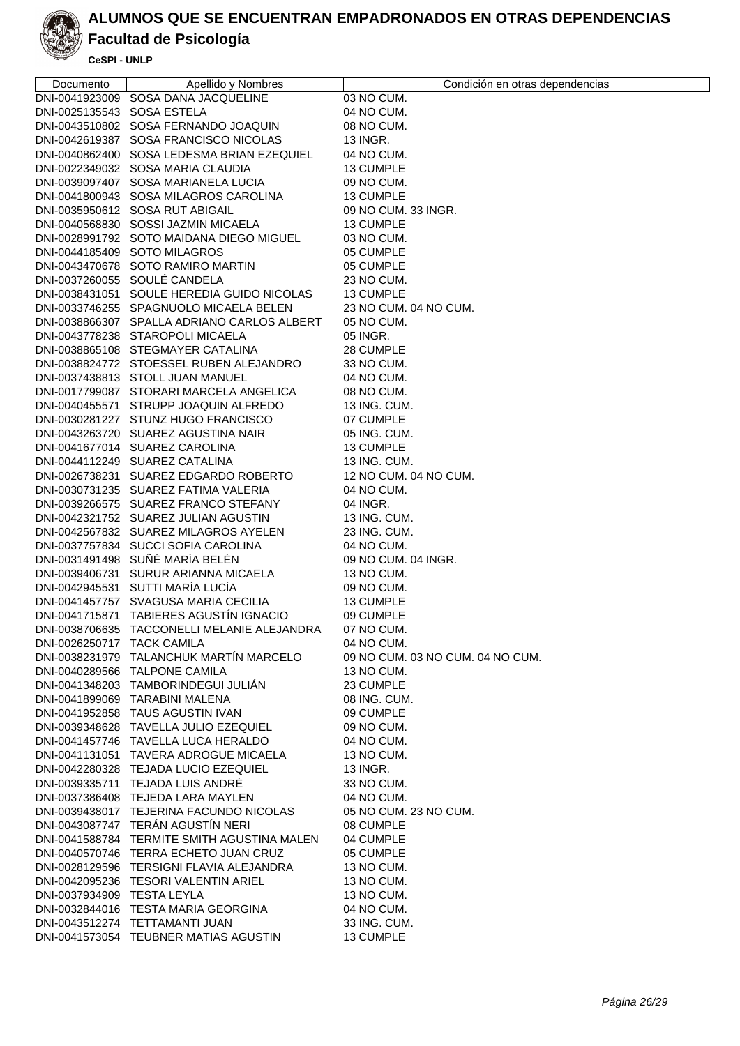# ALUMNOS QUE SE ENCUENTRAN EMPADRONADOS EN OTRAS DEPENDENCIAS

## Facultad de Psicología

**CeSPI - UNLP**

| Documento | Apellido y Nombres | Condición en otras dependencias |
|---|---|---|
| DNI-0041923009 | SOSA DANA JACQUELINE | 03 NO CUM. |
| DNI-0025135543 | SOSA ESTELA | 04 NO CUM. |
| DNI-0043510802 | SOSA FERNANDO JOAQUIN | 08 NO CUM. |
| DNI-0042619387 | SOSA FRANCISCO NICOLAS | 13 INGR. |
| DNI-0040862400 | SOSA LEDESMA BRIAN EZEQUIEL | 04 NO CUM. |
| DNI-0022349032 | SOSA MARIA CLAUDIA | 13 CUMPLE |
| DNI-0039097407 | SOSA MARIANELA LUCIA | 09 NO CUM. |
| DNI-0041800943 | SOSA MILAGROS CAROLINA | 13 CUMPLE |
| DNI-0035950612 | SOSA RUT ABIGAIL | 09 NO CUM. 33 INGR. |
| DNI-0040568830 | SOSSI JAZMIN MICAELA | 13 CUMPLE |
| DNI-0028991792 | SOTO MAIDANA DIEGO MIGUEL | 03 NO CUM. |
| DNI-0044185409 | SOTO MILAGROS | 05 CUMPLE |
| DNI-0043470678 | SOTO RAMIRO MARTIN | 05 CUMPLE |
| DNI-0037260055 | SOULÉ CANDELA | 23 NO CUM. |
| DNI-0038431051 | SOULE HEREDIA GUIDO NICOLAS | 13 CUMPLE |
| DNI-0033746255 | SPAGNUOLO MICAELA BELEN | 23 NO CUM. 04 NO CUM. |
| DNI-0038866307 | SPALLA ADRIANO CARLOS ALBERT | 05 NO CUM. |
| DNI-0043778238 | STAROPOLI MICAELA | 05 INGR. |
| DNI-0038865108 | STEGMAYER CATALINA | 28 CUMPLE |
| DNI-0038824772 | STOESSEL RUBEN ALEJANDRO | 33 NO CUM. |
| DNI-0037438813 | STOLL JUAN MANUEL | 04 NO CUM. |
| DNI-0017799087 | STORARI MARCELA ANGELICA | 08 NO CUM. |
| DNI-0040455571 | STRUPP JOAQUIN ALFREDO | 13 ING. CUM. |
| DNI-0030281227 | STUNZ HUGO FRANCISCO | 07 CUMPLE |
| DNI-0043263720 | SUAREZ AGUSTINA NAIR | 05 ING. CUM. |
| DNI-0041677014 | SUAREZ CAROLINA | 13 CUMPLE |
| DNI-0044112249 | SUAREZ CATALINA | 13 ING. CUM. |
| DNI-0026738231 | SUAREZ EDGARDO ROBERTO | 12 NO CUM. 04 NO CUM. |
| DNI-0030731235 | SUAREZ FATIMA VALERIA | 04 NO CUM. |
| DNI-0039266575 | SUAREZ FRANCO STEFANY | 04 INGR. |
| DNI-0042321752 | SUAREZ JULIAN AGUSTIN | 13 ING. CUM. |
| DNI-0042567832 | SUAREZ MILAGROS AYELEN | 23 ING. CUM. |
| DNI-0037757834 | SUCCI SOFIA CAROLINA | 04 NO CUM. |
| DNI-0031491498 | SUÑÉ MARÍA BELÉN | 09 NO CUM. 04 INGR. |
| DNI-0039406731 | SURUR ARIANNA MICAELA | 13 NO CUM. |
| DNI-0042945531 | SUTTI MARÍA LUCÍA | 09 NO CUM. |
| DNI-0041457757 | SVAGUSA MARIA CECILIA | 13 CUMPLE |
| DNI-0041715871 | TABIERES AGUSTÍN IGNACIO | 09 CUMPLE |
| DNI-0038706635 | TACCONELLI MELANIE ALEJANDRA | 07 NO CUM. |
| DNI-0026250717 | TACK CAMILA | 04 NO CUM. |
| DNI-0038231979 | TALANCHUK MARTÍN MARCELO | 09 NO CUM. 03 NO CUM. 04 NO CUM. |
| DNI-0040289566 | TALPONE CAMILA | 13 NO CUM. |
| DNI-0041348203 | TAMBORINDEGUI JULIÁN | 23 CUMPLE |
| DNI-0041899069 | TARABINI MALENA | 08 ING. CUM. |
| DNI-0041952858 | TAUS AGUSTIN IVAN | 09 CUMPLE |
| DNI-0039348628 | TAVELLA JULIO EZEQUIEL | 09 NO CUM. |
| DNI-0041457746 | TAVELLA LUCA HERALDO | 04 NO CUM. |
| DNI-0041131051 | TAVERA ADROGUE MICAELA | 13 NO CUM. |
| DNI-0042280328 | TEJADA LUCIO EZEQUIEL | 13 INGR. |
| DNI-0039335711 | TEJADA LUIS ANDRÉ | 33 NO CUM. |
| DNI-0037386408 | TEJEDA LARA MAYLEN | 04 NO CUM. |
| DNI-0039438017 | TEJERINA FACUNDO NICOLAS | 05 NO CUM. 23 NO CUM. |
| DNI-0043087747 | TERÁN AGUSTÍN NERI | 08 CUMPLE |
| DNI-0041588784 | TERMITE SMITH AGUSTINA MALEN | 04 CUMPLE |
| DNI-0040570746 | TERRA ECHETO JUAN CRUZ | 05 CUMPLE |
| DNI-0028129596 | TERSIGNI FLAVIA ALEJANDRA | 13 NO CUM. |
| DNI-0042095236 | TESORI VALENTIN ARIEL | 13 NO CUM. |
| DNI-0037934909 | TESTA LEYLA | 13 NO CUM. |
| DNI-0032844016 | TESTA MARIA GEORGINA | 04 NO CUM. |
| DNI-0043512274 | TETTAMANTI JUAN | 33 ING. CUM. |
| DNI-0041573054 | TEUBNER MATIAS AGUSTIN | 13 CUMPLE |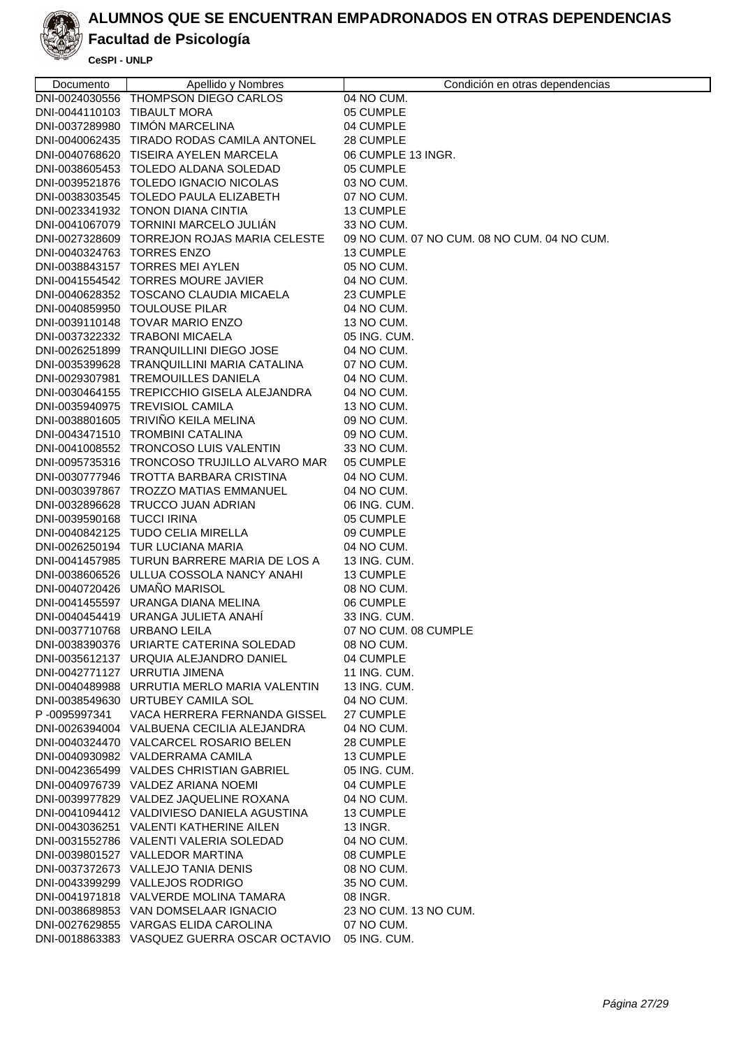# ALUMNOS QUE SE ENCUENTRAN EMPADRONADOS EN OTRAS DEPENDENCIAS

## Facultad de Psicología

**CeSPI - UNLP**

| Documento | Apellido y Nombres | Condición en otras dependencias |
| --- | --- | --- |
| DNI-0024030556 | THOMPSON DIEGO CARLOS | 04 NO CUM. |
| DNI-0044110103 | TIBAULT MORA | 05 CUMPLE |
| DNI-0037289980 | TIMÓN MARCELINA | 04 CUMPLE |
| DNI-0040062435 | TIRADO RODAS CAMILA ANTONEL | 28 CUMPLE |
| DNI-0040768620 | TISEIRA AYELEN MARCELA | 06 CUMPLE 13 INGR. |
| DNI-0038605453 | TOLEDO ALDANA SOLEDAD | 05 CUMPLE |
| DNI-0039521876 | TOLEDO IGNACIO NICOLAS | 03 NO CUM. |
| DNI-0038303545 | TOLEDO PAULA ELIZABETH | 07 NO CUM. |
| DNI-0023341932 | TONON DIANA CINTIA | 13 CUMPLE |
| DNI-0041067079 | TORNINI MARCELO JULIÁN | 33 NO CUM. |
| DNI-0027328609 | TORREJON ROJAS MARIA CELESTE | 09 NO CUM. 07 NO CUM. 08 NO CUM. 04 NO CUM. |
| DNI-0040324763 | TORRES ENZO | 13 CUMPLE |
| DNI-0038843157 | TORRES MEI AYLEN | 05 NO CUM. |
| DNI-0041554542 | TORRES MOURE JAVIER | 04 NO CUM. |
| DNI-0040628352 | TOSCANO CLAUDIA MICAELA | 23 CUMPLE |
| DNI-0040859950 | TOULOUSE PILAR | 04 NO CUM. |
| DNI-0039110148 | TOVAR MARIO ENZO | 13 NO CUM. |
| DNI-0037322332 | TRABONI MICAELA | 05 ING. CUM. |
| DNI-0026251899 | TRANQUILLINI DIEGO JOSE | 04 NO CUM. |
| DNI-0035399628 | TRANQUILLINI MARIA CATALINA | 07 NO CUM. |
| DNI-0029307981 | TREMOUILLES DANIELA | 04 NO CUM. |
| DNI-0030464155 | TREPICCHIO GISELA ALEJANDRA | 04 NO CUM. |
| DNI-0035940975 | TREVISIOL CAMILA | 13 NO CUM. |
| DNI-0038801605 | TRIVIÑO KEILA MELINA | 09 NO CUM. |
| DNI-0043471510 | TROMBINI CATALINA | 09 NO CUM. |
| DNI-0041008552 | TRONCOSO LUIS VALENTIN | 33 NO CUM. |
| DNI-0095735316 | TRONCOSO TRUJILLO ALVARO MAR | 05 CUMPLE |
| DNI-0030777946 | TROTTA BARBARA CRISTINA | 04 NO CUM. |
| DNI-0030397867 | TROZZO MATIAS EMMANUEL | 04 NO CUM. |
| DNI-0032896628 | TRUCCO JUAN ADRIAN | 06 ING. CUM. |
| DNI-0039590168 | TUCCI IRINA | 05 CUMPLE |
| DNI-0040842125 | TUDO CELIA MIRELLA | 09 CUMPLE |
| DNI-0026250194 | TUR LUCIANA MARIA | 04 NO CUM. |
| DNI-0041457985 | TURUN BARRERE MARIA DE LOS A | 13 ING. CUM. |
| DNI-0038606526 | ULLUA COSSOLA NANCY ANAHI | 13 CUMPLE |
| DNI-0040720426 | UMAÑO MARISOL | 08 NO CUM. |
| DNI-0041455597 | URANGA DIANA MELINA | 06 CUMPLE |
| DNI-0040454419 | URANGA JULIETA ANAHÍ | 33 ING. CUM. |
| DNI-0037710768 | URBANO LEILA | 07 NO CUM. 08 CUMPLE |
| DNI-0038390376 | URIARTE CATERINA SOLEDAD | 08 NO CUM. |
| DNI-0035612137 | URQUIA ALEJANDRO DANIEL | 04 CUMPLE |
| DNI-0042771127 | URRUTIA JIMENA | 11 ING. CUM. |
| DNI-0040489988 | URRUTIA MERLO MARIA VALENTIN | 13 ING. CUM. |
| DNI-0038549630 | URTUBEY CAMILA SOL | 04 NO CUM. |
| P -0095997341 | VACA HERRERA FERNANDA GISSEL | 27 CUMPLE |
| DNI-0026394004 | VALBUENA CECILIA ALEJANDRA | 04 NO CUM. |
| DNI-0040324470 | VALCARCEL ROSARIO BELEN | 28 CUMPLE |
| DNI-0040930982 | VALDERRAMA CAMILA | 13 CUMPLE |
| DNI-0042365499 | VALDES CHRISTIAN GABRIEL | 05 ING. CUM. |
| DNI-0040976739 | VALDEZ ARIANA NOEMI | 04 CUMPLE |
| DNI-0039977829 | VALDEZ JAQUELINE ROXANA | 04 NO CUM. |
| DNI-0041094412 | VALDIVIESO DANIELA AGUSTINA | 13 CUMPLE |
| DNI-0043036251 | VALENTI KATHERINE AILEN | 13 INGR. |
| DNI-0031552786 | VALENTI VALERIA SOLEDAD | 04 NO CUM. |
| DNI-0039801527 | VALLEDOR MARTINA | 08 CUMPLE |
| DNI-0037372673 | VALLEJO TANIA DENIS | 08 NO CUM. |
| DNI-0043399299 | VALLEJOS RODRIGO | 35 NO CUM. |
| DNI-0041971818 | VALVERDE MOLINA TAMARA | 08 INGR. |
| DNI-0038689853 | VAN DOMSELAAR IGNACIO | 23 NO CUM. 13 NO CUM. |
| DNI-0027629855 | VARGAS ELIDA CAROLINA | 07 NO CUM. |
| DNI-0018863383 | VASQUEZ GUERRA OSCAR OCTAVIO | 05 ING. CUM. |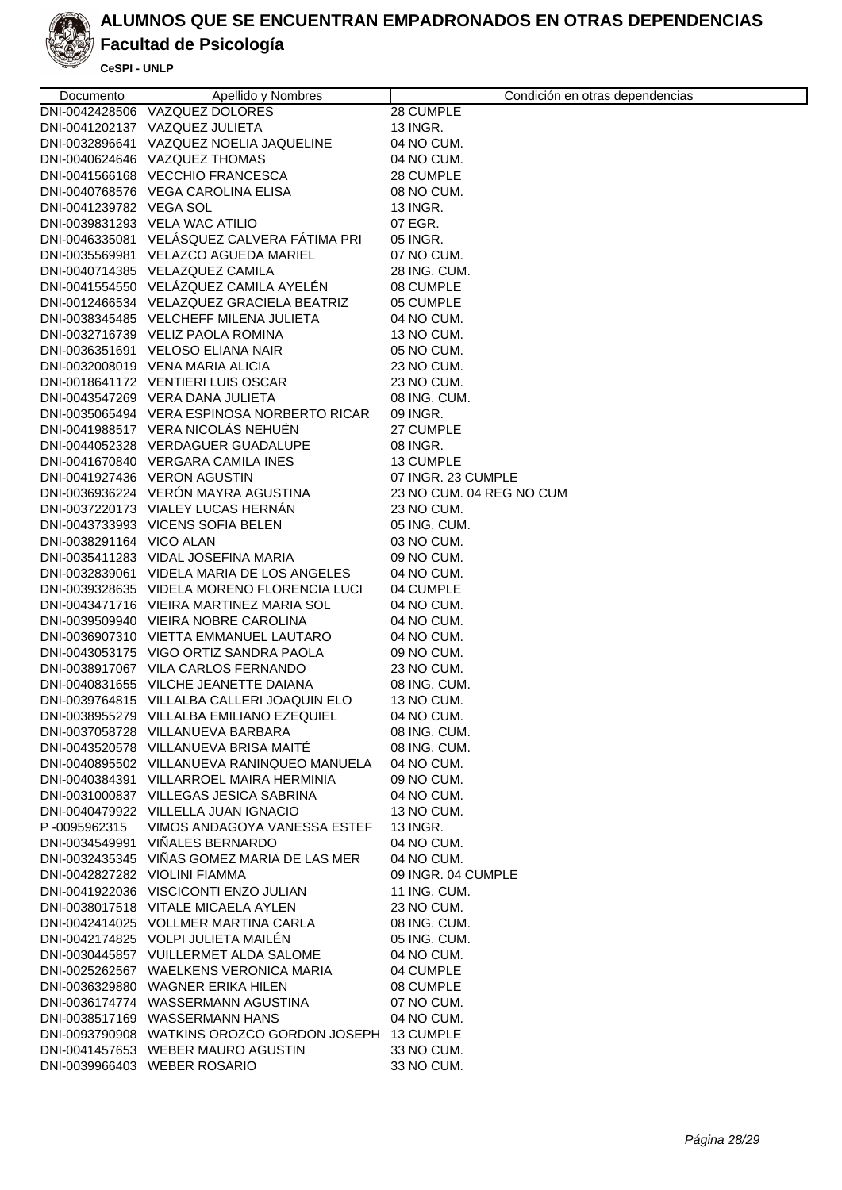# ALUMNOS QUE SE ENCUENTRAN EMPADRONADOS EN OTRAS DEPENDENCIAS

## Facultad de Psicología

**CeSPI - UNLP**

| Documento | Apellido y Nombres | Condición en otras dependencias |
|---|---|---|
| DNI-0042428506 | VAZQUEZ DOLORES | 28 CUMPLE |
| DNI-0041202137 | VAZQUEZ JULIETA | 13 INGR. |
| DNI-0032896641 | VAZQUEZ NOELIA JAQUELINE | 04 NO CUM. |
| DNI-0040624646 | VAZQUEZ THOMAS | 04 NO CUM. |
| DNI-0041566168 | VECCHIO FRANCESCA | 28 CUMPLE |
| DNI-0040768576 | VEGA CAROLINA ELISA | 08 NO CUM. |
| DNI-0041239782 | VEGA SOL | 13 INGR. |
| DNI-0039831293 | VELA WAC ATILIO | 07 EGR. |
| DNI-0046335081 | VELÁSQUEZ CALVERA FÁTIMA PRI | 05 INGR. |
| DNI-0035569981 | VELAZCO AGUEDA MARIEL | 07 NO CUM. |
| DNI-0040714385 | VELAZQUEZ CAMILA | 28 ING. CUM. |
| DNI-0041554550 | VELÁZQUEZ CAMILA AYELÉN | 08 CUMPLE |
| DNI-0012466534 | VELAZQUEZ GRACIELA BEATRIZ | 05 CUMPLE |
| DNI-0038345485 | VELCHEFF MILENA JULIETA | 04 NO CUM. |
| DNI-0032716739 | VELIZ PAOLA ROMINA | 13 NO CUM. |
| DNI-0036351691 | VELOSO ELIANA NAIR | 05 NO CUM. |
| DNI-0032008019 | VENA MARIA ALICIA | 23 NO CUM. |
| DNI-0018641172 | VENTIERI LUIS OSCAR | 23 NO CUM. |
| DNI-0043547269 | VERA DANA JULIETA | 08 ING. CUM. |
| DNI-0035065494 | VERA ESPINOSA NORBERTO RICAR | 09 INGR. |
| DNI-0041988517 | VERA NICOLÁS NEHUÉN | 27 CUMPLE |
| DNI-0044052328 | VERDAGUER GUADALUPE | 08 INGR. |
| DNI-0041670840 | VERGARA CAMILA INES | 13 CUMPLE |
| DNI-0041927436 | VERON AGUSTIN | 07 INGR. 23 CUMPLE |
| DNI-0036936224 | VERÓN MAYRA AGUSTINA | 23 NO CUM. 04 REG NO CUM |
| DNI-0037220173 | VIALEY LUCAS HERNÁN | 23 NO CUM. |
| DNI-0043733993 | VICENS SOFIA BELEN | 05 ING. CUM. |
| DNI-0038291164 | VICO ALAN | 03 NO CUM. |
| DNI-0035411283 | VIDAL JOSEFINA MARIA | 09 NO CUM. |
| DNI-0032839061 | VIDELA MARIA DE LOS ANGELES | 04 NO CUM. |
| DNI-0039328635 | VIDELA MORENO FLORENCIA LUCI | 04 CUMPLE |
| DNI-0043471716 | VIEIRA MARTINEZ MARIA SOL | 04 NO CUM. |
| DNI-0039509940 | VIEIRA NOBRE CAROLINA | 04 NO CUM. |
| DNI-0036907310 | VIETTA EMMANUEL LAUTARO | 04 NO CUM. |
| DNI-0043053175 | VIGO ORTIZ SANDRA PAOLA | 09 NO CUM. |
| DNI-0038917067 | VILA CARLOS FERNANDO | 23 NO CUM. |
| DNI-0040831655 | VILCHE JEANETTE DAIANA | 08 ING. CUM. |
| DNI-0039764815 | VILLALBA CALLERI JOAQUIN ELO | 13 NO CUM. |
| DNI-0038955279 | VILLALBA EMILIANO EZEQUIEL | 04 NO CUM. |
| DNI-0037058728 | VILLANUEVA BARBARA | 08 ING. CUM. |
| DNI-0043520578 | VILLANUEVA BRISA MAITÉ | 08 ING. CUM. |
| DNI-0040895502 | VILLANUEVA RANINQUEO MANUELA | 04 NO CUM. |
| DNI-0040384391 | VILLARROEL MAIRA HERMINIA | 09 NO CUM. |
| DNI-0031000837 | VILLEGAS JESICA SABRINA | 04 NO CUM. |
| DNI-0040479922 | VILLELLA JUAN IGNACIO | 13 NO CUM. |
| P -0095962315 | VIMOS ANDAGOYA VANESSA ESTEF | 13 INGR. |
| DNI-0034549991 | VIÑALES BERNARDO | 04 NO CUM. |
| DNI-0032435345 | VIÑAS GOMEZ MARIA DE LAS MER | 04 NO CUM. |
| DNI-0042827282 | VIOLINI FIAMMA | 09 INGR. 04 CUMPLE |
| DNI-0041922036 | VISCICONTI ENZO JULIAN | 11 ING. CUM. |
| DNI-0038017518 | VITALE MICAELA AYLEN | 23 NO CUM. |
| DNI-0042414025 | VOLLMER MARTINA CARLA | 08 ING. CUM. |
| DNI-0042174825 | VOLPI JULIETA MAILÉN | 05 ING. CUM. |
| DNI-0030445857 | VUILLERMET ALDA SALOME | 04 NO CUM. |
| DNI-0025262567 | WAELKENS VERONICA MARIA | 04 CUMPLE |
| DNI-0036329880 | WAGNER ERIKA HILEN | 08 CUMPLE |
| DNI-0036174774 | WASSERMANN AGUSTINA | 07 NO CUM. |
| DNI-0038517169 | WASSERMANN HANS | 04 NO CUM. |
| DNI-0093790908 | WATKINS OROZCO GORDON JOSEPH | 13 CUMPLE |
| DNI-0041457653 | WEBER MAURO AGUSTIN | 33 NO CUM. |
| DNI-0039966403 | WEBER ROSARIO | 33 NO CUM. |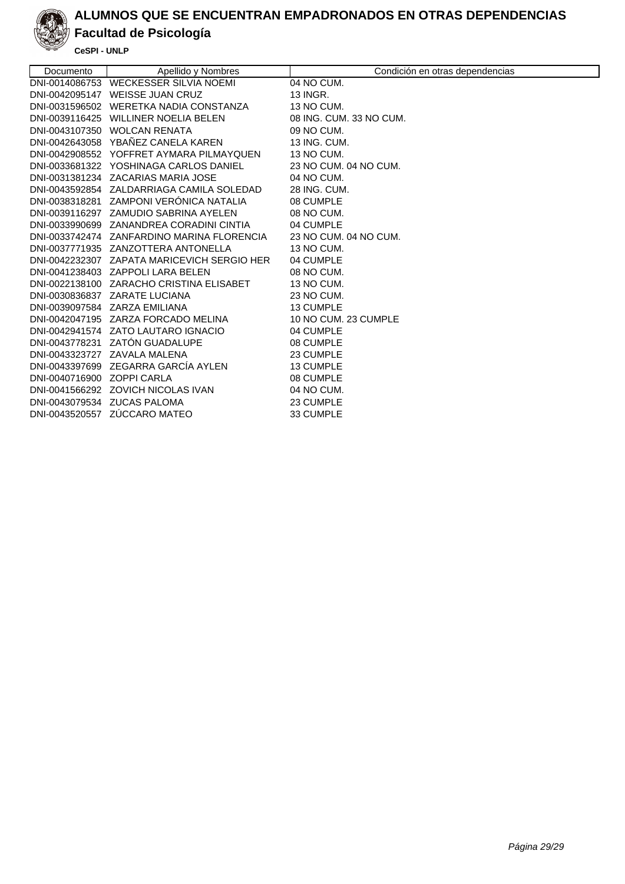# ALUMNOS QUE SE ENCUENTRAN EMPADRONADOS EN OTRAS DEPENDENCIAS

## Facultad de Psicología

**CeSPI - UNLP**

| Documento | Apellido y Nombres | Condición en otras dependencias |
|---|---|---|
| DNI-0014086753 | WECKESSER SILVIA NOEMI | 04 NO CUM. |
| DNI-0042095147 | WEISSE JUAN CRUZ | 13 INGR. |
| DNI-0031596502 | WERETKA NADIA CONSTANZA | 13 NO CUM. |
| DNI-0039116425 | WILLINER NOELIA BELEN | 08 ING. CUM. 33 NO CUM. |
| DNI-0043107350 | WOLCAN RENATA | 09 NO CUM. |
| DNI-0042643058 | YBAÑEZ CANELA KAREN | 13 ING. CUM. |
| DNI-0042908552 | YOFFRET AYMARA PILMAYQUEN | 13 NO CUM. |
| DNI-0033681322 | YOSHINAGA CARLOS DANIEL | 23 NO CUM. 04 NO CUM. |
| DNI-0031381234 | ZACARIAS MARIA JOSE | 04 NO CUM. |
| DNI-0043592854 | ZALDARRIAGA CAMILA SOLEDAD | 28 ING. CUM. |
| DNI-0038318281 | ZAMPONI VERÓNICA NATALIA | 08 CUMPLE |
| DNI-0039116297 | ZAMUDIO SABRINA AYELEN | 08 NO CUM. |
| DNI-0033990699 | ZANANDREA CORADINI CINTIA | 04 CUMPLE |
| DNI-0033742474 | ZANFARDINO MARINA FLORENCIA | 23 NO CUM. 04 NO CUM. |
| DNI-0037771935 | ZANZOTTERA ANTONELLA | 13 NO CUM. |
| DNI-0042232307 | ZAPATA MARICEVICH SERGIO HER | 04 CUMPLE |
| DNI-0041238403 | ZAPPOLI LARA BELEN | 08 NO CUM. |
| DNI-0022138100 | ZARACHO CRISTINA ELISABET | 13 NO CUM. |
| DNI-0030836837 | ZARATE LUCIANA | 23 NO CUM. |
| DNI-0039097584 | ZARZA EMILIANA | 13 CUMPLE |
| DNI-0042047195 | ZARZA FORCADO MELINA | 10 NO CUM. 23 CUMPLE |
| DNI-0042941574 | ZATO LAUTARO IGNACIO | 04 CUMPLE |
| DNI-0043778231 | ZATÓN GUADALUPE | 08 CUMPLE |
| DNI-0043323727 | ZAVALA MALENA | 23 CUMPLE |
| DNI-0043397699 | ZEGARRA GARCÍA AYLEN | 13 CUMPLE |
| DNI-0040716900 | ZOPPI CARLA | 08 CUMPLE |
| DNI-0041566292 | ZOVICH NICOLAS IVAN | 04 NO CUM. |
| DNI-0043079534 | ZUCAS PALOMA | 23 CUMPLE |
| DNI-0043520557 | ZÚCCARO MATEO | 33 CUMPLE |